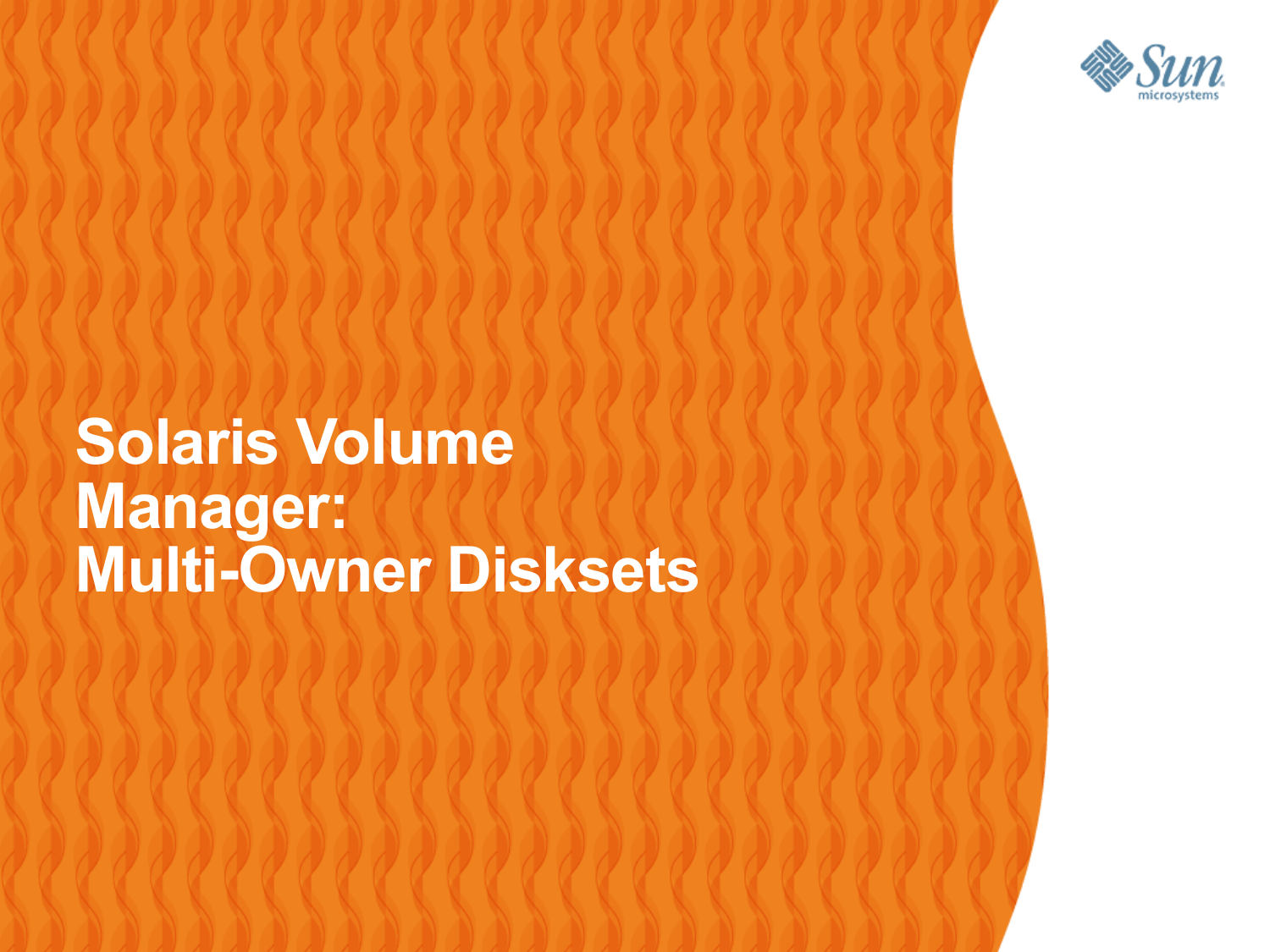# Solaris Volume Manager: Multi-Owner Disksets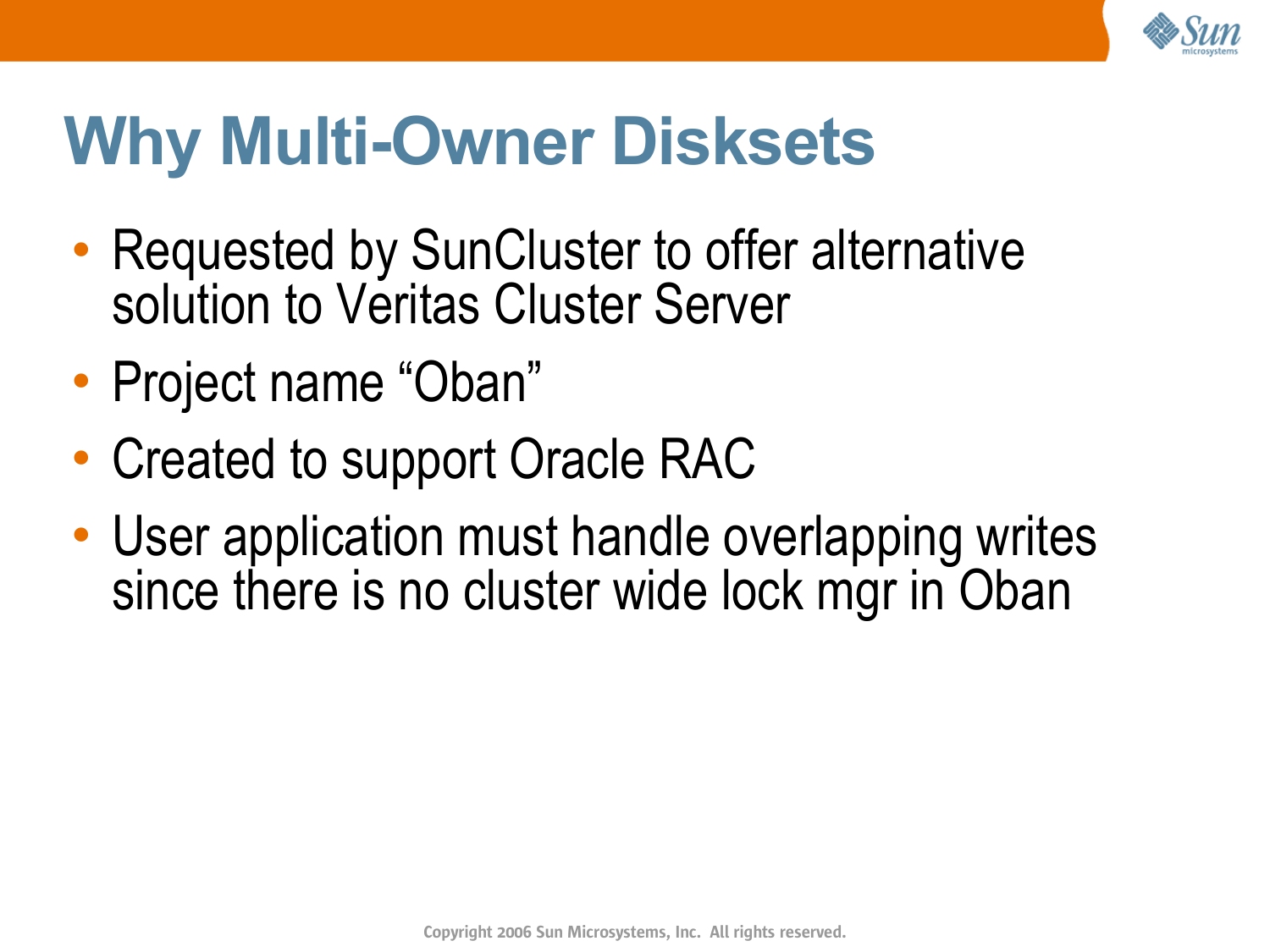# Why Multi-Owner Disksets

- Requested by SunCluster to offer alternative solution to Veritas Cluster Server
- Project name “Oban”
- Created to support Oracle RAC
- User application must handle overlapping writes since there is no cluster wide lock mgr in Oban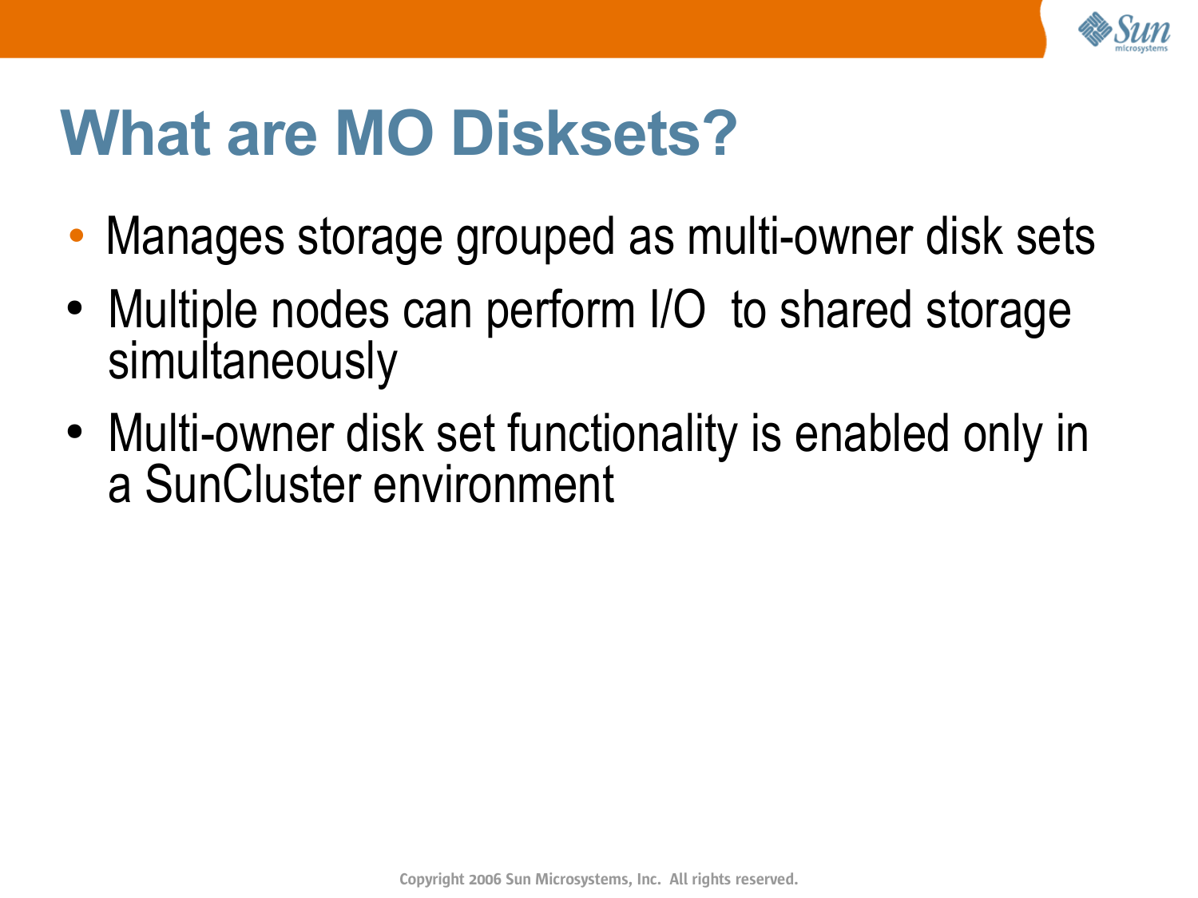# What are MO Disksets?

- Manages storage grouped as multi-owner disk sets
- Multiple nodes can perform I/O  to shared storage simultaneously
- Multi-owner disk set functionality is enabled only in a SunCluster environment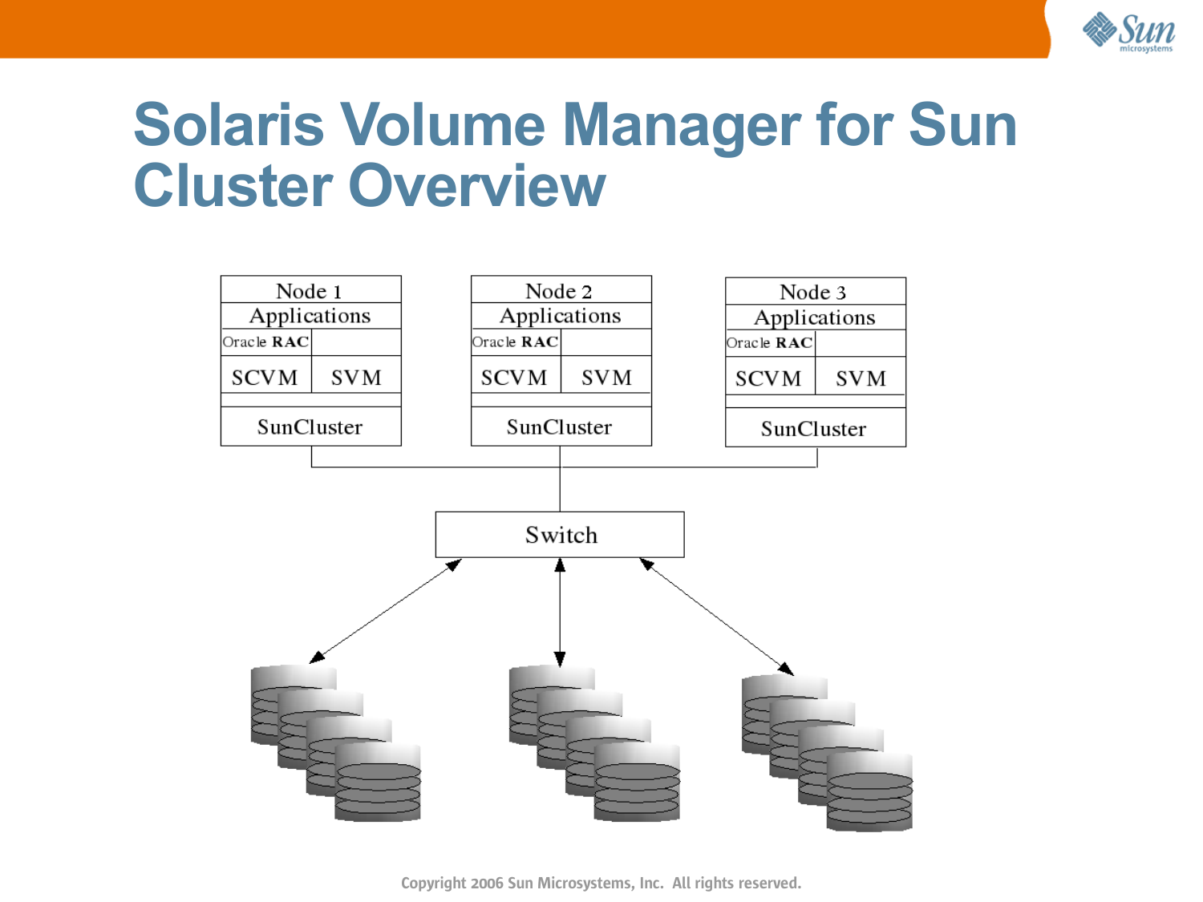# Solaris Volume Manager for Sun Cluster Overview

Node 1
Applications
Oracle RAC
SCVM SVM
SunCluster

Node 2
Applications
Oracle RAC
SCVM SVM
SunCluster

Node 3
Applications
Oracle RAC
SCVM SVM
SunCluster

Switch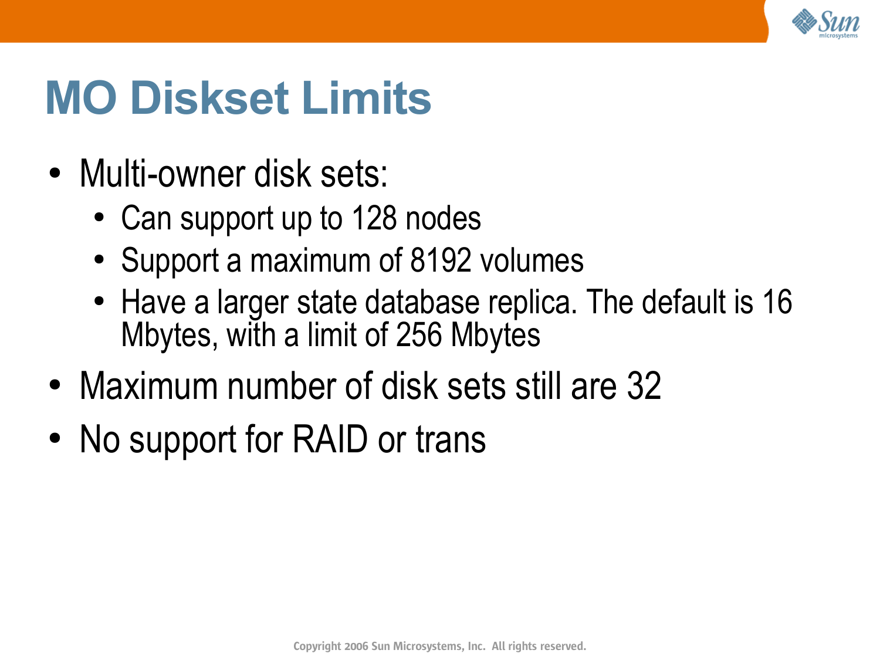# MO Diskset Limits

- Multi-owner disk sets:
  - Can support up to 128 nodes
  - Support a maximum of 8192 volumes
  - Have a larger state database replica. The default is 16 Mbytes, with a limit of 256 Mbytes
- Maximum number of disk sets still are 32
- No support for RAID or trans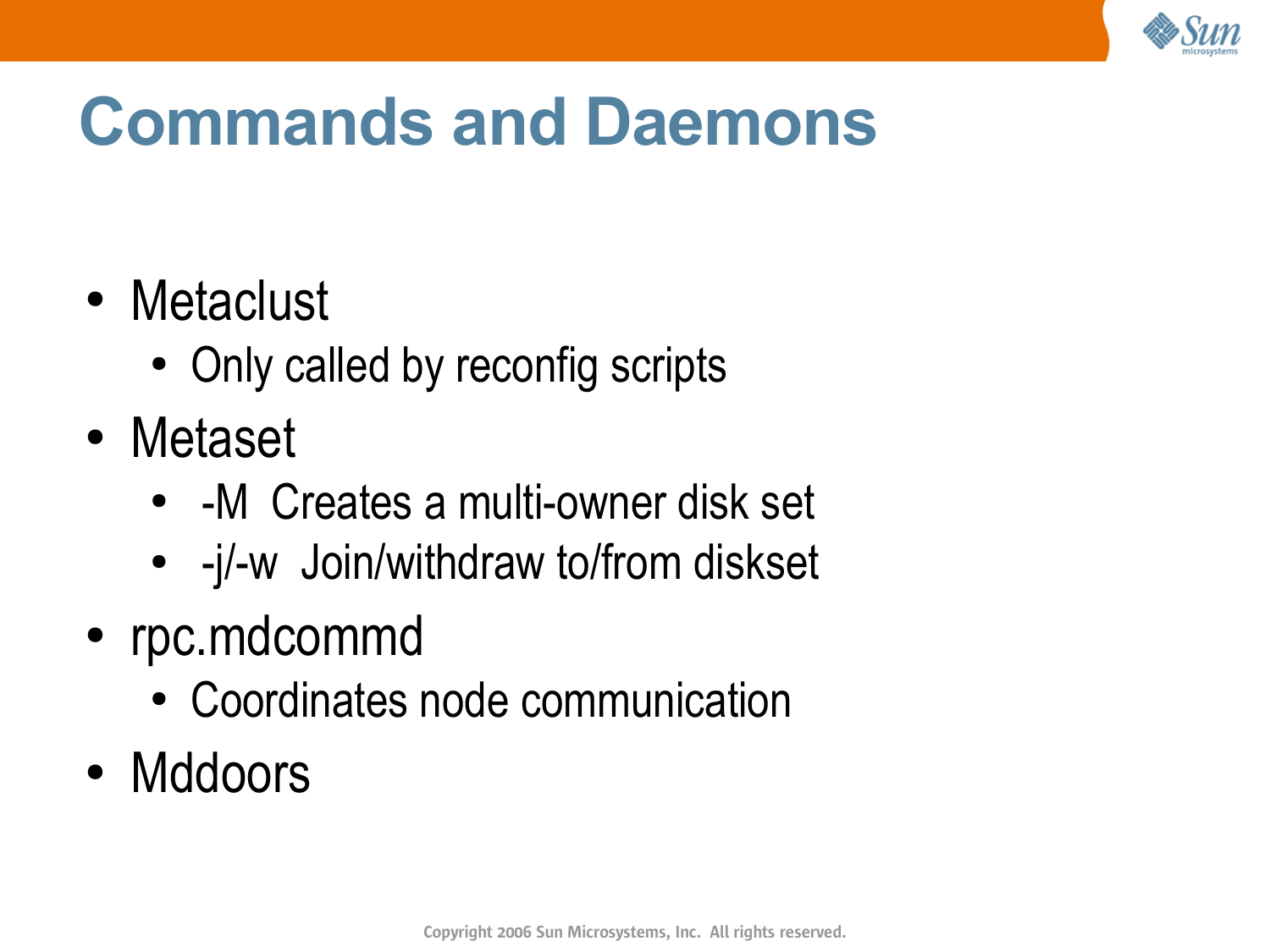# Commands and Daemons

- Metaclust
  - Only called by reconfig scripts
- Metaset
  - -M  Creates a multi-owner disk set
  - -j/-w  Join/withdraw to/from diskset
- rpc.mdcommd
  - Coordinates node communication
- Mddoors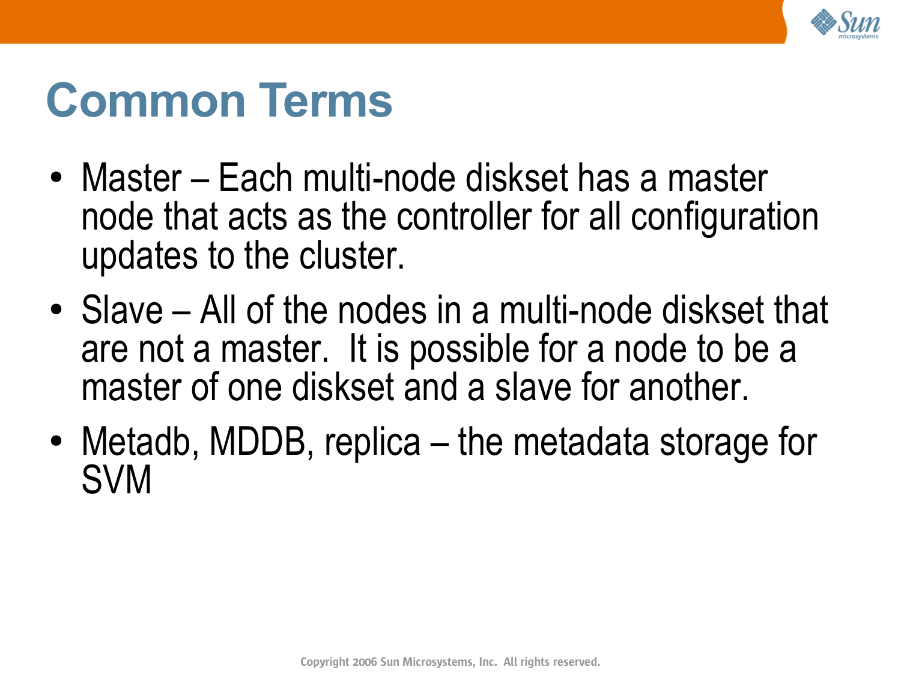# Common Terms

- Master – Each multi-node diskset has a master node that acts as the controller for all configuration updates to the cluster.
- Slave – All of the nodes in a multi-node diskset that are not a master. It is possible for a node to be a master of one diskset and a slave for another.
- Metadb, MDDB, replica – the metadata storage for SVM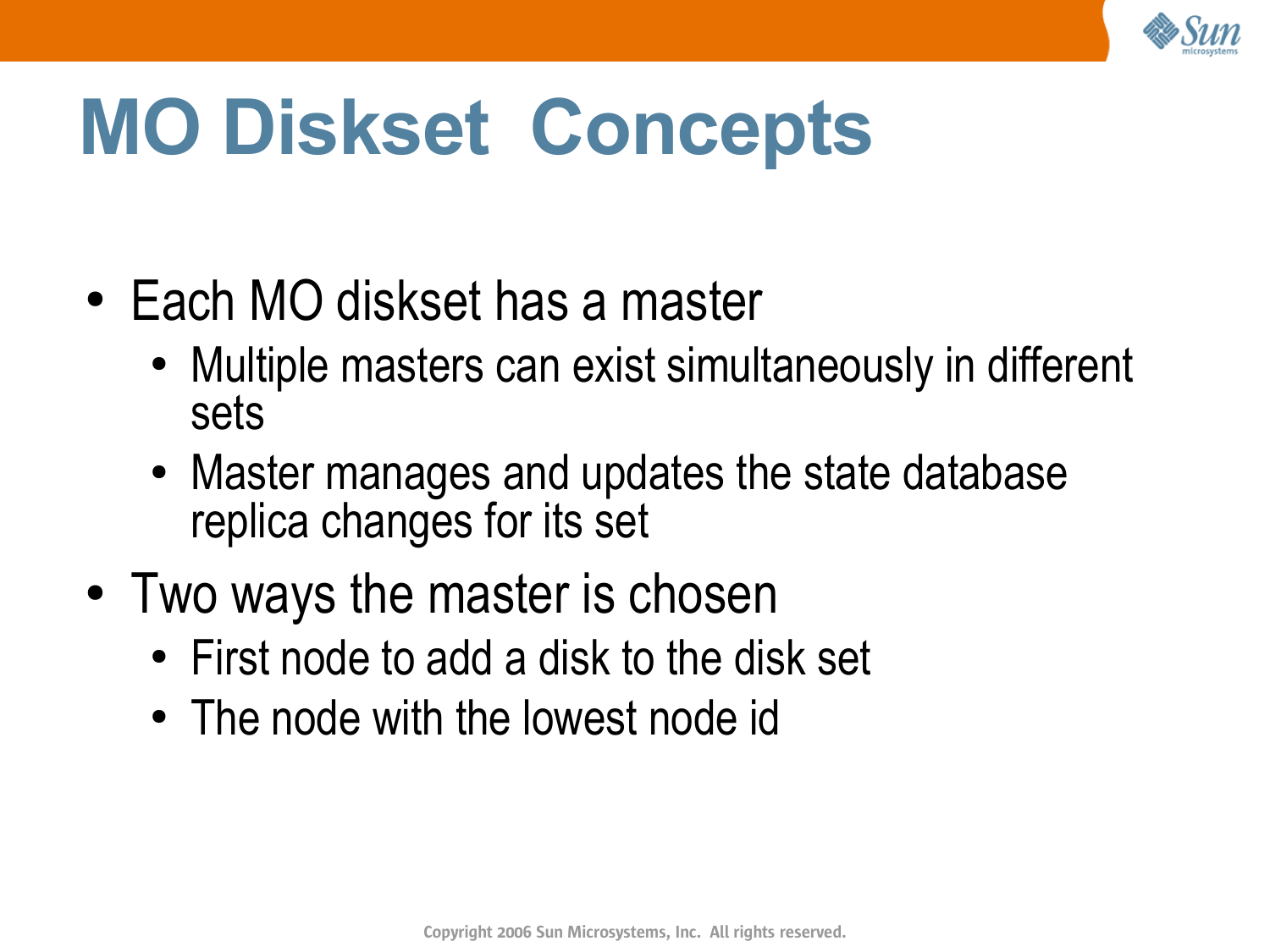# MO Diskset Concepts

- Each MO diskset has a master
  - Multiple masters can exist simultaneously in different sets
  - Master manages and updates the state database replica changes for its set
- Two ways the master is chosen
  - First node to add a disk to the disk set
  - The node with the lowest node id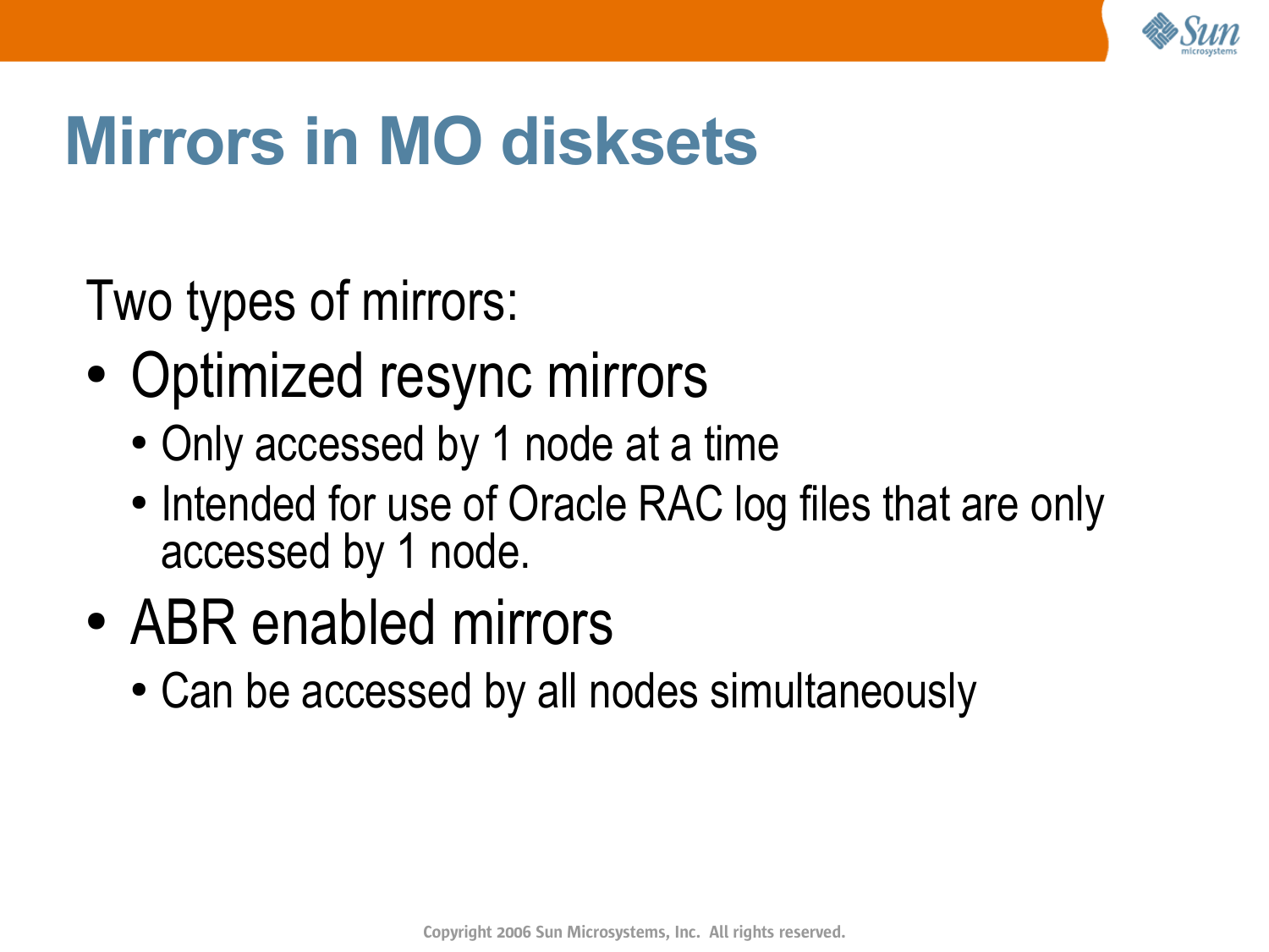# Mirrors in MO disksets

Two types of mirrors:

- Optimized resync mirrors
  - Only accessed by 1 node at a time
  - Intended for use of Oracle RAC log files that are only accessed by 1 node.
- ABR enabled mirrors
  - Can be accessed by all nodes simultaneously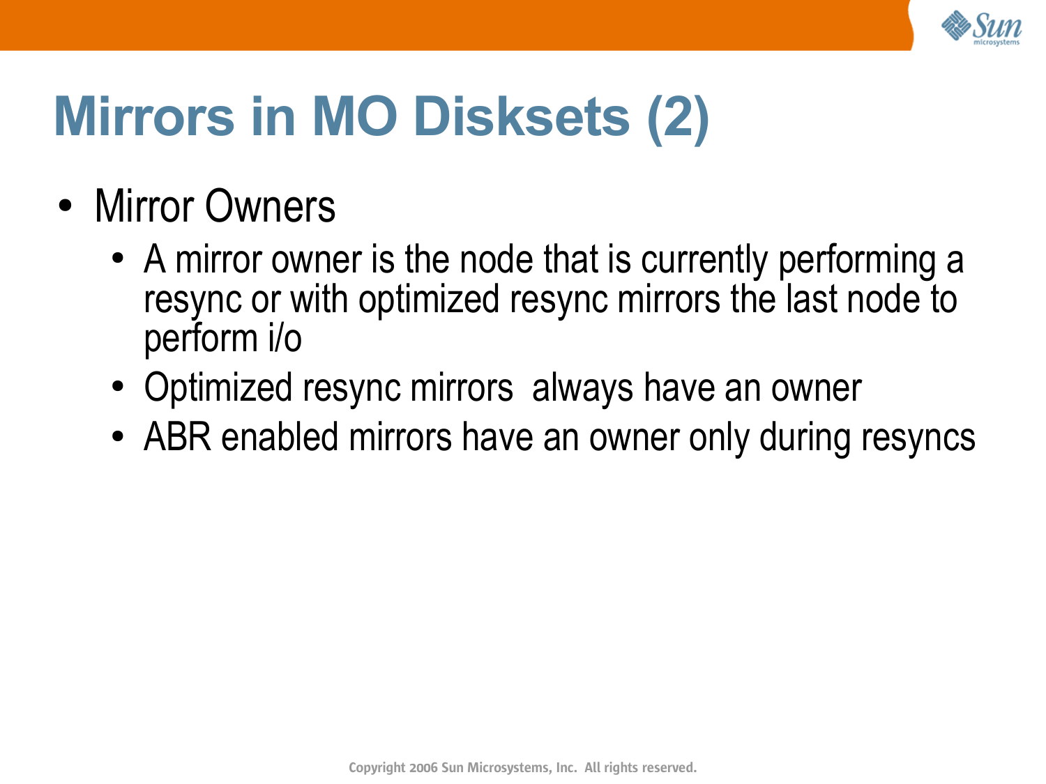# Mirrors in MO Disksets (2)

- Mirror Owners
  - A mirror owner is the node that is currently performing a resync or with optimized resync mirrors the last node to perform i/o
  - Optimized resync mirrors always have an owner
  - ABR enabled mirrors have an owner only during resyncs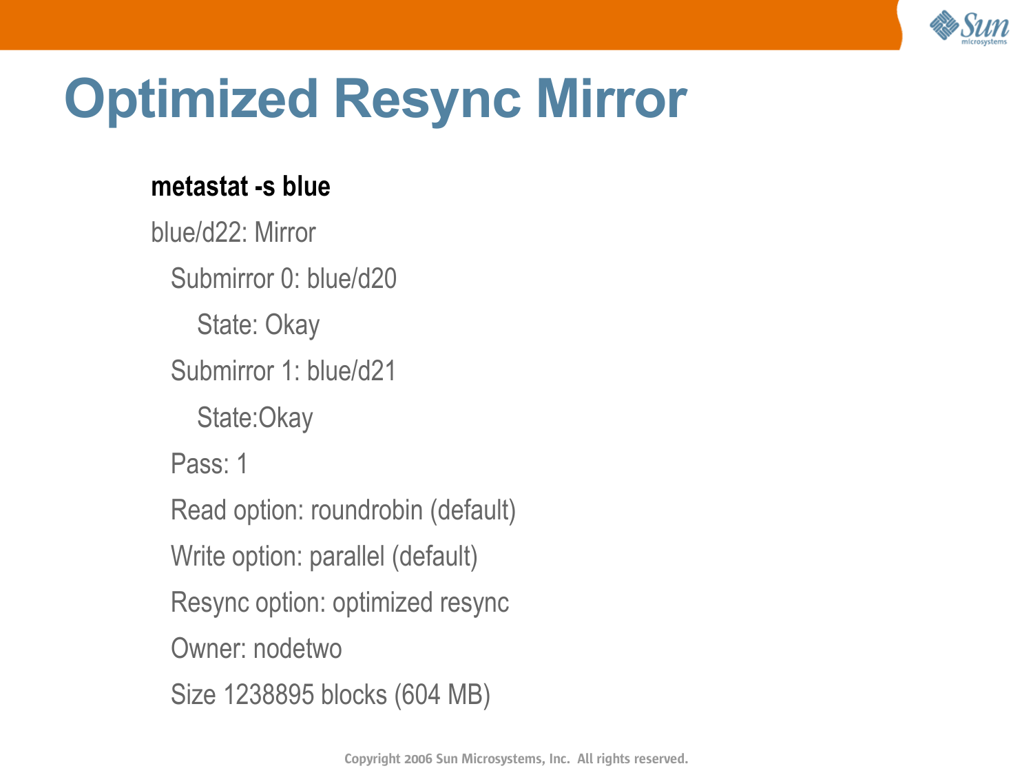# Optimized Resync Mirror

**metastat -s blue**

```
blue/d22: Mirror
  Submirror 0: blue/d20
     State: Okay
  Submirror 1: blue/d21
     State:Okay
  Pass: 1
  Read option: roundrobin (default)
  Write option: parallel (default)
  Resync option: optimized resync
  Owner: nodetwo
  Size 1238895 blocks (604 MB)
```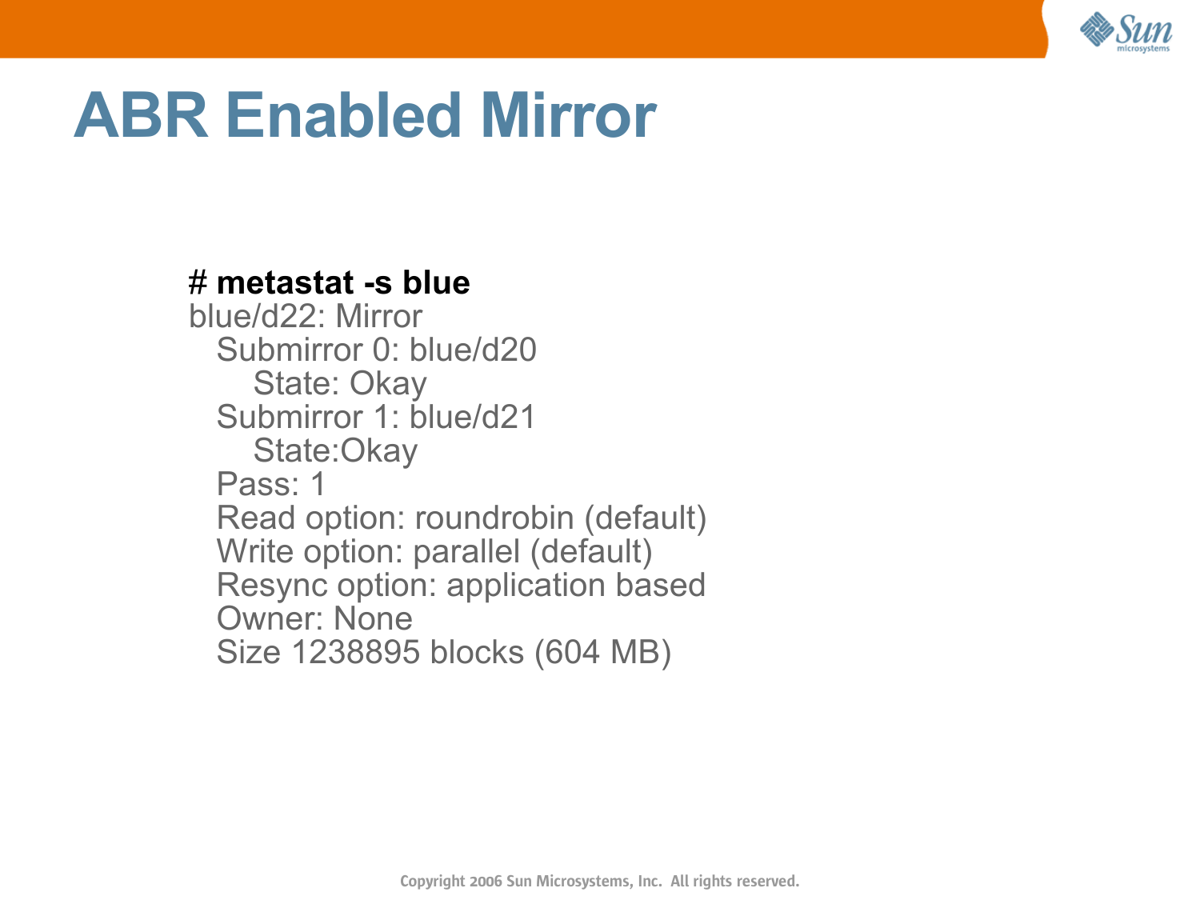# ABR Enabled Mirror

```
# metastat -s blue
blue/d22: Mirror
  Submirror 0: blue/d20
    State: Okay
  Submirror 1: blue/d21
    State:Okay
  Pass: 1
  Read option: roundrobin (default)
  Write option: parallel (default)
  Resync option: application based
  Owner: None
  Size 1238895 blocks (604 MB)
```

Copyright 2006 Sun Microsystems, Inc. All rights reserved.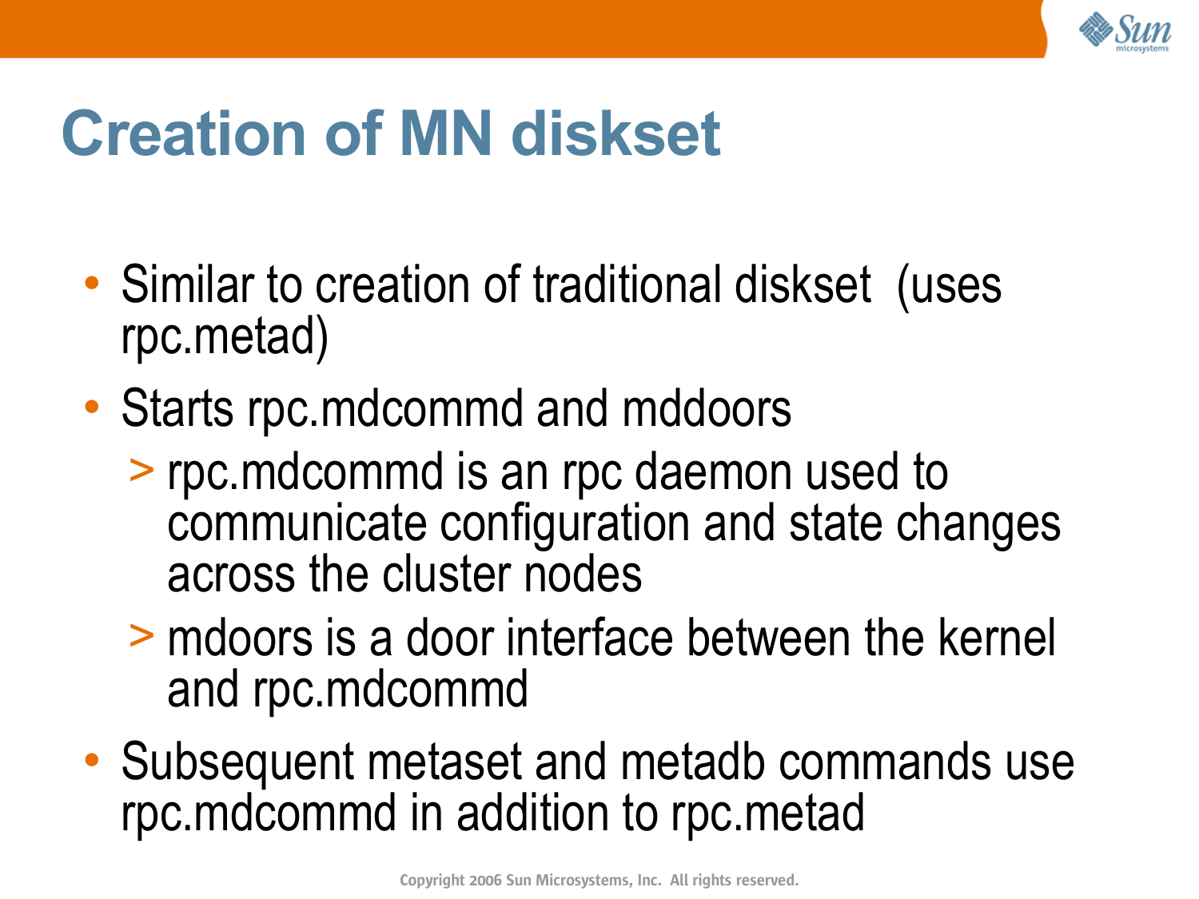# Creation of MN diskset

- Similar to creation of traditional diskset (uses rpc.metad)
- Starts rpc.mdcommd and mddoors
  - rpc.mdcommd is an rpc daemon used to communicate configuration and state changes across the cluster nodes
  - mdoors is a door interface between the kernel and rpc.mdcommd
- Subsequent metaset and metadb commands use rpc.mdcommd in addition to rpc.metad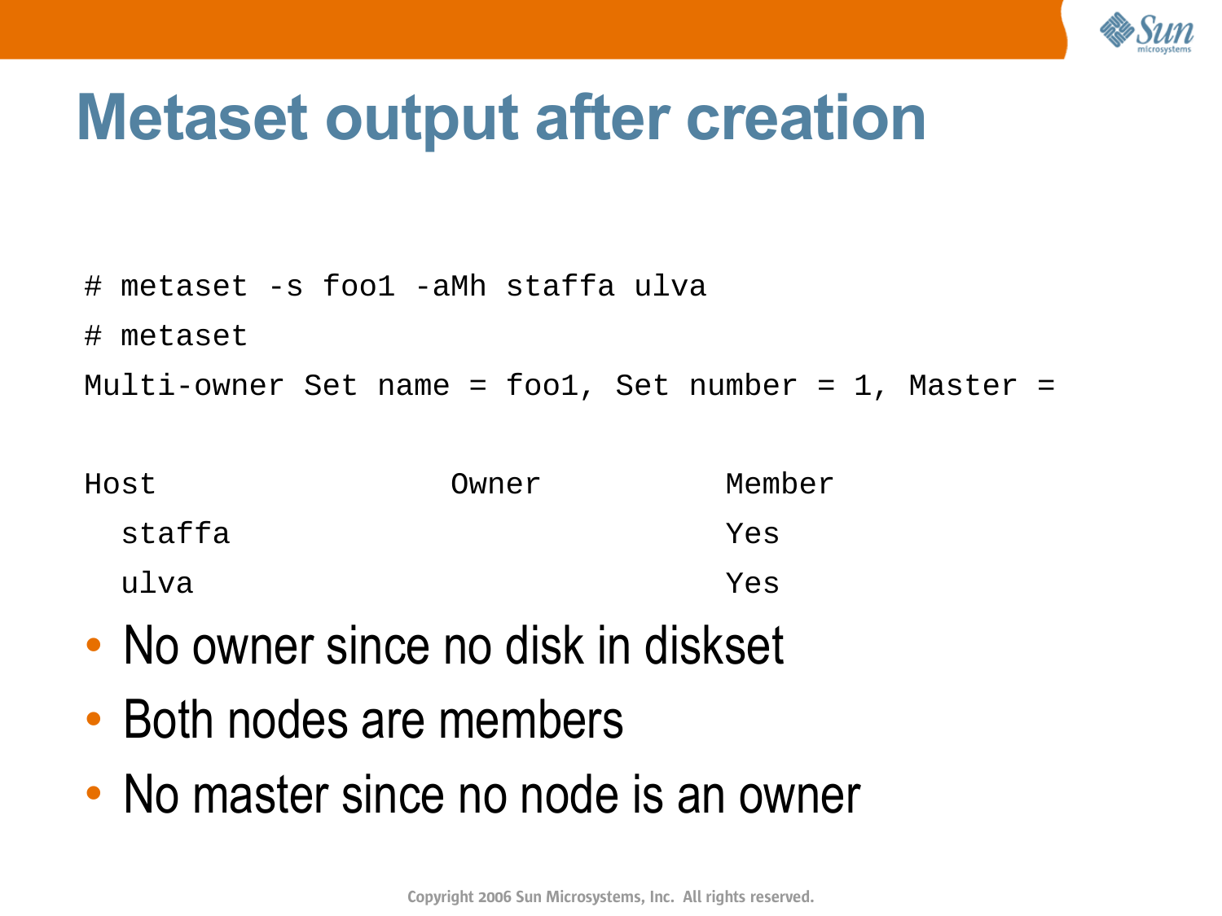# Metaset output after creation

```
# metaset -s foo1 -aMh staffa ulva
# metaset
Multi-owner Set name = foo1, Set number = 1, Master =

Host                  Owner          Member
  staffa                             Yes
  ulva                               Yes
```

- No owner since no disk in diskset
- Both nodes are members
- No master since no node is an owner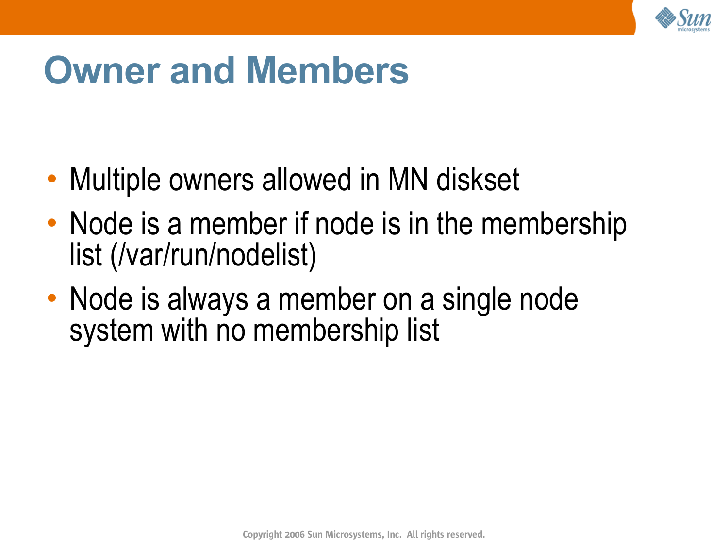# Owner and Members

- Multiple owners allowed in MN diskset
- Node is a member if node is in the membership list (/var/run/nodelist)
- Node is always a member on a single node system with no membership list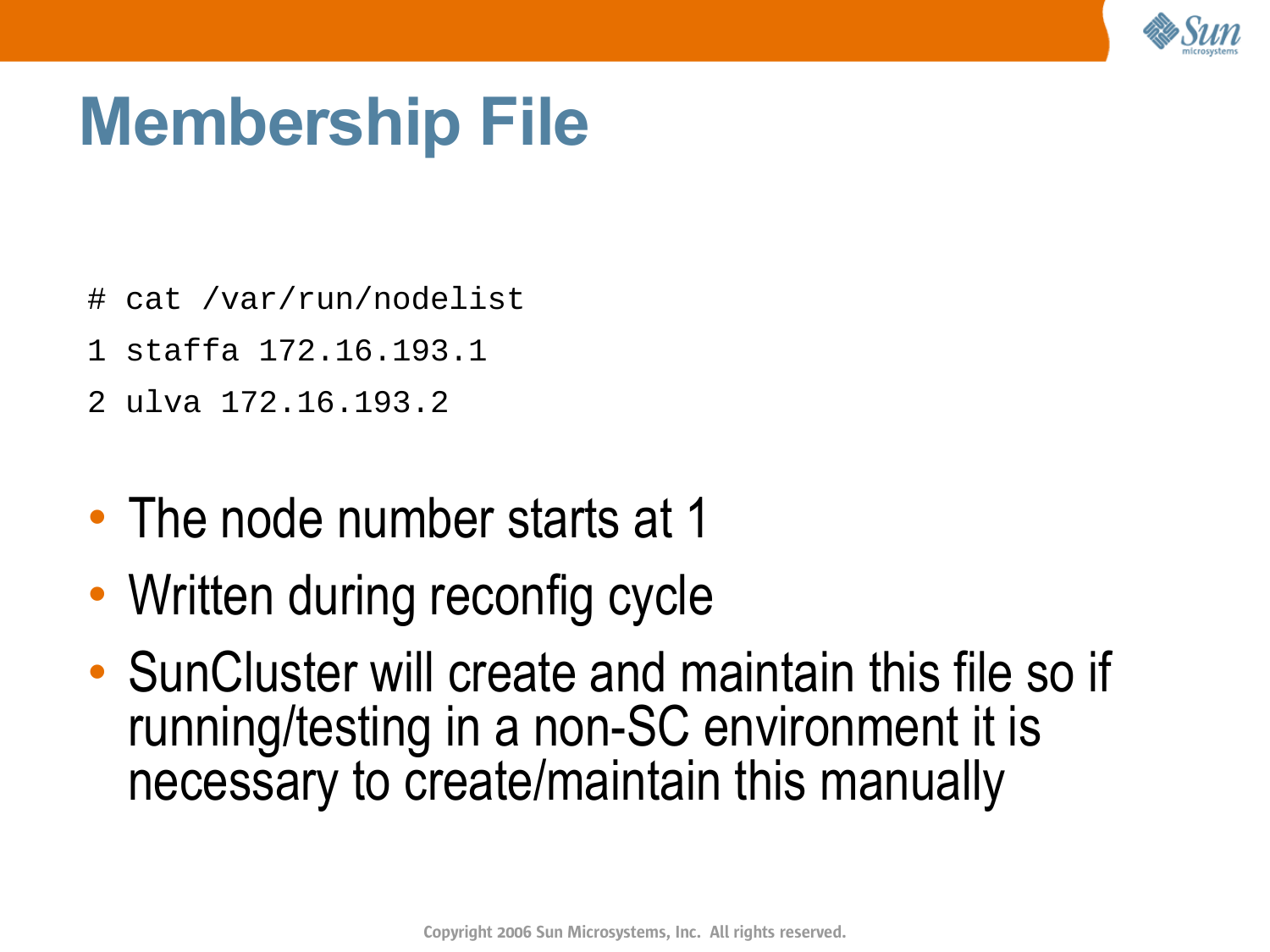# Membership File

```
# cat /var/run/nodelist
1 staffa 172.16.193.1
2 ulva 172.16.193.2
```

- The node number starts at 1
- Written during reconfig cycle
- SunCluster will create and maintain this file so if running/testing in a non-SC environment it is necessary to create/maintain this manually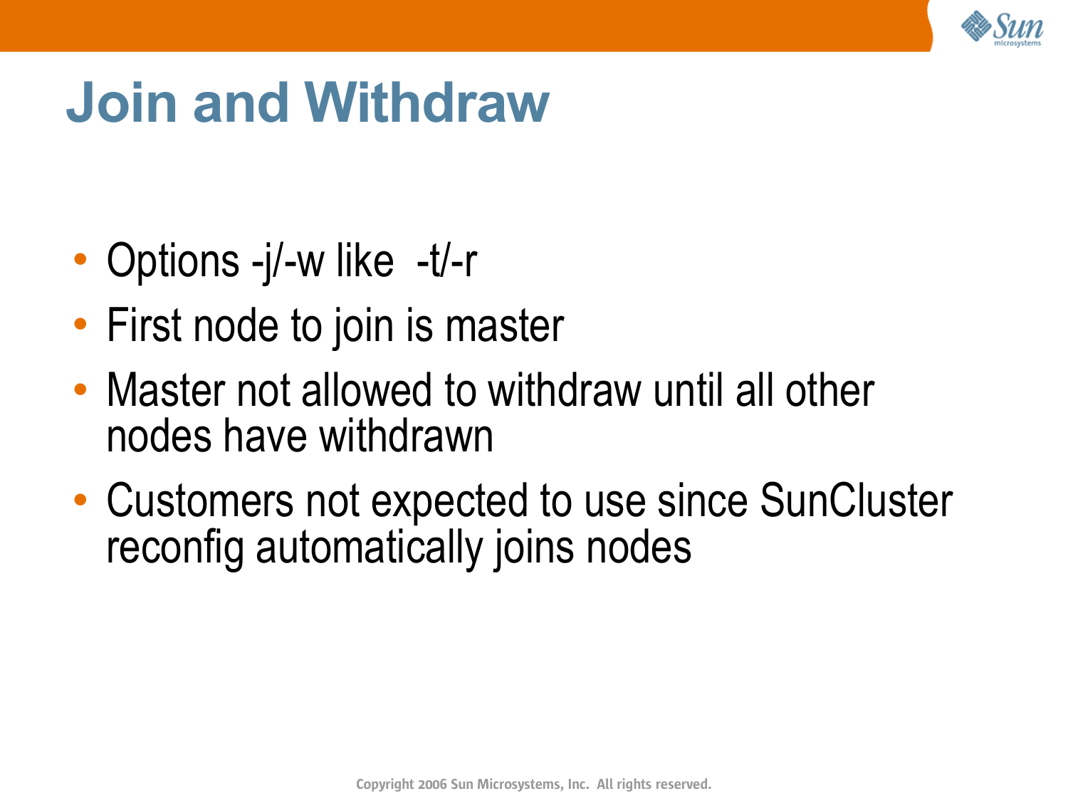# Join and Withdraw

- Options -j/-w like -t/-r
- First node to join is master
- Master not allowed to withdraw until all other nodes have withdrawn
- Customers not expected to use since SunCluster reconfig automatically joins nodes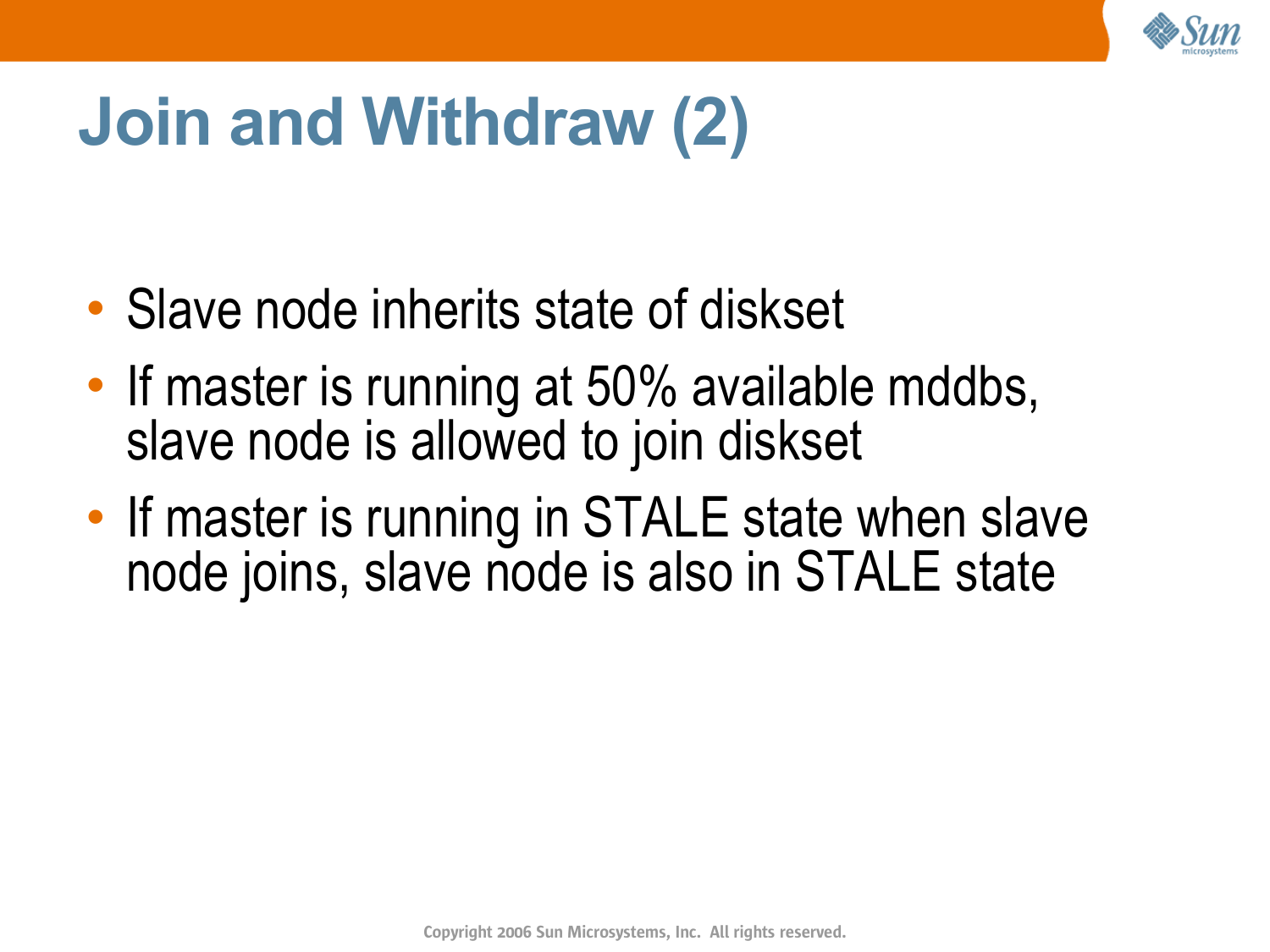# Join and Withdraw (2)

- Slave node inherits state of diskset
- If master is running at 50% available mddbs, slave node is allowed to join diskset
- If master is running in STALE state when slave node joins, slave node is also in STALE state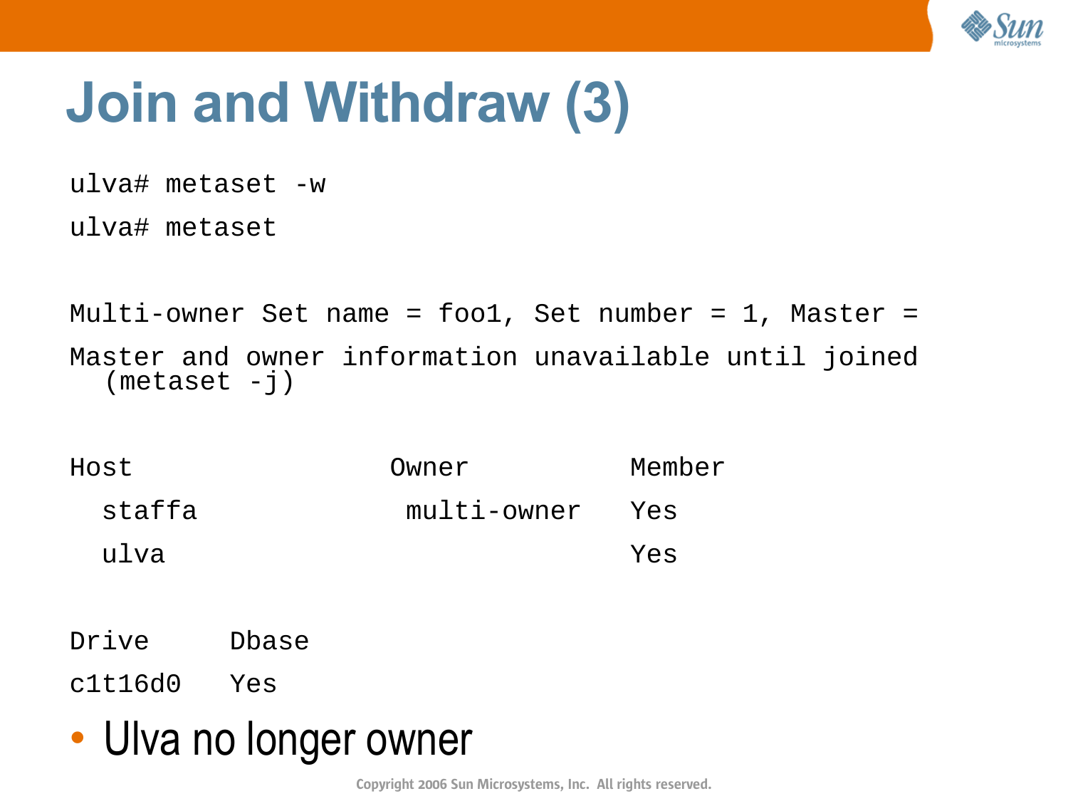# Join and Withdraw (3)

```
ulva# metaset -w
ulva# metaset

Multi-owner Set name = foo1, Set number = 1, Master =
Master and owner information unavailable until joined
   (metaset -j)

Host                 Owner          Member
  staffa              multi-owner   Yes
  ulva                              Yes

Drive      Dbase
c1t16d0    Yes
```

- Ulva no longer owner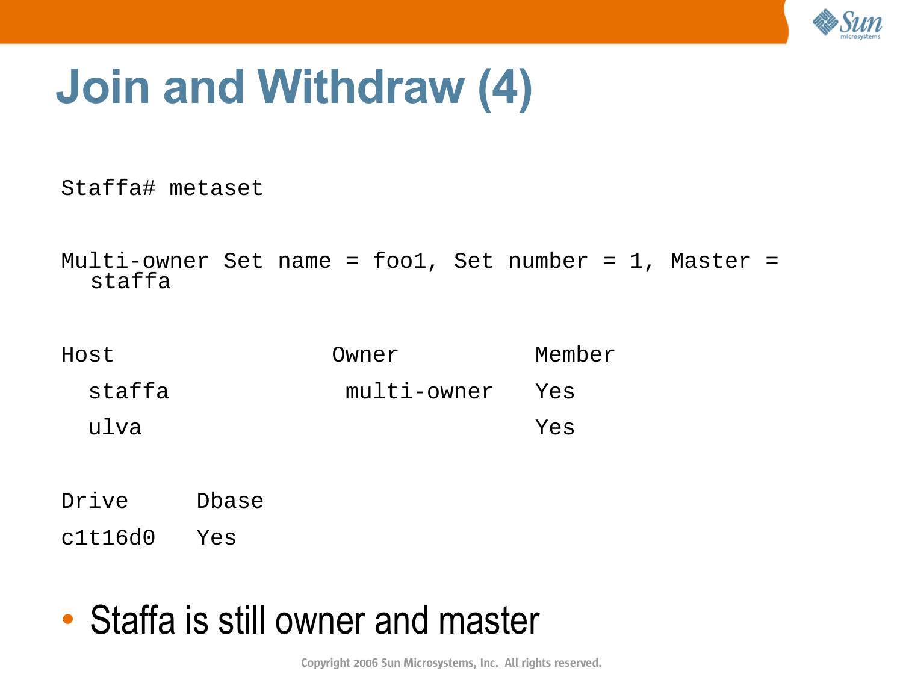# Join and Withdraw (4)

```
Staffa# metaset

Multi-owner Set name = foo1, Set number = 1, Master =
  staffa

Host                Owner          Member
  staffa             multi-owner   Yes
  ulva                             Yes

Drive      Dbase
c1t16d0    Yes
```

- Staffa is still owner and master

Copyright 2006 Sun Microsystems, Inc. All rights reserved.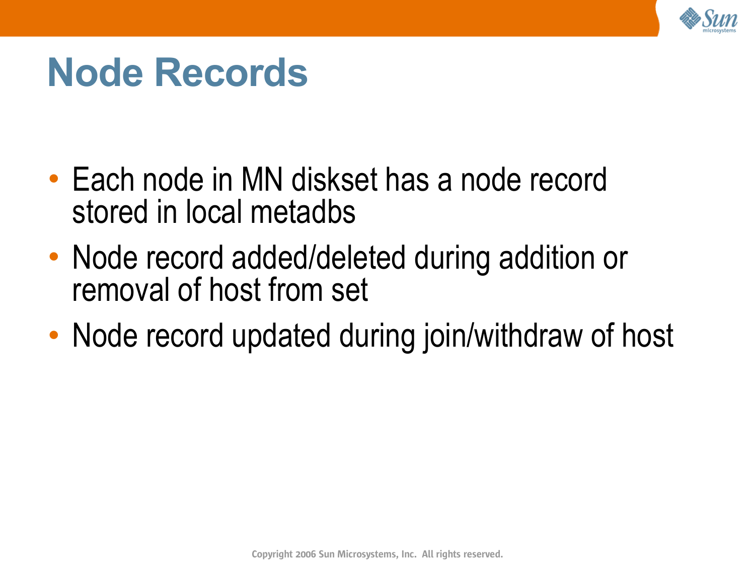# Node Records

- Each node in MN diskset has a node record stored in local metadbs
- Node record added/deleted during addition or removal of host from set
- Node record updated during join/withdraw of host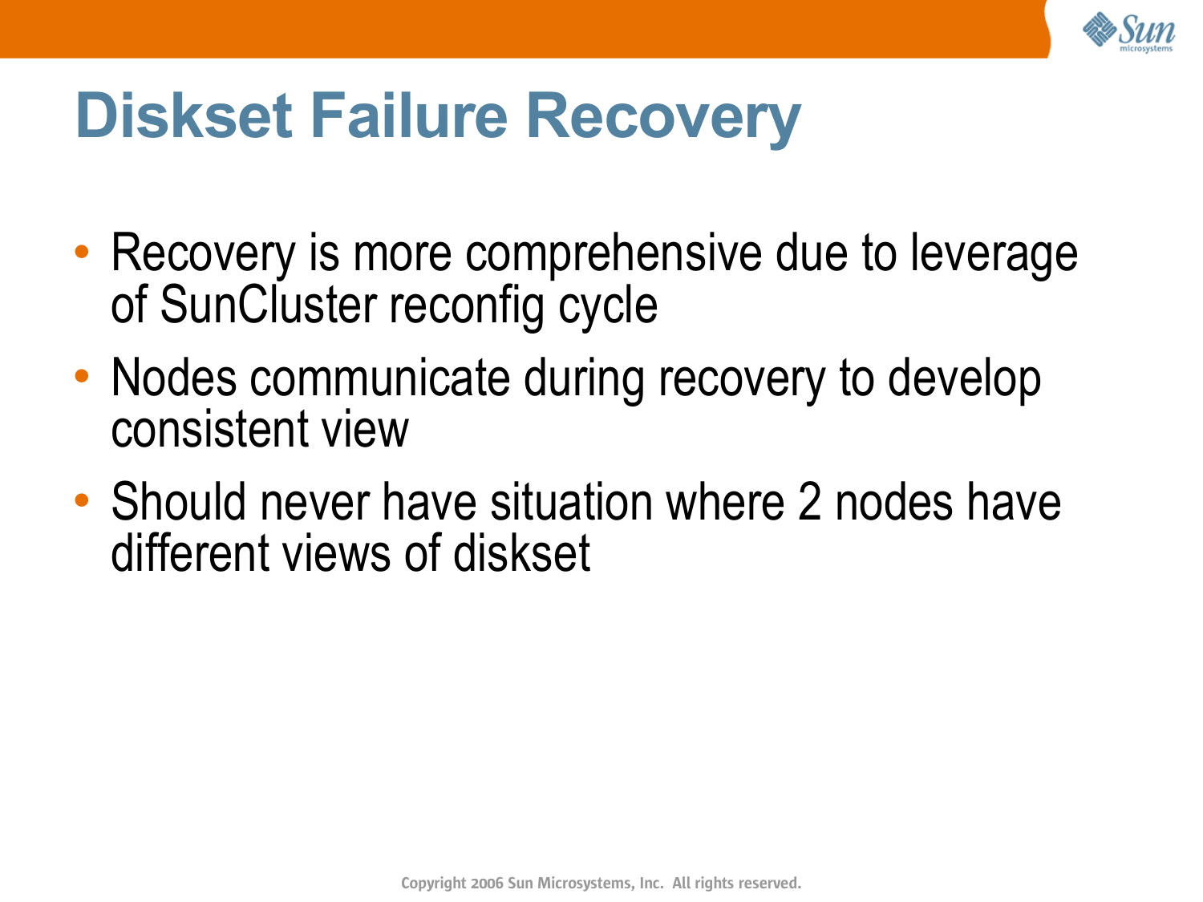# Diskset Failure Recovery

- Recovery is more comprehensive due to leverage of SunCluster reconfig cycle
- Nodes communicate during recovery to develop consistent view
- Should never have situation where 2 nodes have different views of diskset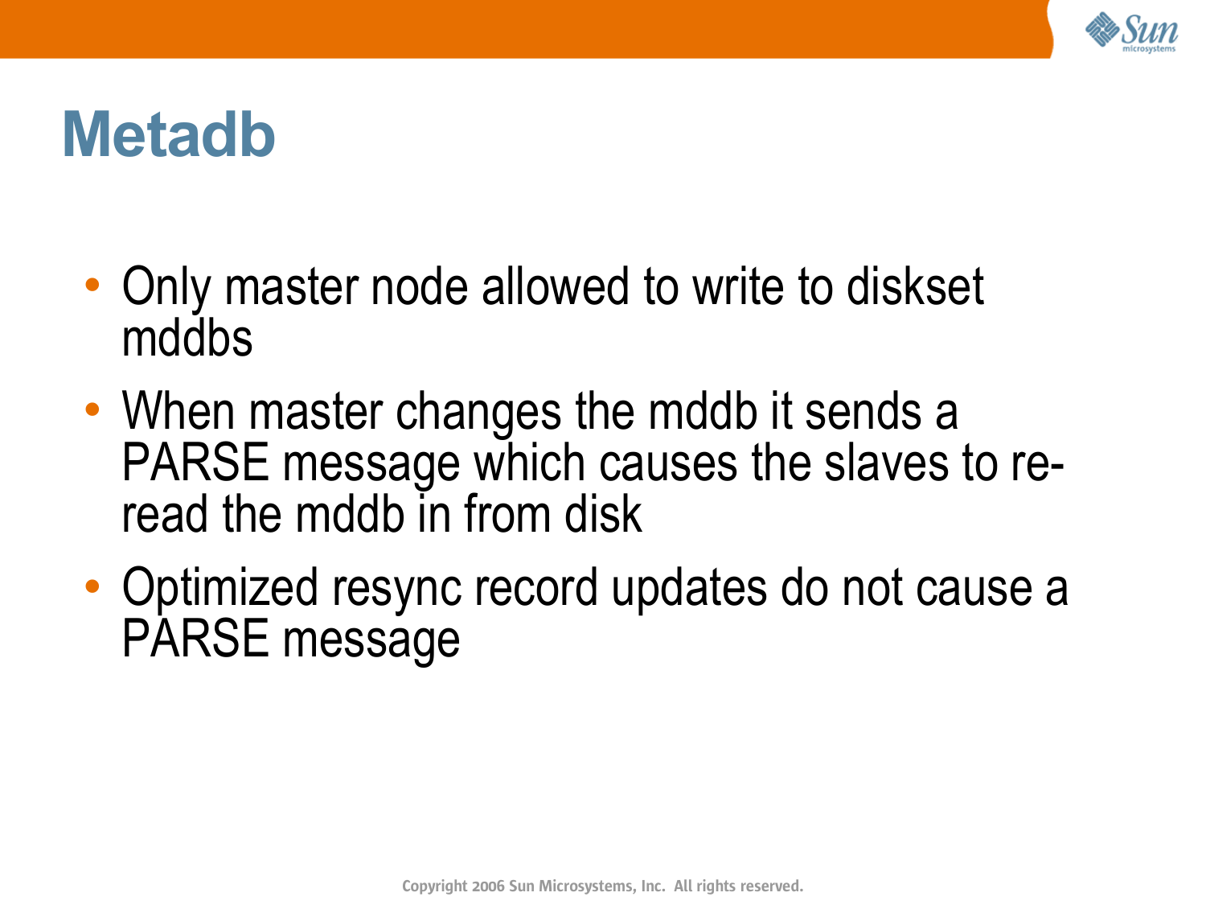# Metadb

- Only master node allowed to write to diskset mddbs
- When master changes the mddb it sends a PARSE message which causes the slaves to re-read the mddb in from disk
- Optimized resync record updates do not cause a PARSE message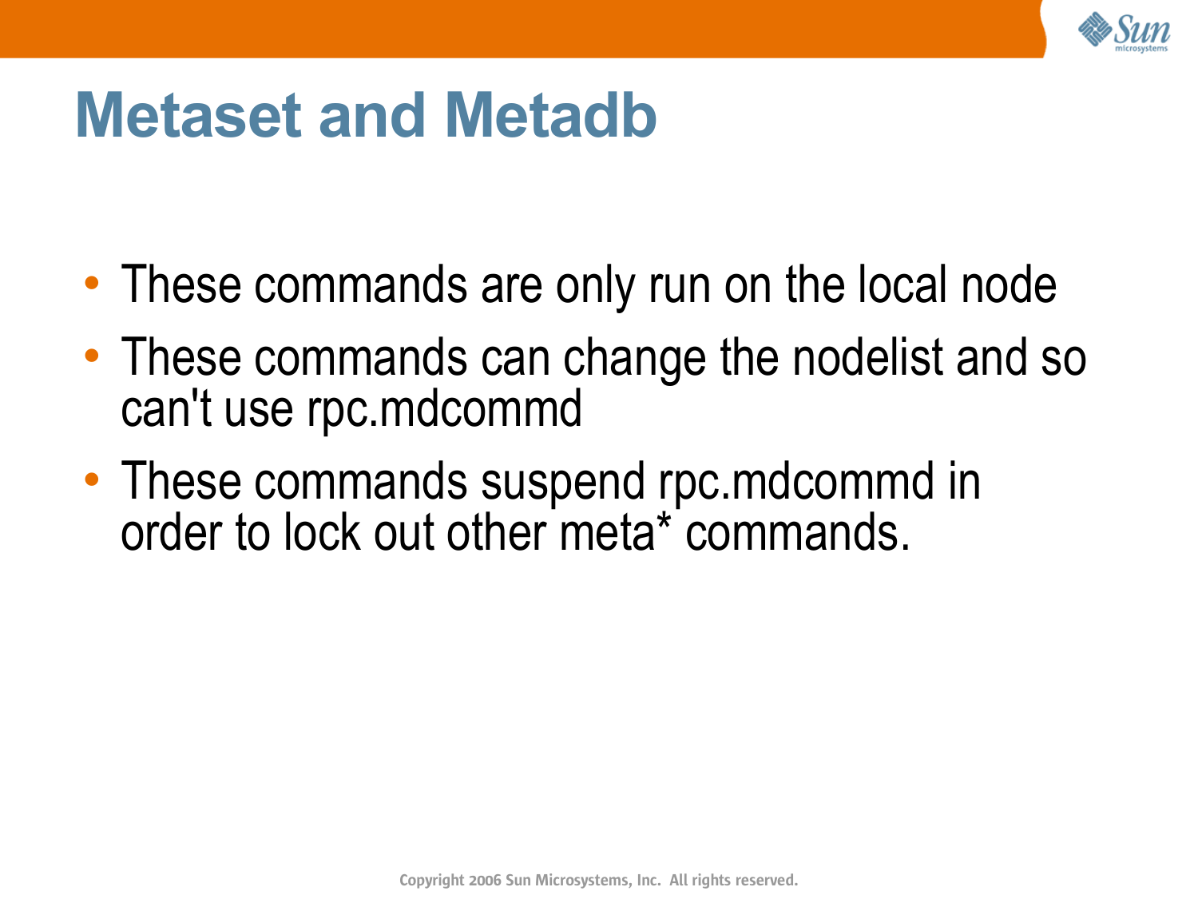# Metaset and Metadb

- These commands are only run on the local node
- These commands can change the nodelist and so can't use rpc.mdcommd
- These commands suspend rpc.mdcommd in order to lock out other meta* commands.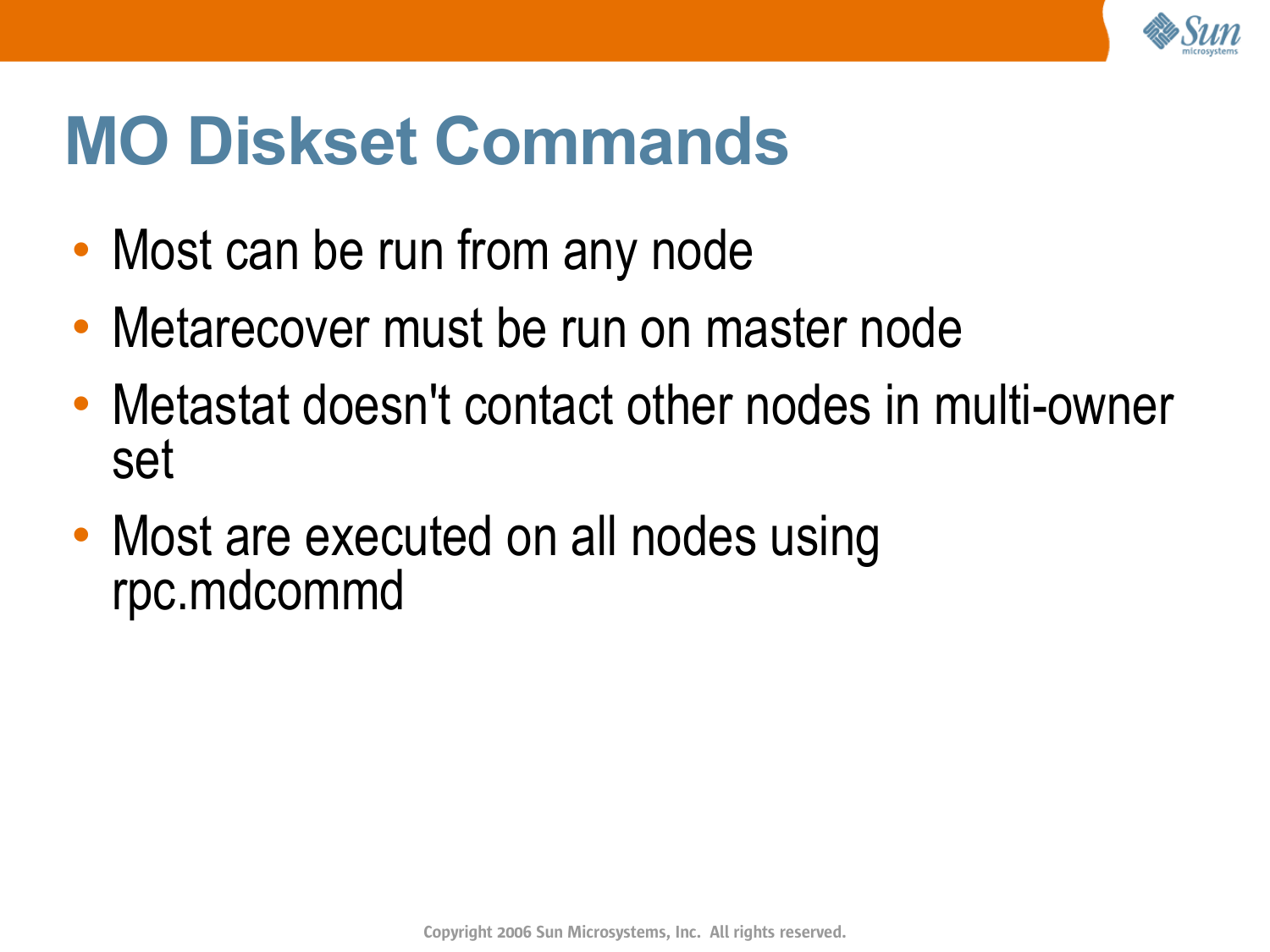# MO Diskset Commands

- Most can be run from any node
- Metarecover must be run on master node
- Metastat doesn't contact other nodes in multi-owner set
- Most are executed on all nodes using rpc.mdcommd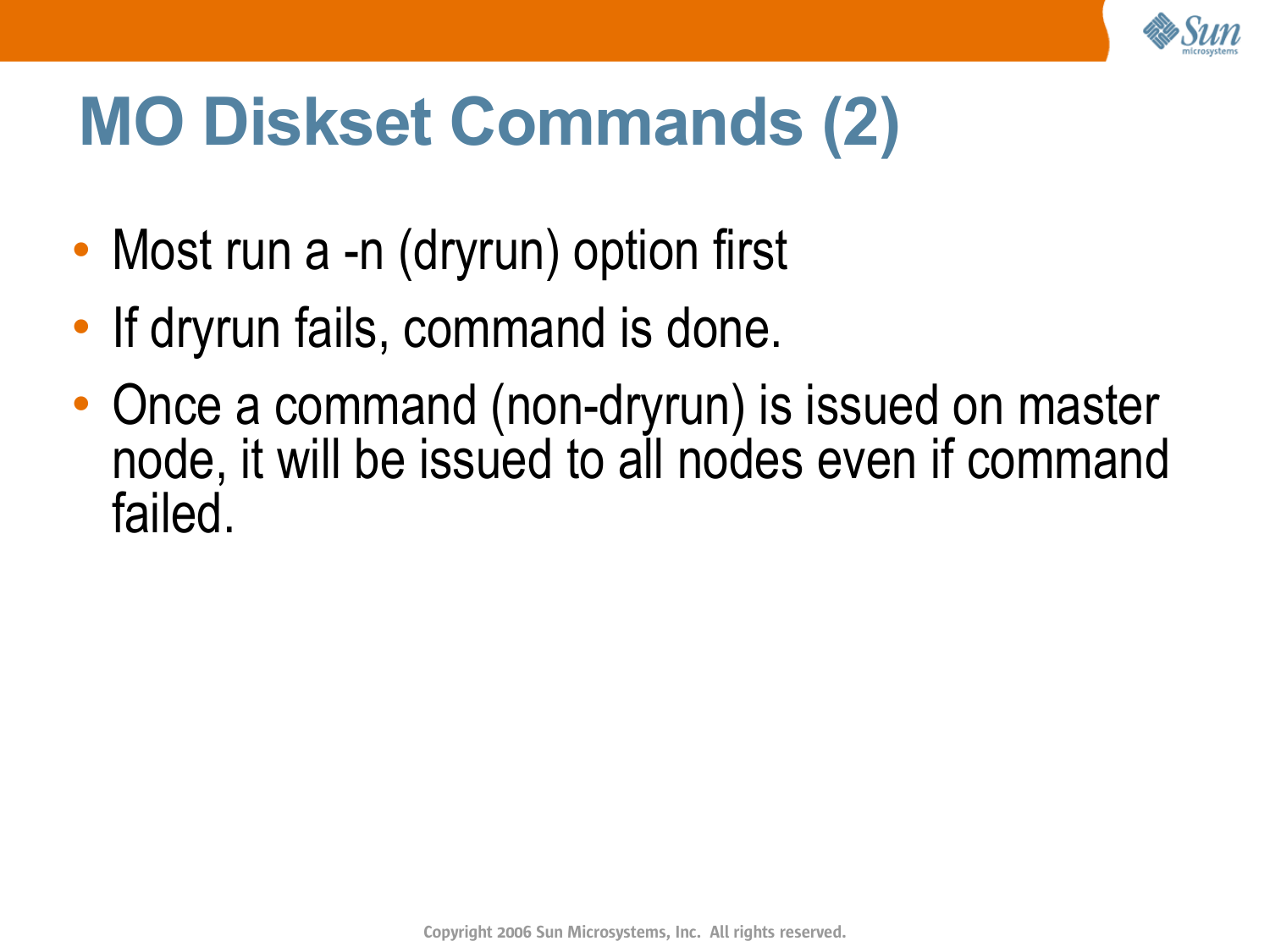# MO Diskset Commands (2)

- Most run a -n (dryrun) option first
- If dryrun fails, command is done.
- Once a command (non-dryrun) is issued on master node, it will be issued to all nodes even if command failed.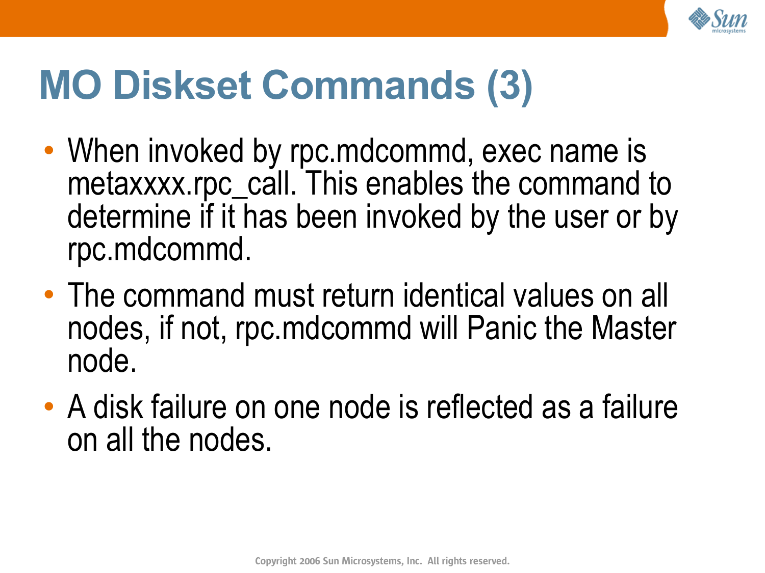# MO Diskset Commands (3)

- When invoked by rpc.mdcommd, exec name is metaxxxx.rpc_call. This enables the command to determine if it has been invoked by the user or by rpc.mdcommd.
- The command must return identical values on all nodes, if not, rpc.mdcommd will Panic the Master node.
- A disk failure on one node is reflected as a failure on all the nodes.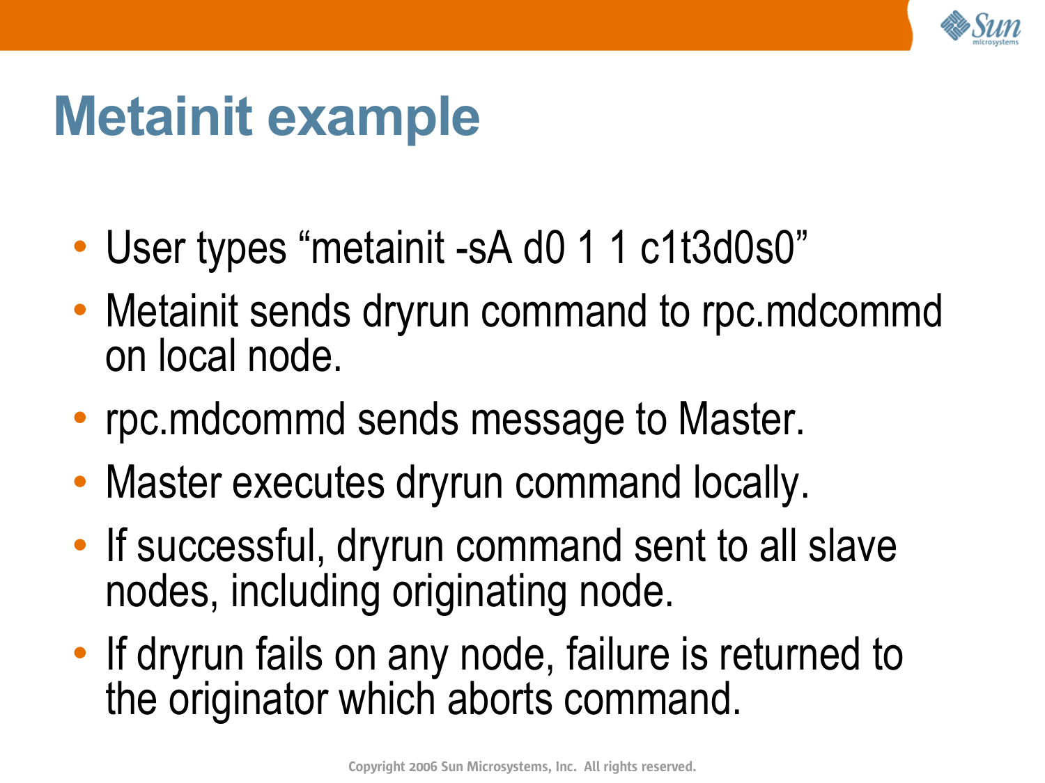# Metainit example

- User types “metainit -sA d0 1 1 c1t3d0s0”
- Metainit sends dryrun command to rpc.mdcommd on local node.
- rpc.mdcommd sends message to Master.
- Master executes dryrun command locally.
- If successful, dryrun command sent to all slave nodes, including originating node.
- If dryrun fails on any node, failure is returned to the originator which aborts command.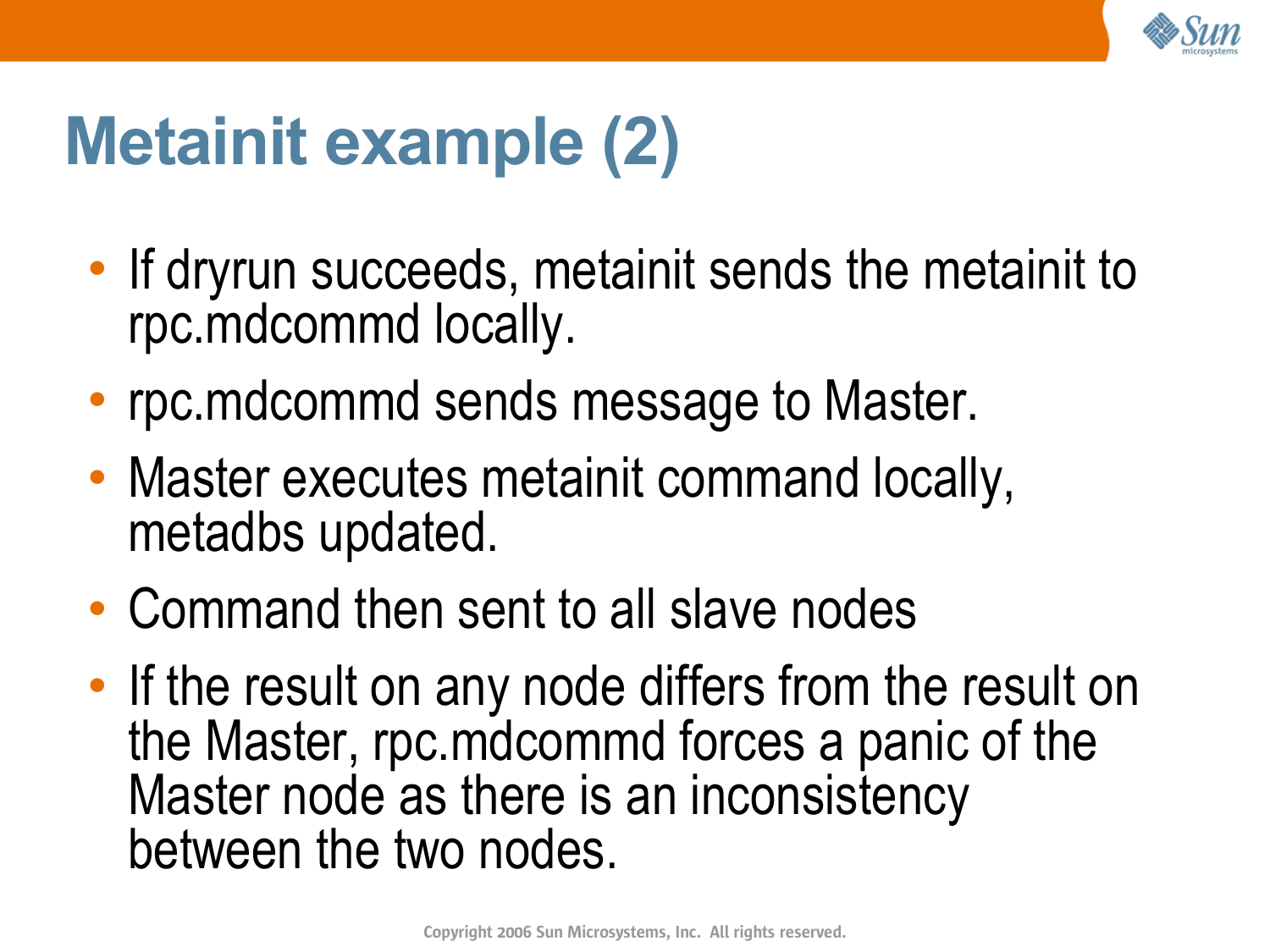# Metainit example (2)

- If dryrun succeeds, metainit sends the metainit to rpc.mdcommd locally.
- rpc.mdcommd sends message to Master.
- Master executes metainit command locally, metadbs updated.
- Command then sent to all slave nodes
- If the result on any node differs from the result on the Master, rpc.mdcommd forces a panic of the Master node as there is an inconsistency between the two nodes.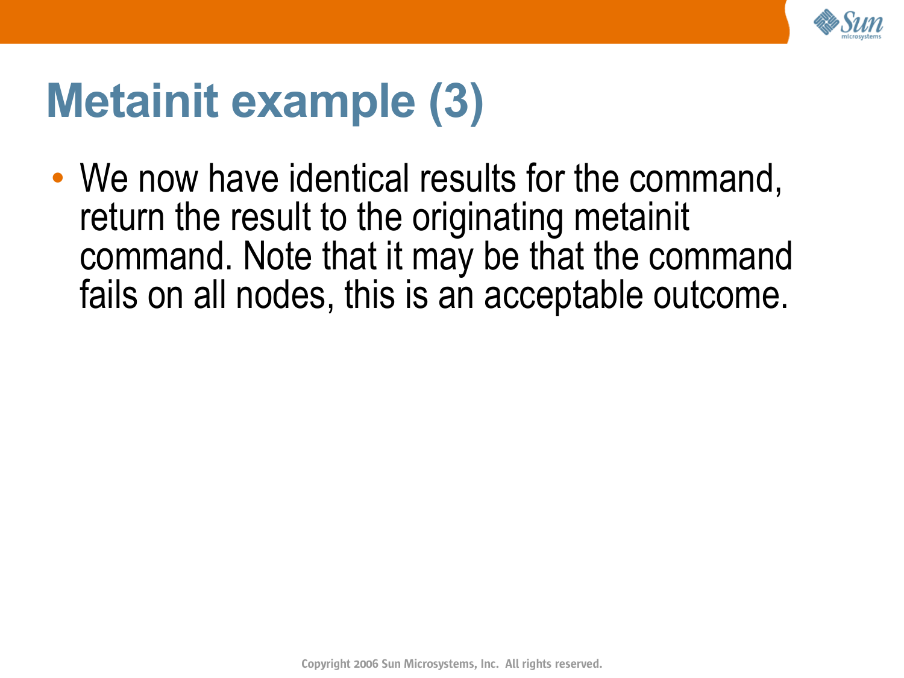# Metainit example (3)

- We now have identical results for the command, return the result to the originating metainit command. Note that it may be that the command fails on all nodes, this is an acceptable outcome.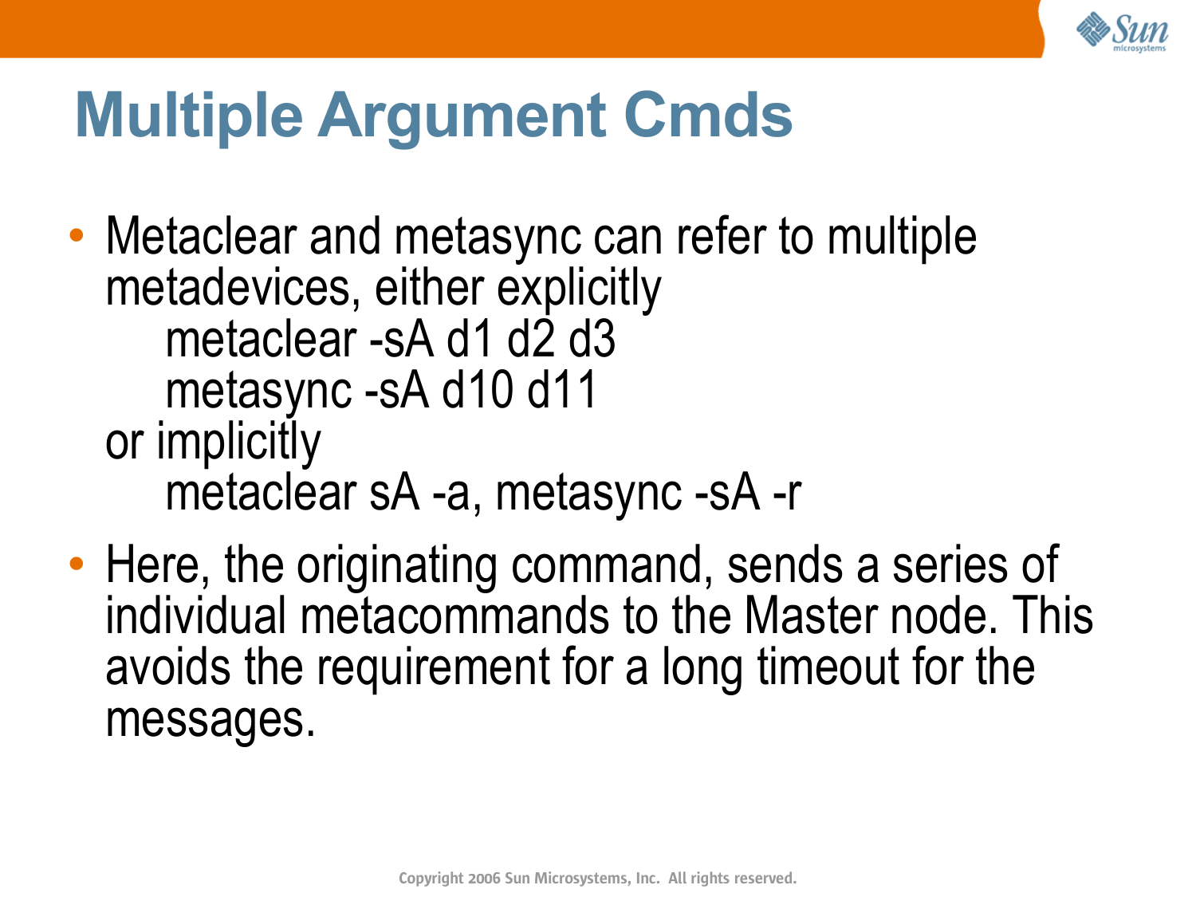# Multiple Argument Cmds

- Metaclear and metasync can refer to multiple metadevices, either explicitly
  ```
  metaclear -sA d1 d2 d3
  metasync -sA d10 d11
  ```
  or implicitly
  ```
  metaclear sA -a, metasync -sA -r
  ```
- Here, the originating command, sends a series of individual metacommands to the Master node. This avoids the requirement for a long timeout for the messages.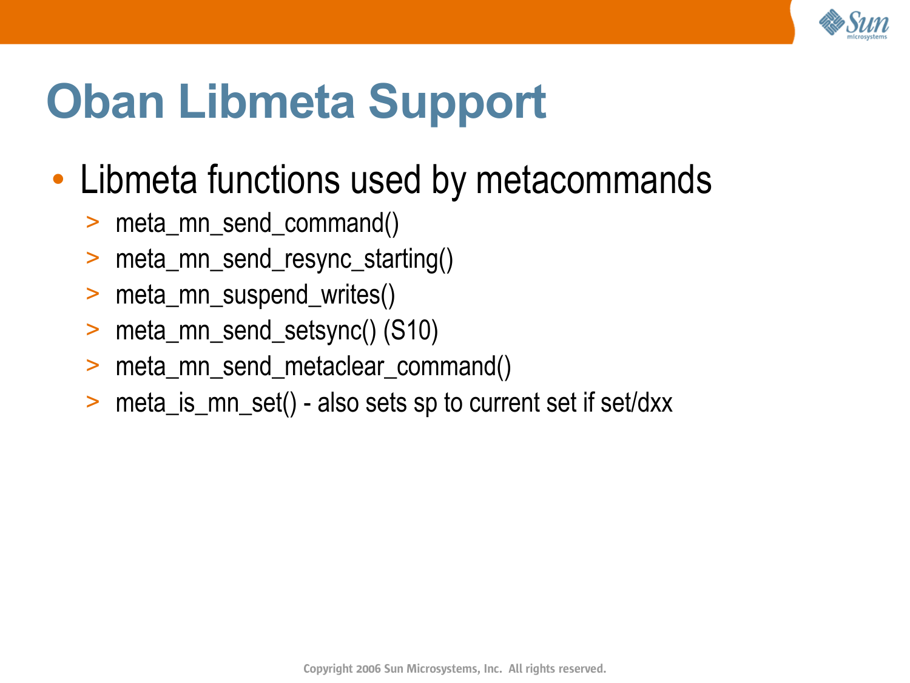# Oban Libmeta Support

- Libmeta functions used by metacommands
  - meta_mn_send_command()
  - meta_mn_send_resync_starting()
  - meta_mn_suspend_writes()
  - meta_mn_send_setsync() (S10)
  - meta_mn_send_metaclear_command()
  - meta_is_mn_set() - also sets sp to current set if set/dxx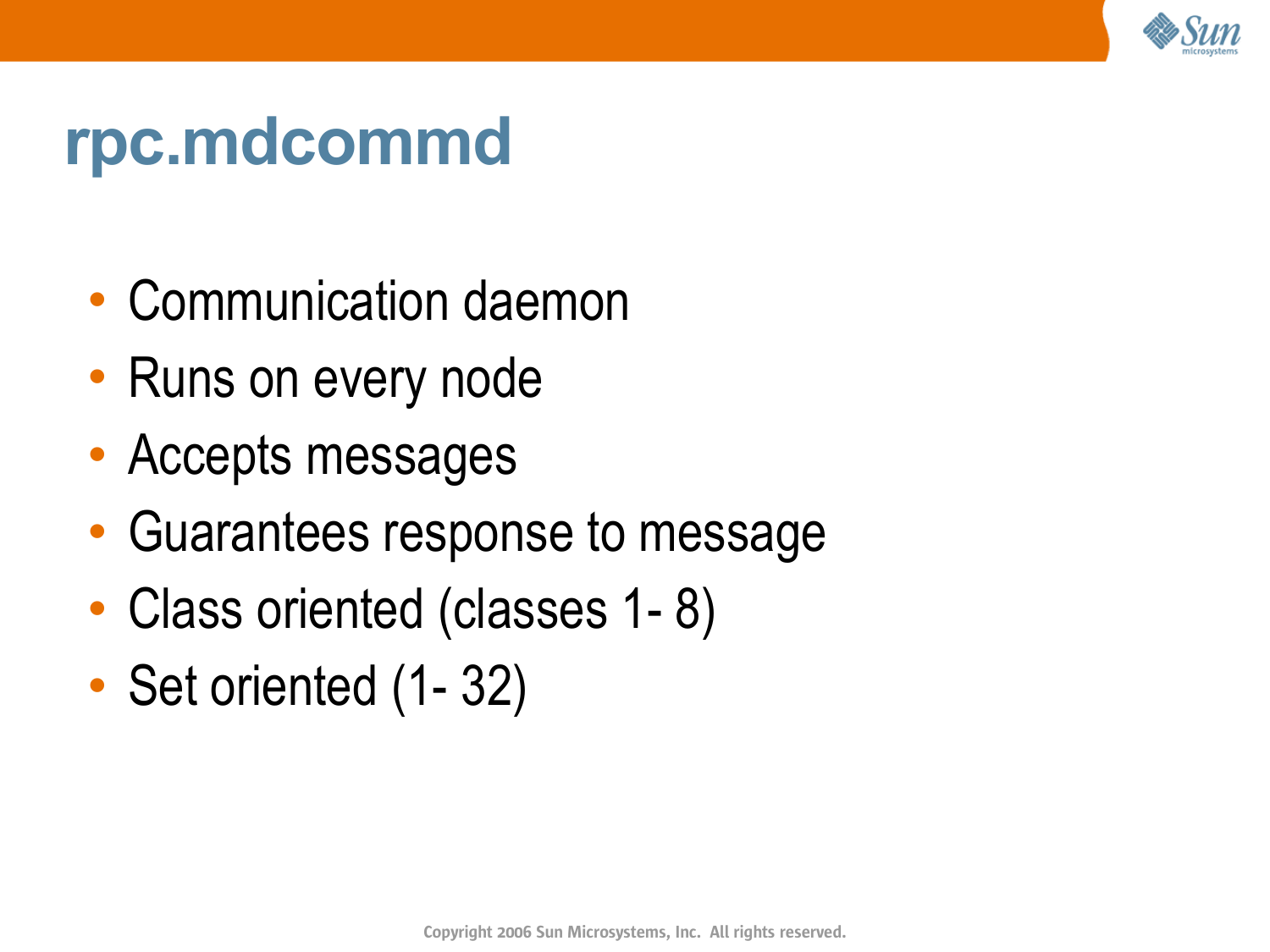# rpc.mdcommd

- Communication daemon
- Runs on every node
- Accepts messages
- Guarantees response to message
- Class oriented (classes 1- 8)
- Set oriented (1- 32)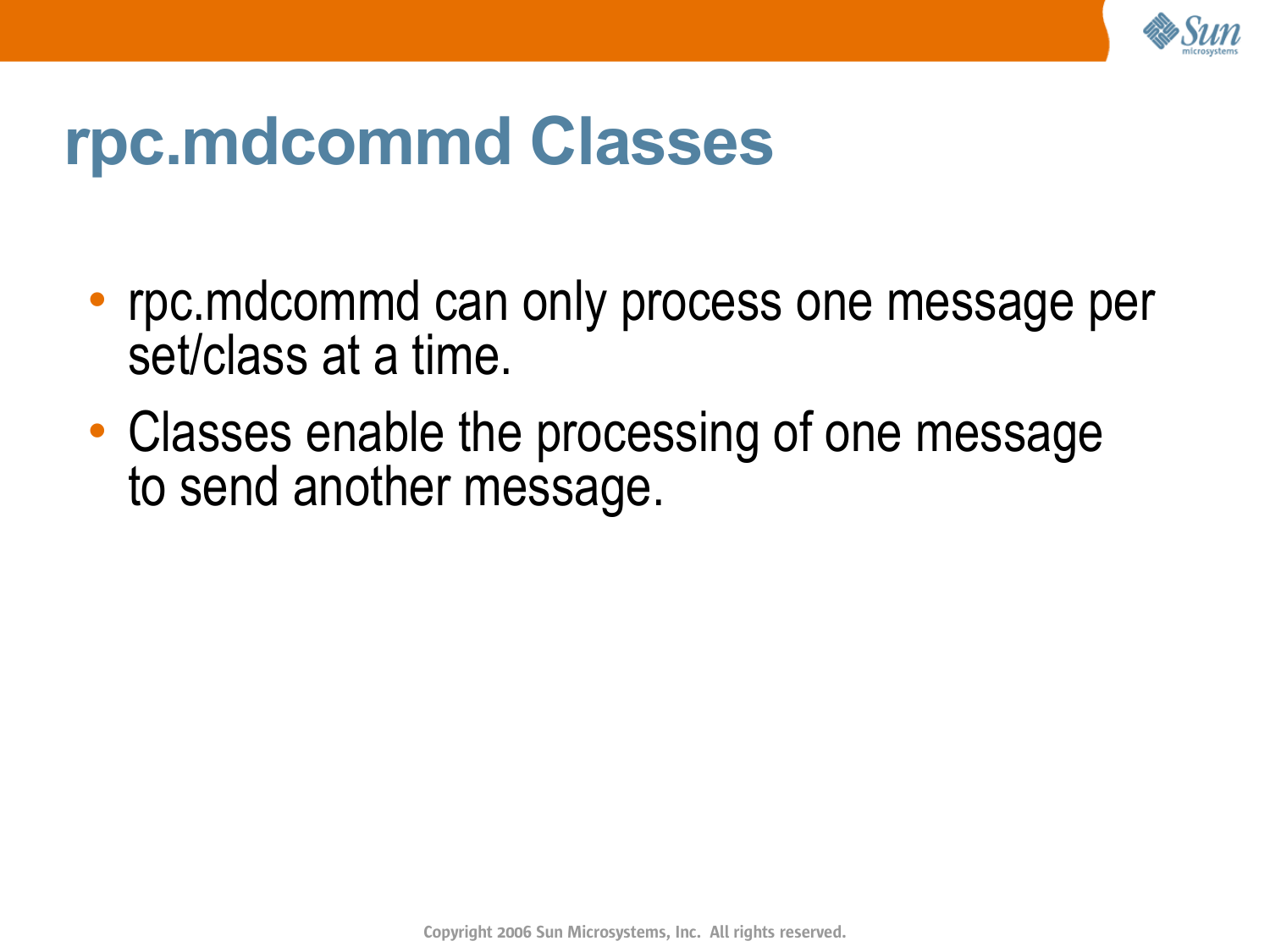# rpc.mdcommd Classes

- rpc.mdcommd can only process one message per set/class at a time.
- Classes enable the processing of one message to send another message.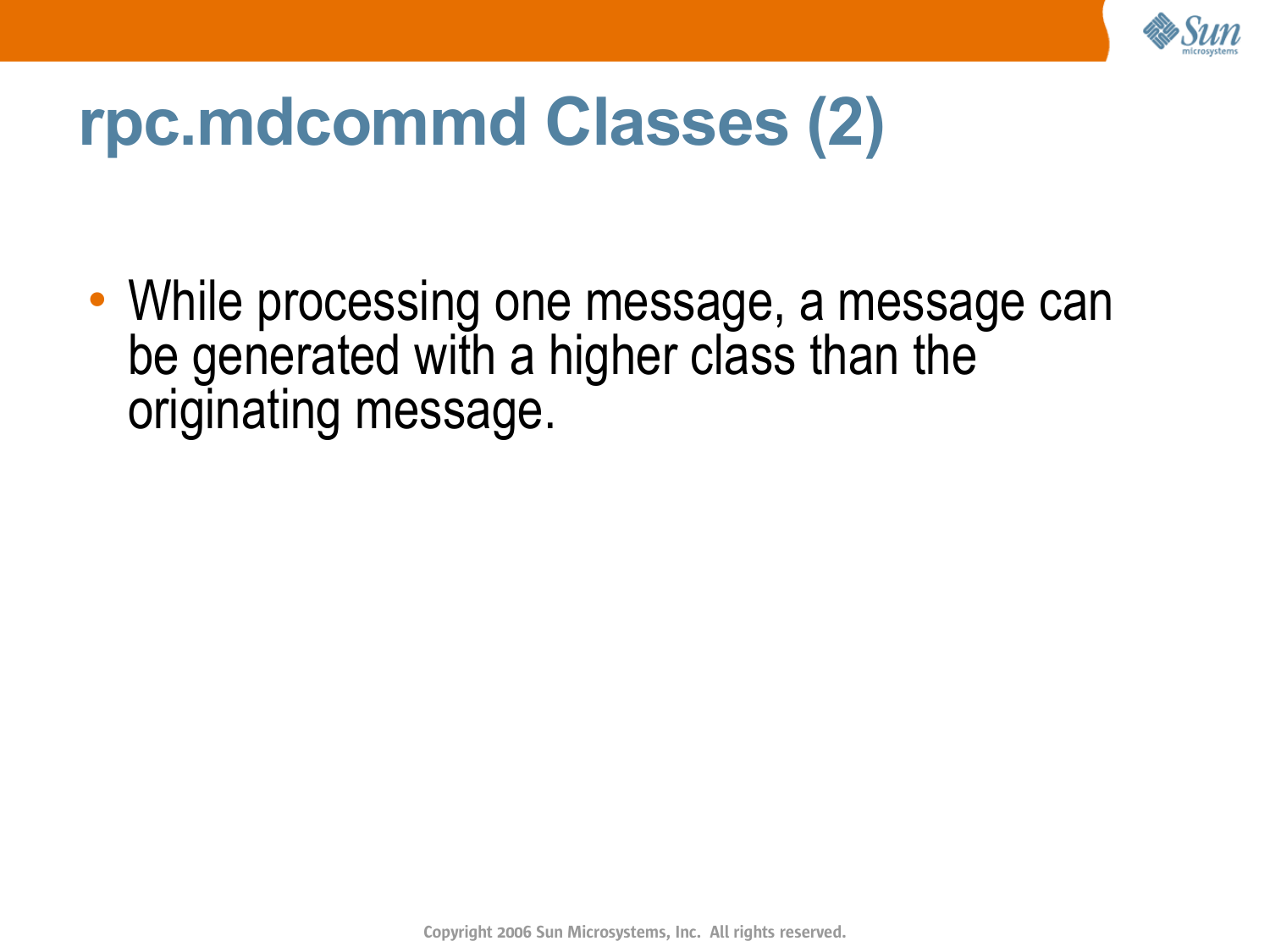# rpc.mdcommd Classes (2)

- While processing one message, a message can be generated with a higher class than the originating message.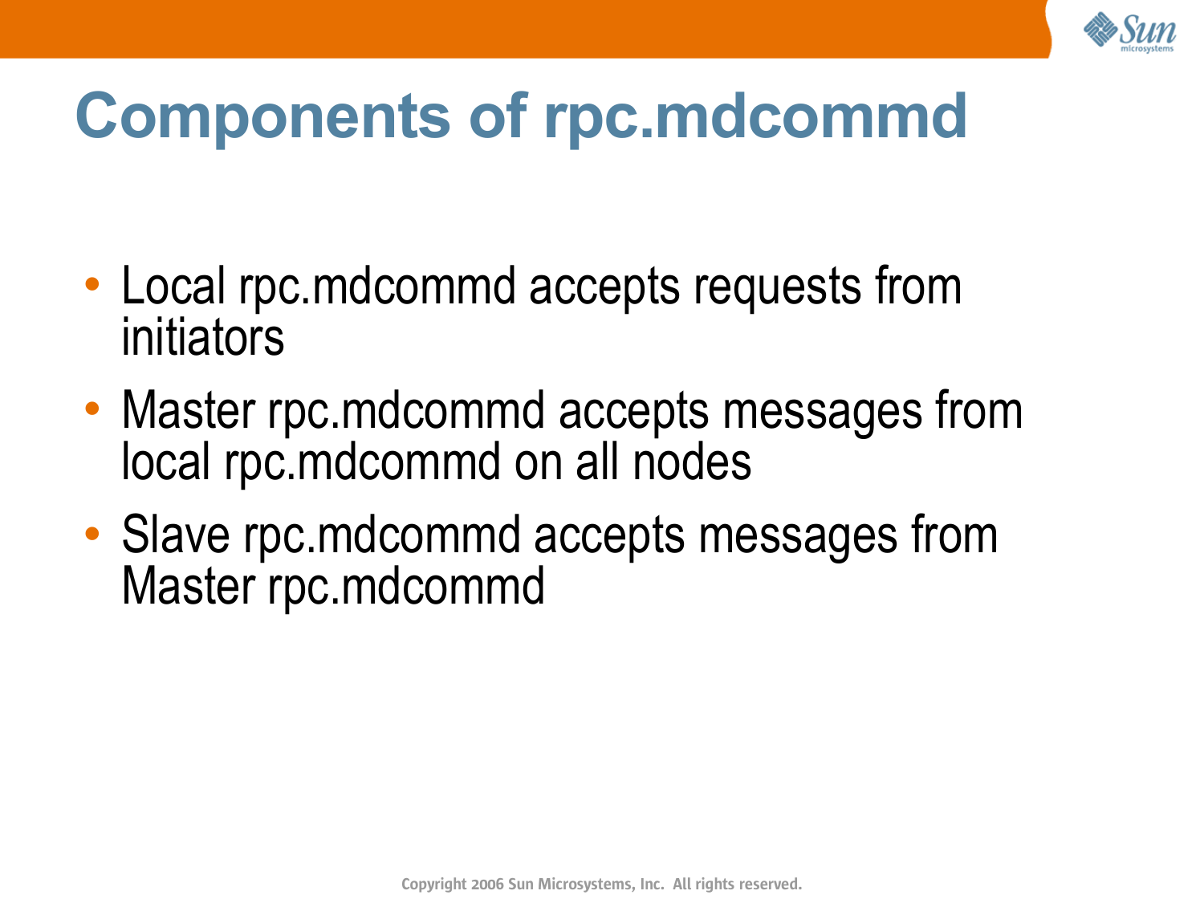# Components of rpc.mdcommd

- Local rpc.mdcommd accepts requests from initiators
- Master rpc.mdcommd accepts messages from local rpc.mdcommd on all nodes
- Slave rpc.mdcommd accepts messages from Master rpc.mdcommd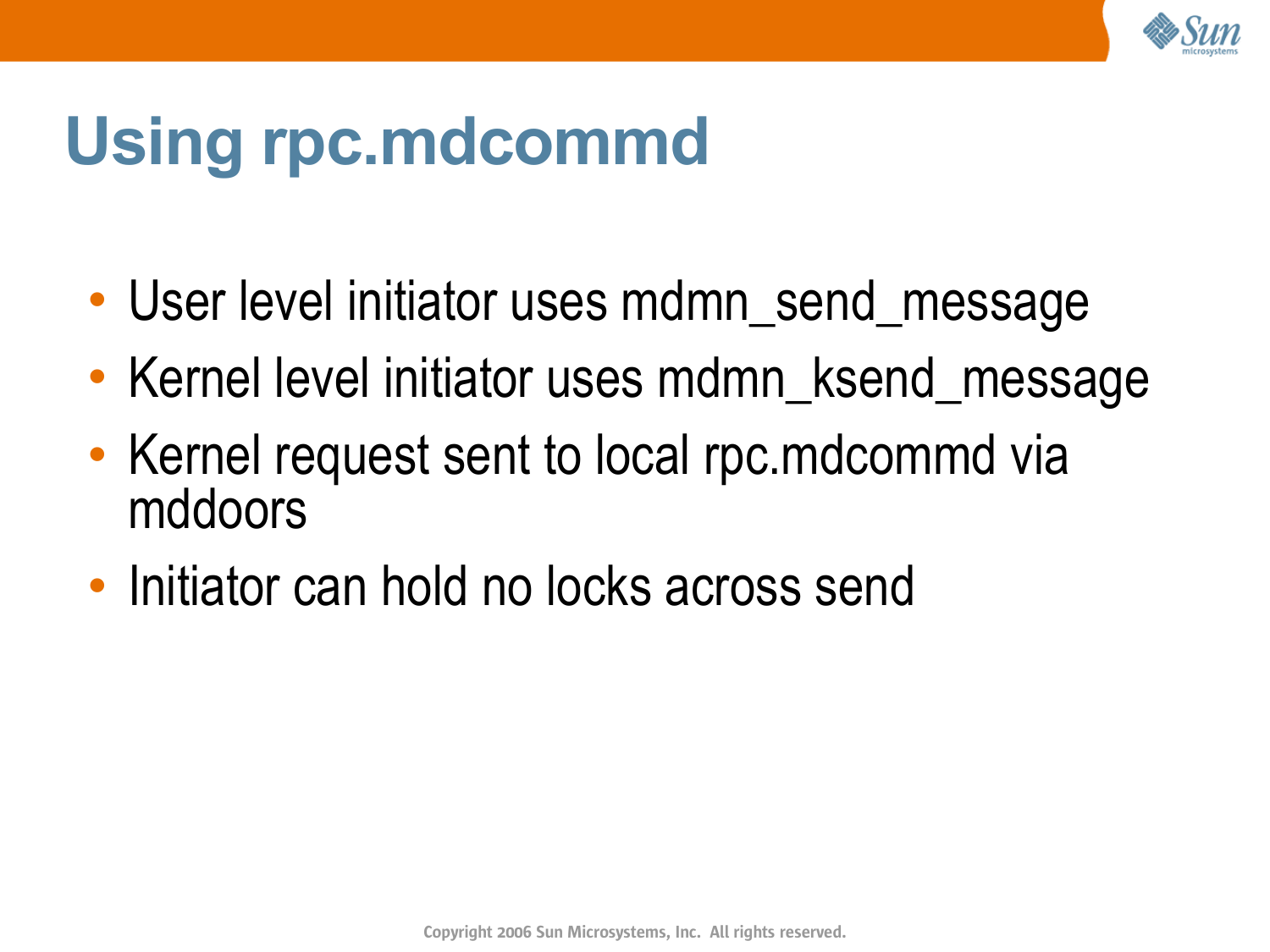# Using rpc.mdcommd

- User level initiator uses mdmn_send_message
- Kernel level initiator uses mdmn_ksend_message
- Kernel request sent to local rpc.mdcommd via mddoors
- Initiator can hold no locks across send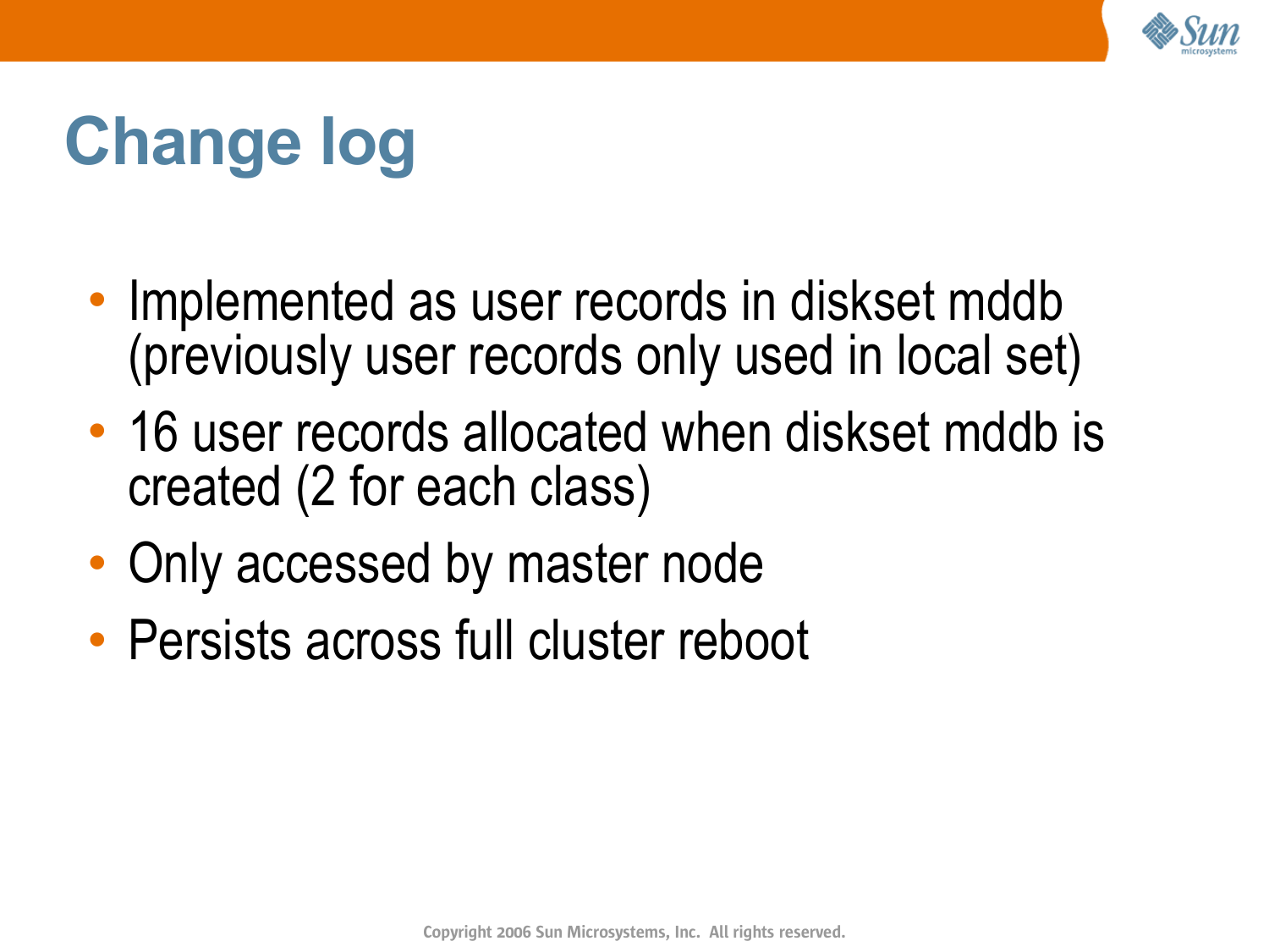# Change log

- Implemented as user records in diskset mddb (previously user records only used in local set)
- 16 user records allocated when diskset mddb is created (2 for each class)
- Only accessed by master node
- Persists across full cluster reboot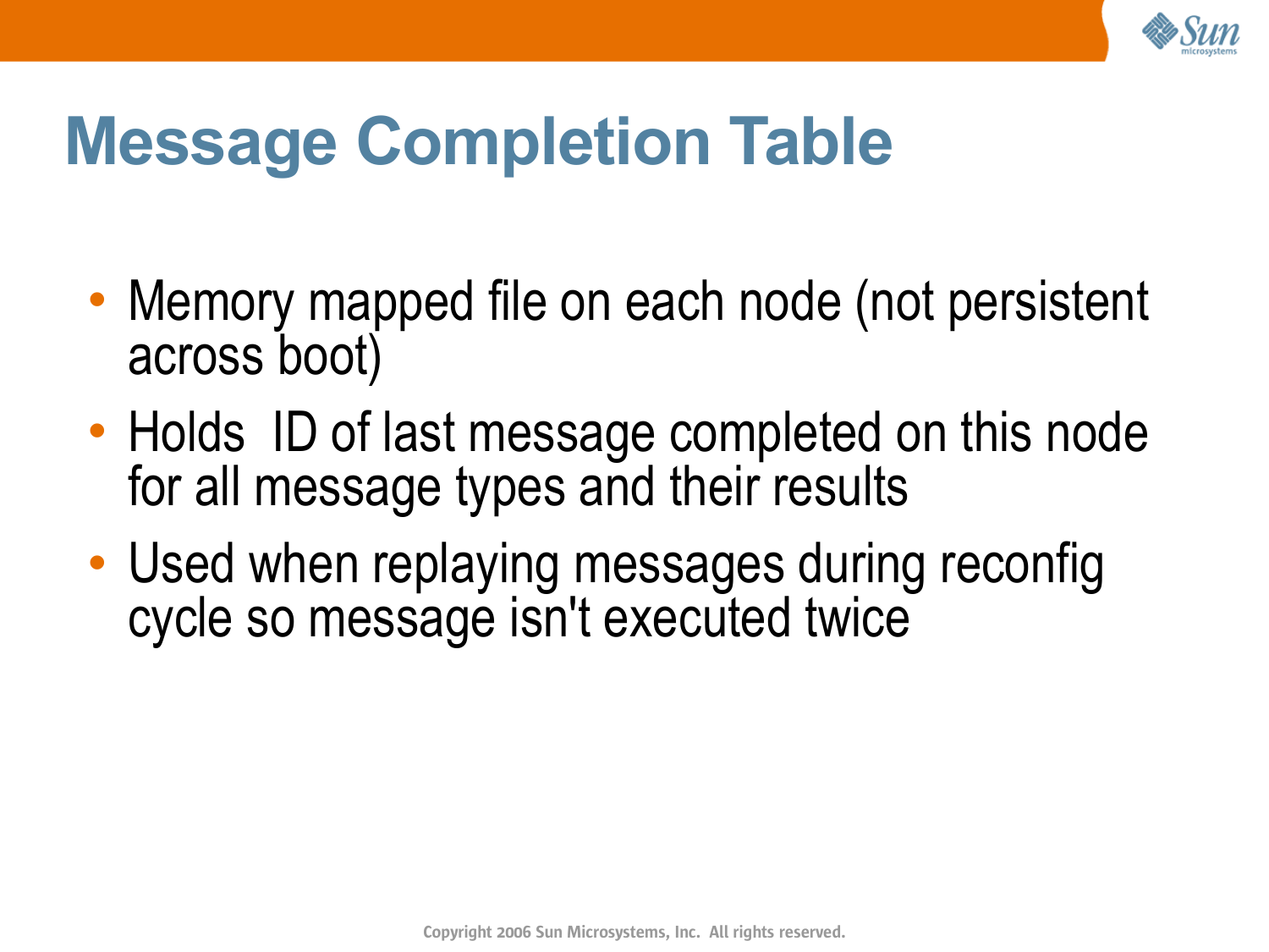# Message Completion Table

- Memory mapped file on each node (not persistent across boot)
- Holds ID of last message completed on this node for all message types and their results
- Used when replaying messages during reconfig cycle so message isn't executed twice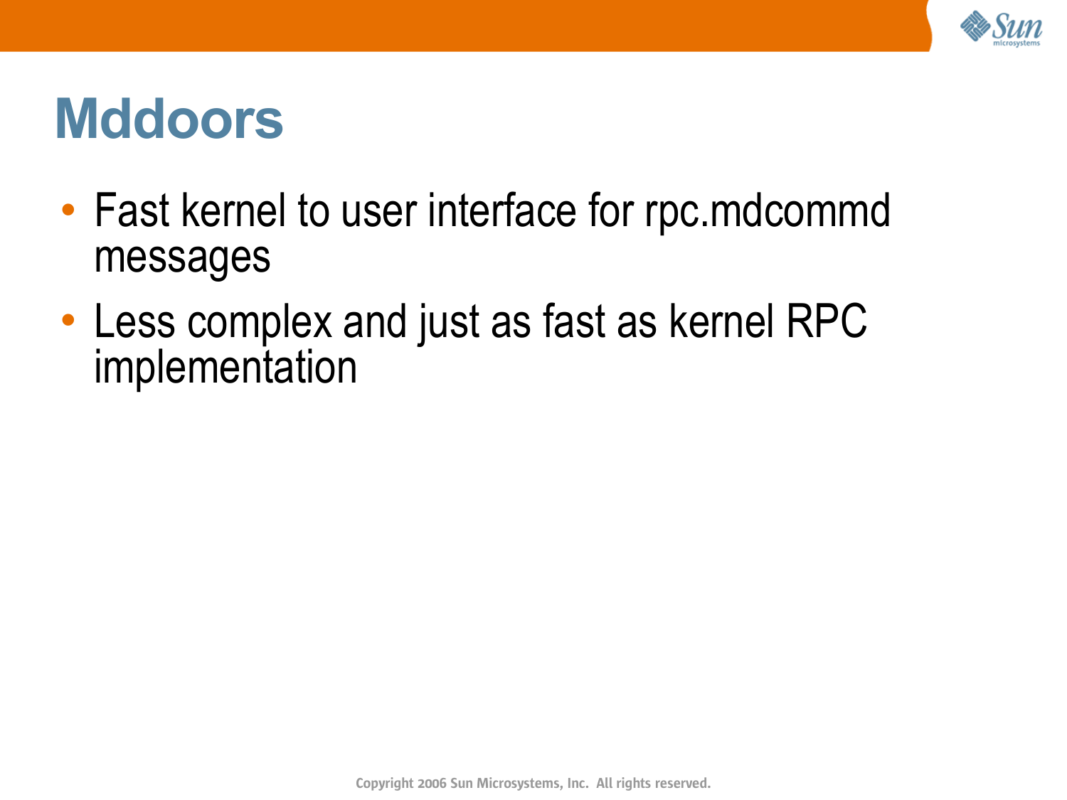# Mddoors

- Fast kernel to user interface for rpc.mdcommd messages
- Less complex and just as fast as kernel RPC implementation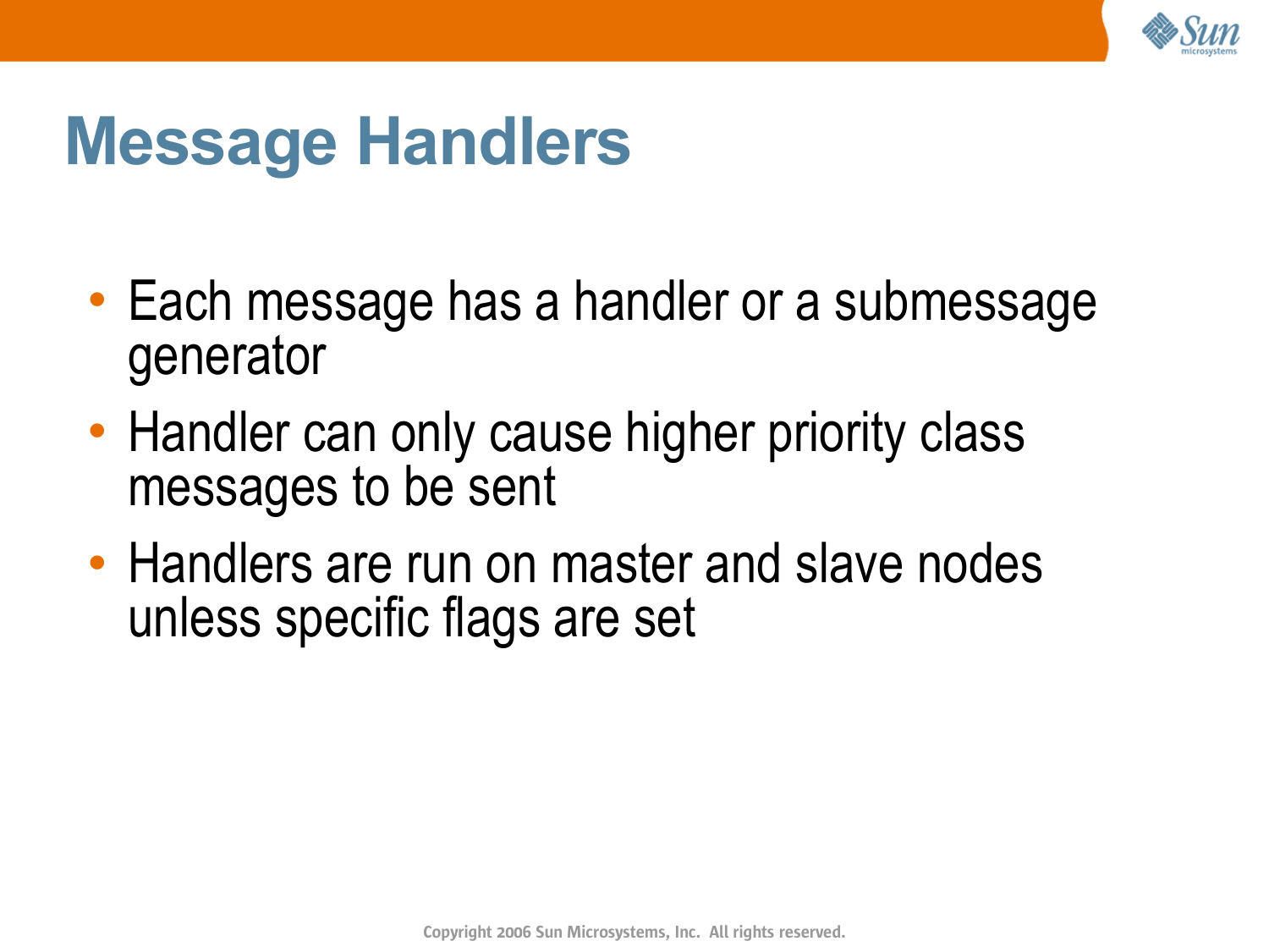# Message Handlers

- Each message has a handler or a submessage generator
- Handler can only cause higher priority class messages to be sent
- Handlers are run on master and slave nodes unless specific flags are set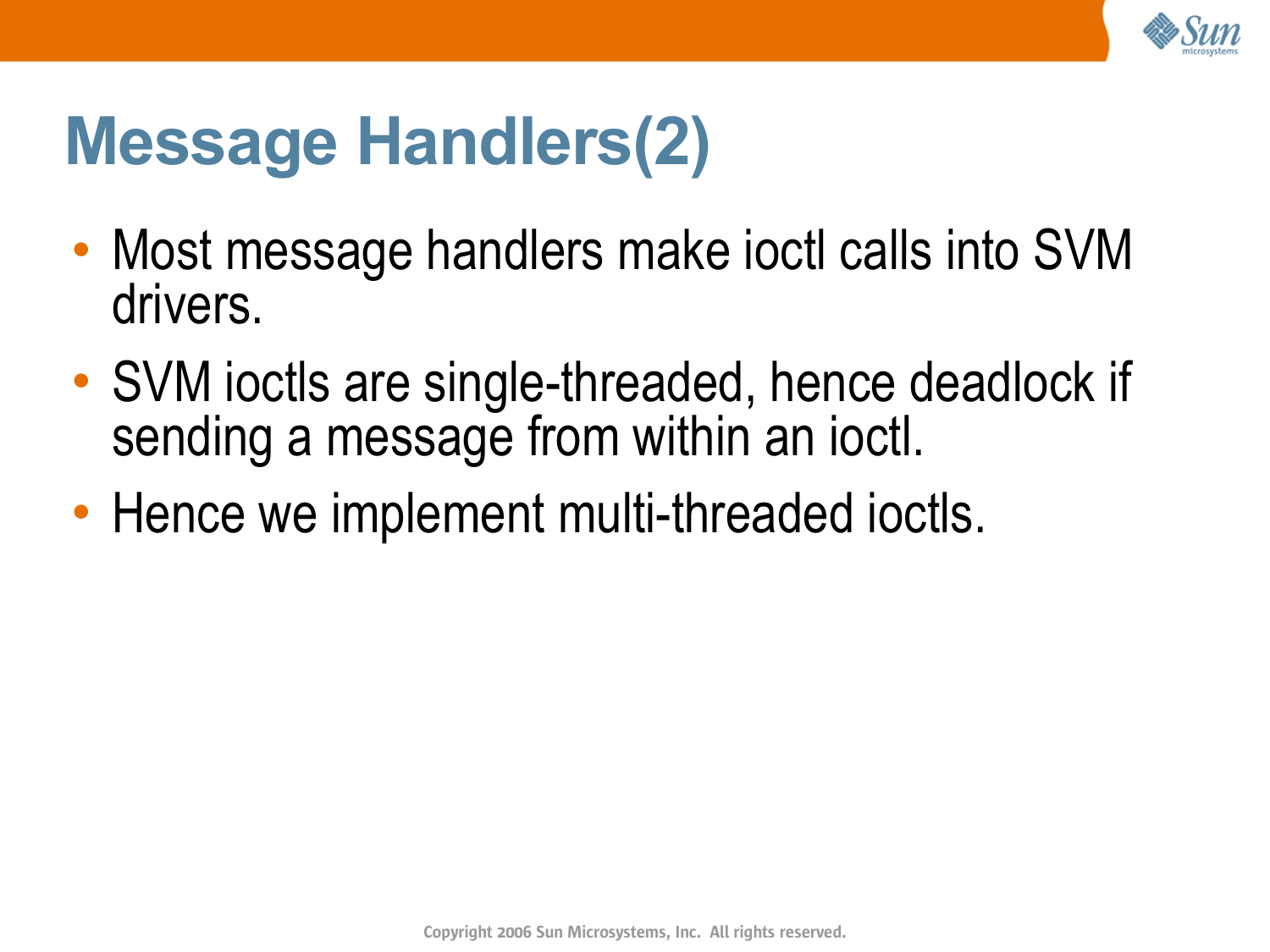# Message Handlers(2)

- Most message handlers make ioctl calls into SVM drivers.
- SVM ioctls are single-threaded, hence deadlock if sending a message from within an ioctl.
- Hence we implement multi-threaded ioctls.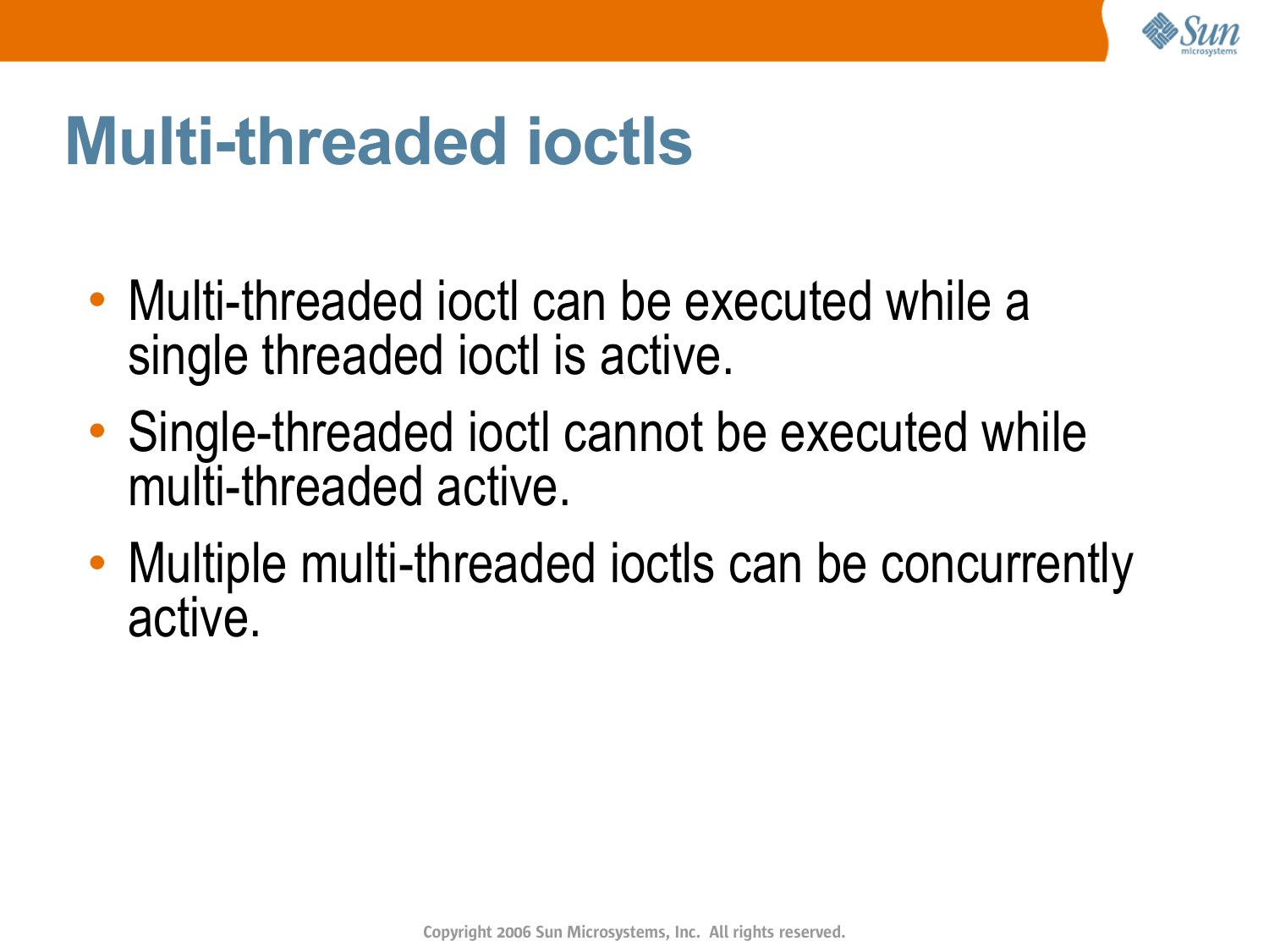# Multi-threaded ioctls

- Multi-threaded ioctl can be executed while a single threaded ioctl is active.
- Single-threaded ioctl cannot be executed while multi-threaded active.
- Multiple multi-threaded ioctls can be concurrently active.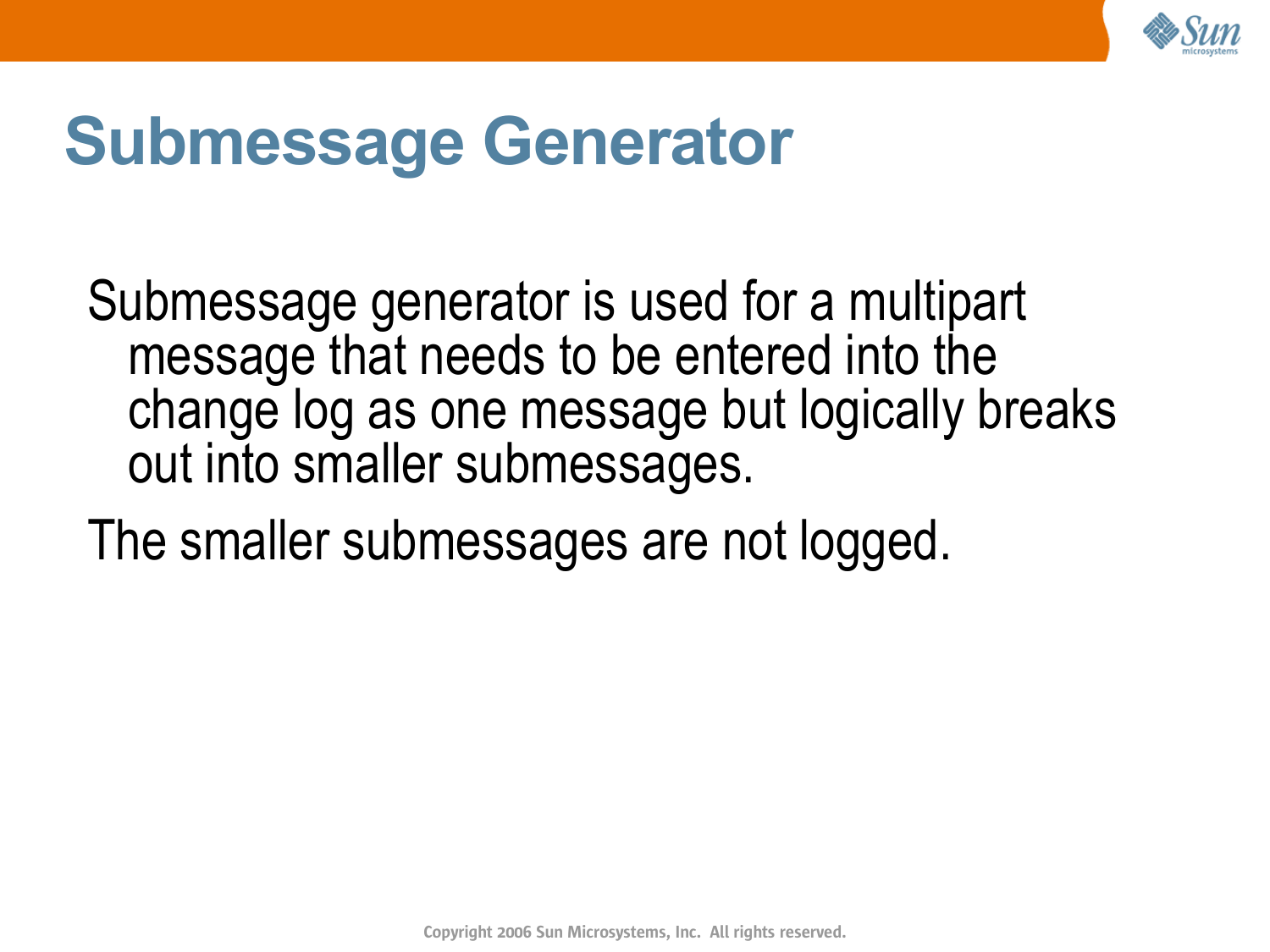# Submessage Generator

Submessage generator is used for a multipart message that needs to be entered into the change log as one message but logically breaks out into smaller submessages.

The smaller submessages are not logged.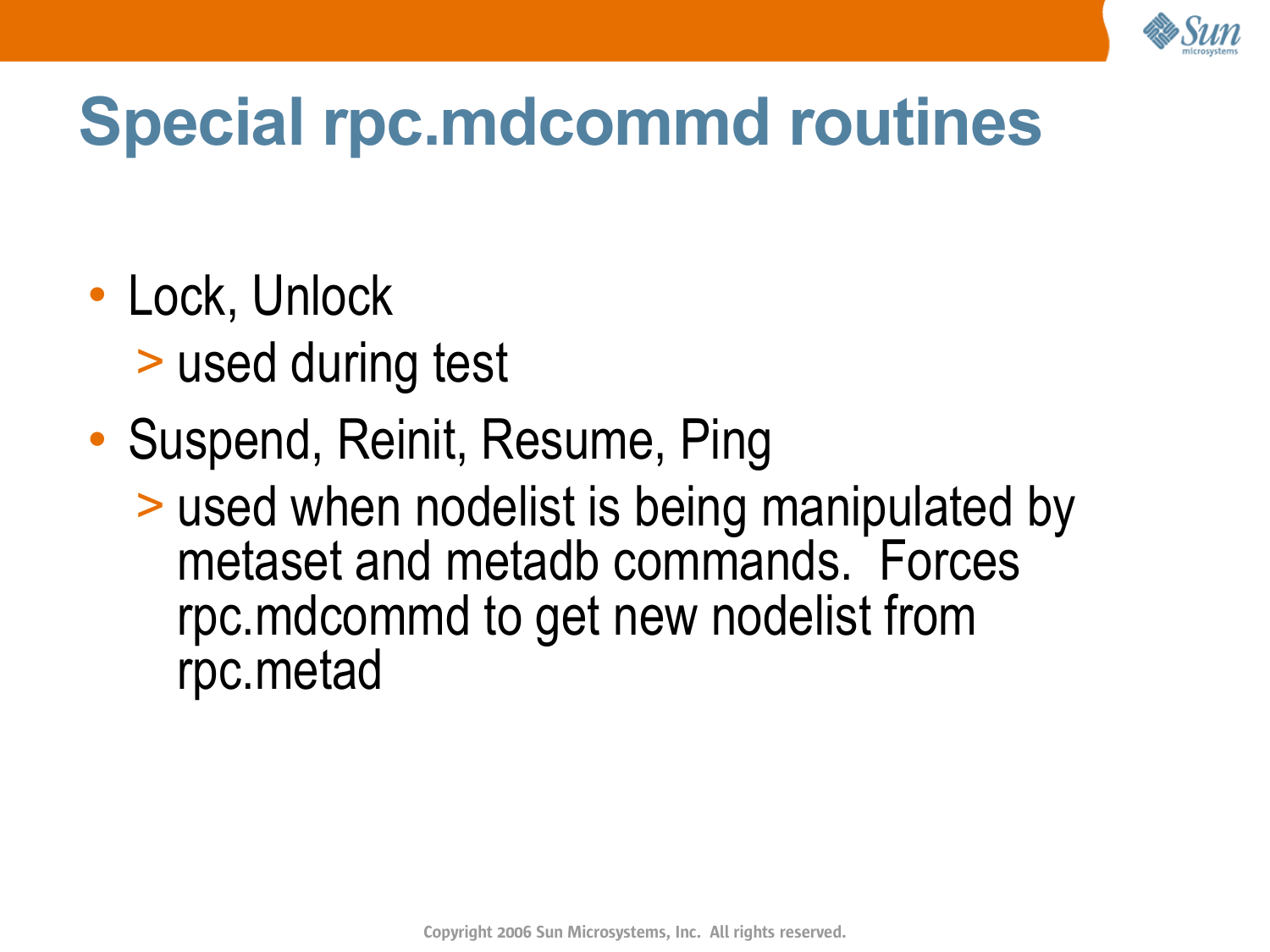# Special rpc.mdcommd routines

- Lock, Unlock
  - used during test
- Suspend, Reinit, Resume, Ping
  - used when nodelist is being manipulated by metaset and metadb commands. Forces rpc.mdcommd to get new nodelist from rpc.metad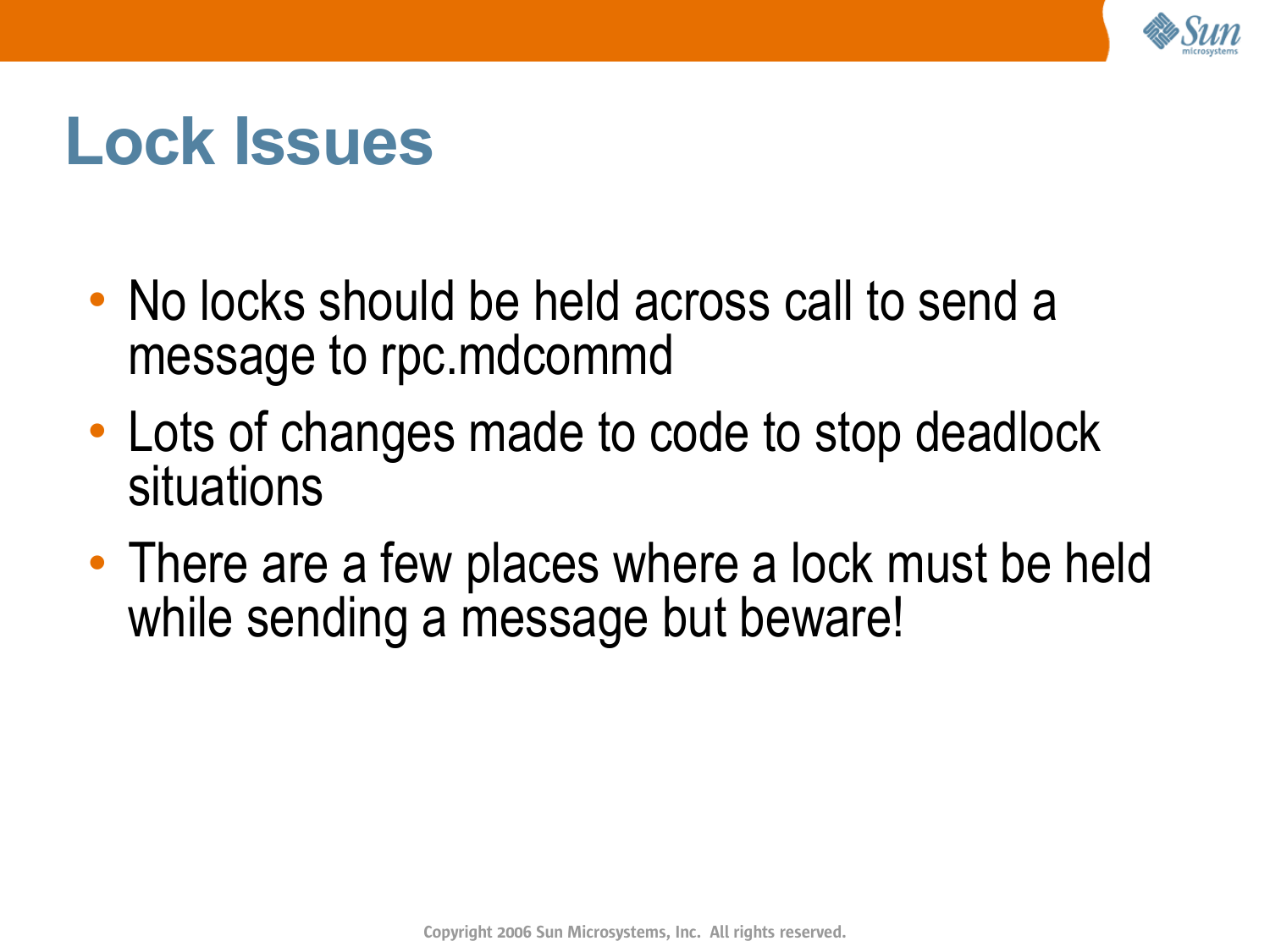# Lock Issues

- No locks should be held across call to send a message to rpc.mdcommd
- Lots of changes made to code to stop deadlock situations
- There are a few places where a lock must be held while sending a message but beware!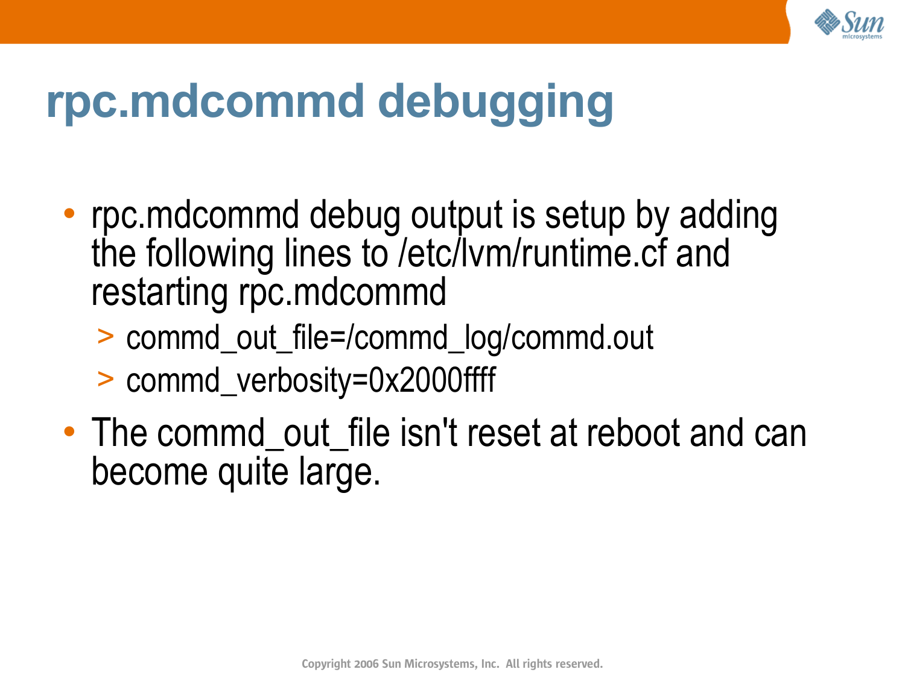# rpc.mdcommd debugging

- rpc.mdcommd debug output is setup by adding the following lines to /etc/lvm/runtime.cf and restarting rpc.mdcommd
  - commd_out_file=/commd_log/commd.out
  - commd_verbosity=0x2000ffff
- The commd_out_file isn't reset at reboot and can become quite large.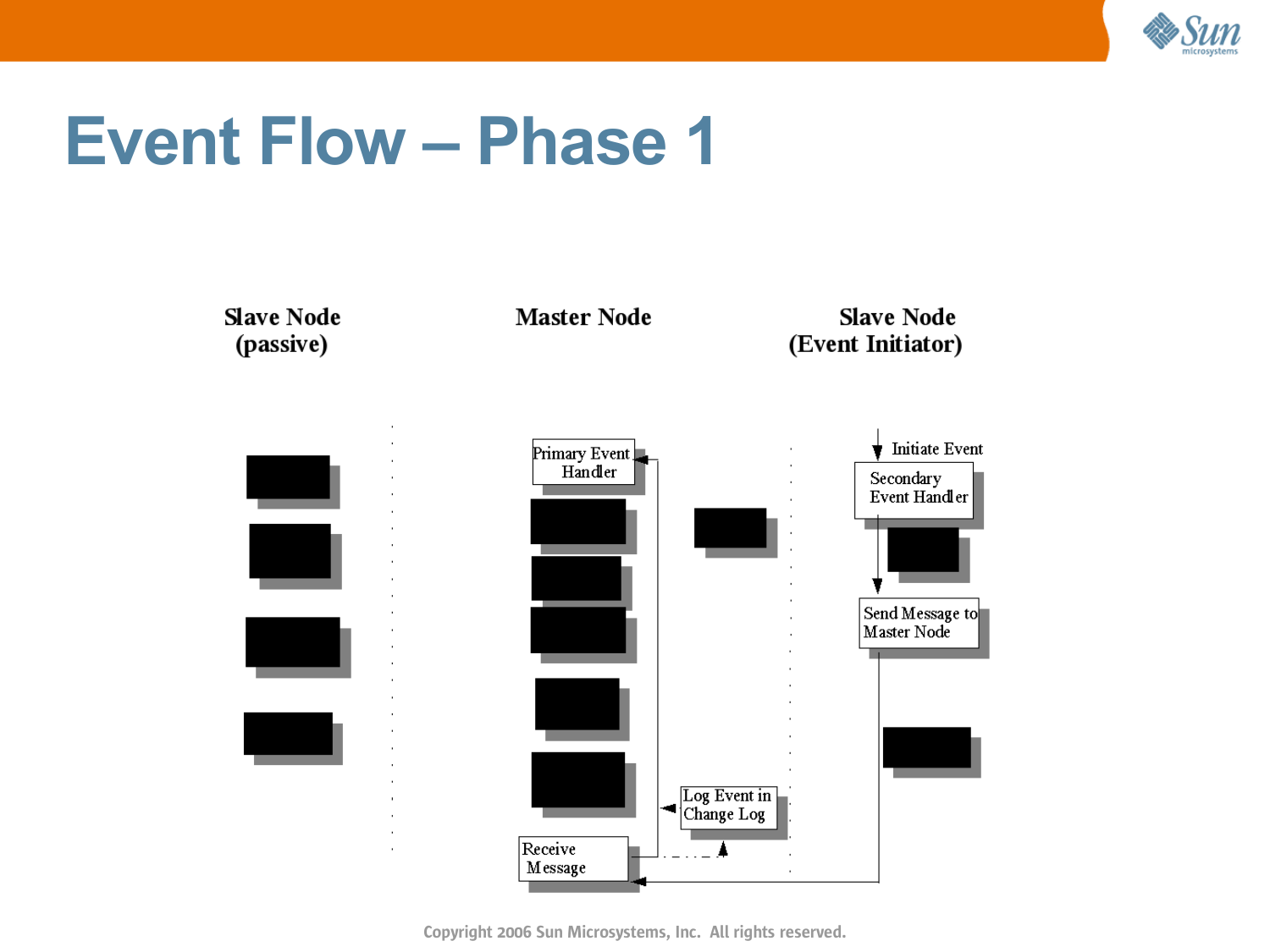# Event Flow – Phase 1

**Slave Node (passive)**

**Master Node**

**Slave Node (Event Initiator)**

Initiate Event

Secondary Event Handler

Send Message to Master Node

Primary Event Handler

Log Event in Change Log

Receive Message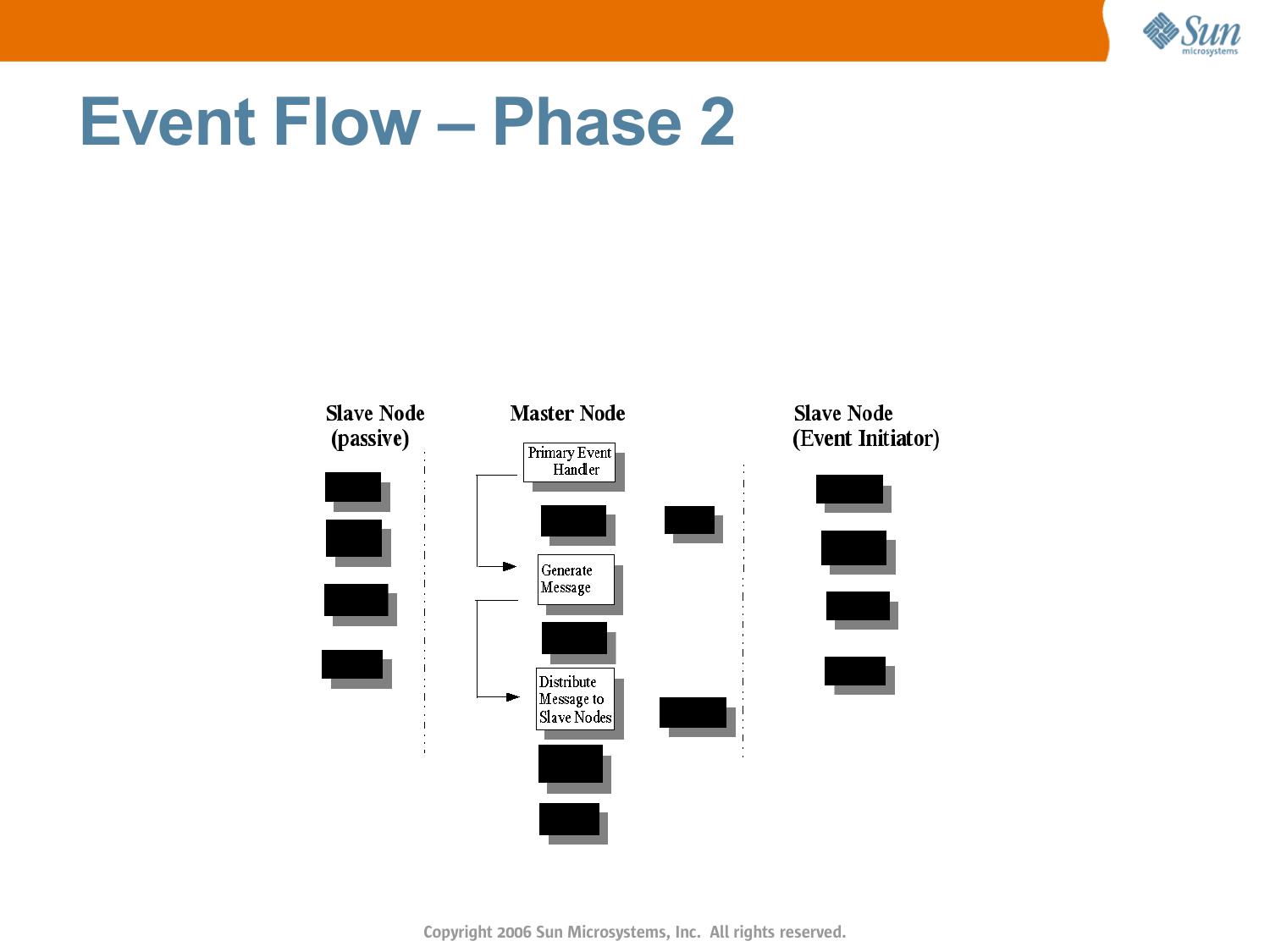# Event Flow – Phase 2

**Slave Node (passive)**

**Master Node**

**Slave Node (Event Initiator)**

Primary Event Handler

Generate Message

Distribute Message to Slave Nodes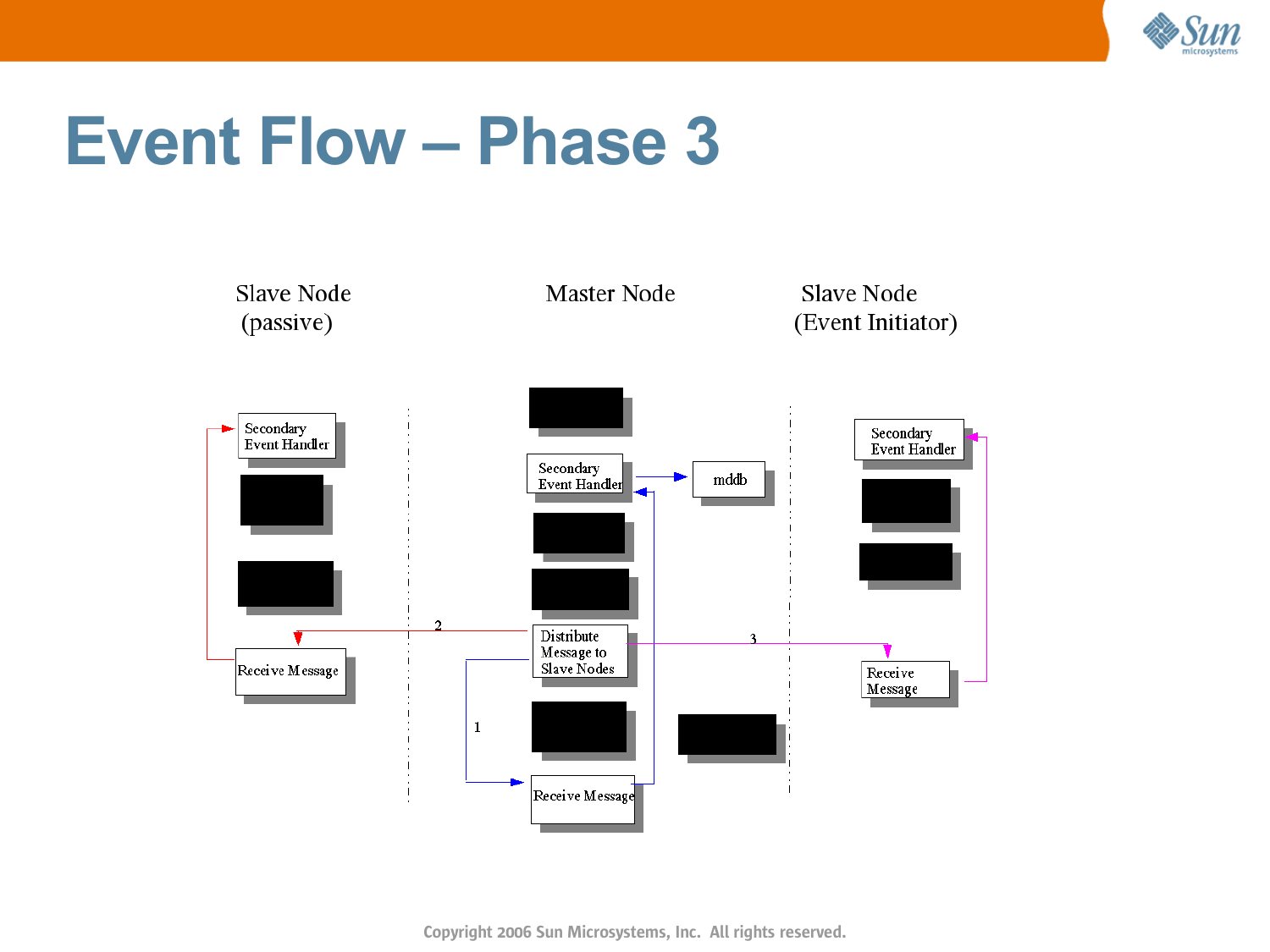# Event Flow – Phase 3

Slave Node (passive)

Master Node

Slave Node (Event Initiator)

Secondary Event Handler

Receive Message

2

Secondary Event Handler

mddb

Distribute Message to Slave Nodes

1

Receive Message

3

Secondary Event Handler

Receive Message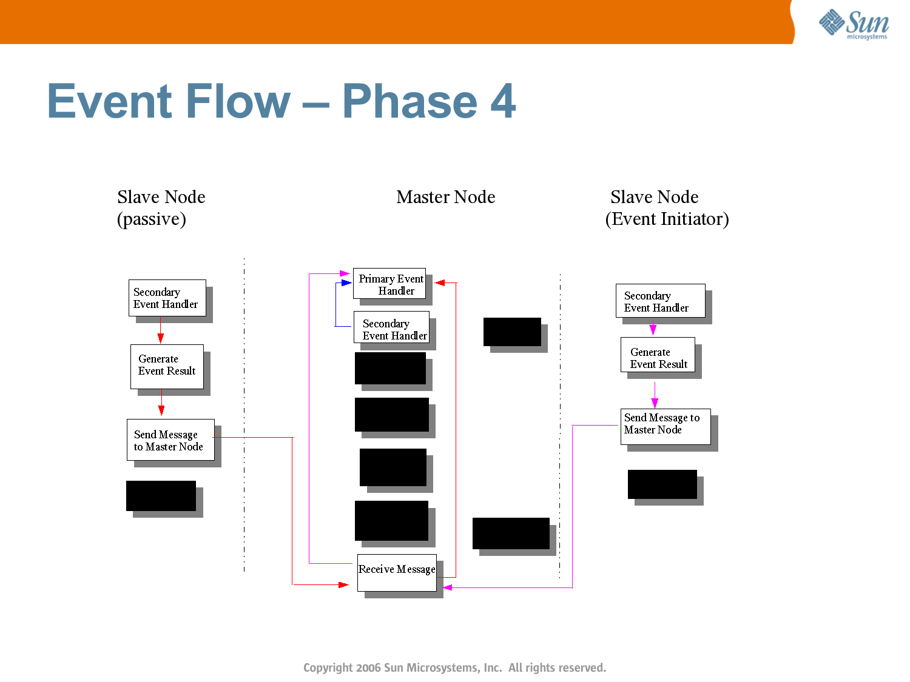# Event Flow – Phase 4

Slave Node (passive)

Master Node

Slave Node (Event Initiator)

Secondary Event Handler

Generate Event Result

Send Message to Master Node

Primary Event Handler

Secondary Event Handler

Receive Message

Secondary Event Handler

Generate Event Result

Send Message to Master Node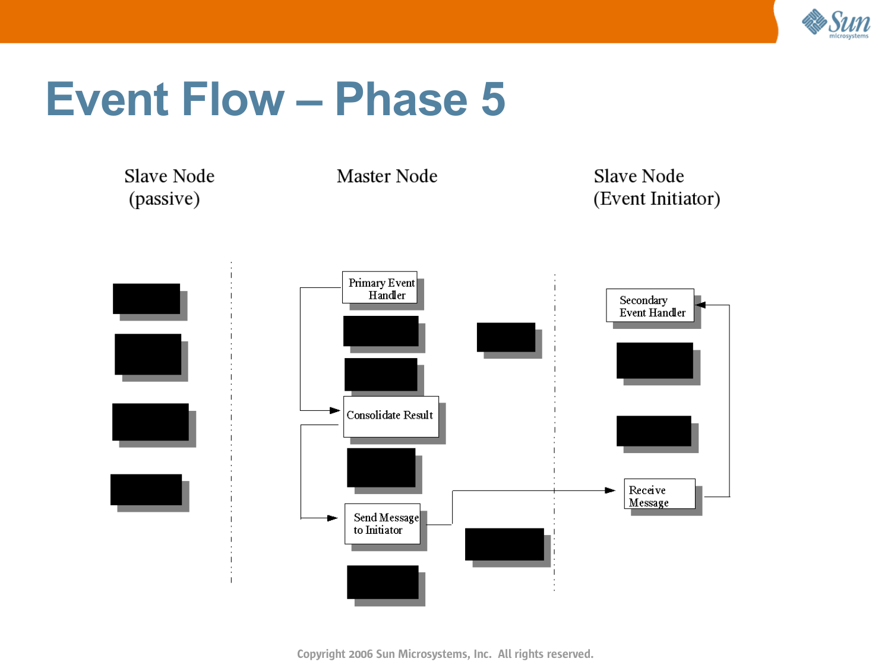# Event Flow – Phase 5

Slave Node (passive)

Master Node

Slave Node (Event Initiator)

Primary Event Handler

Consolidate Result

Send Message to Initiator

Secondary Event Handler

Receive Message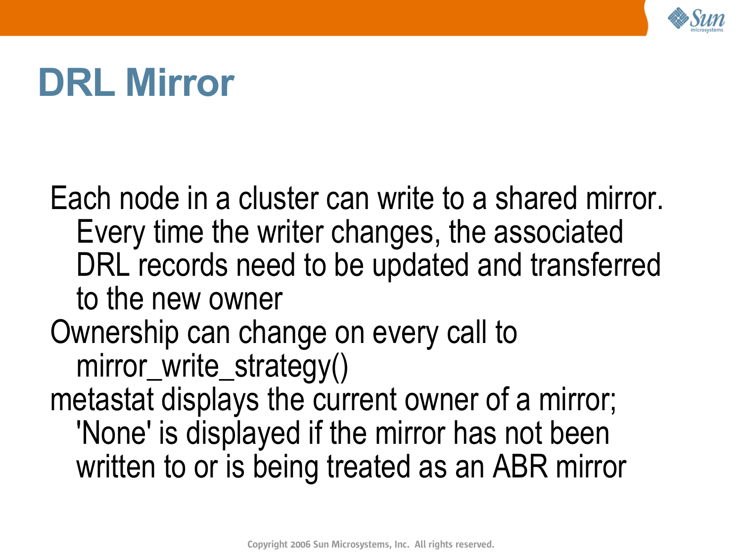# DRL Mirror

- Each node in a cluster can write to a shared mirror. Every time the writer changes, the associated DRL records need to be updated and transferred to the new owner
- Ownership can change on every call to mirror_write_strategy()
- metastat displays the current owner of a mirror; 'None' is displayed if the mirror has not been written to or is being treated as an ABR mirror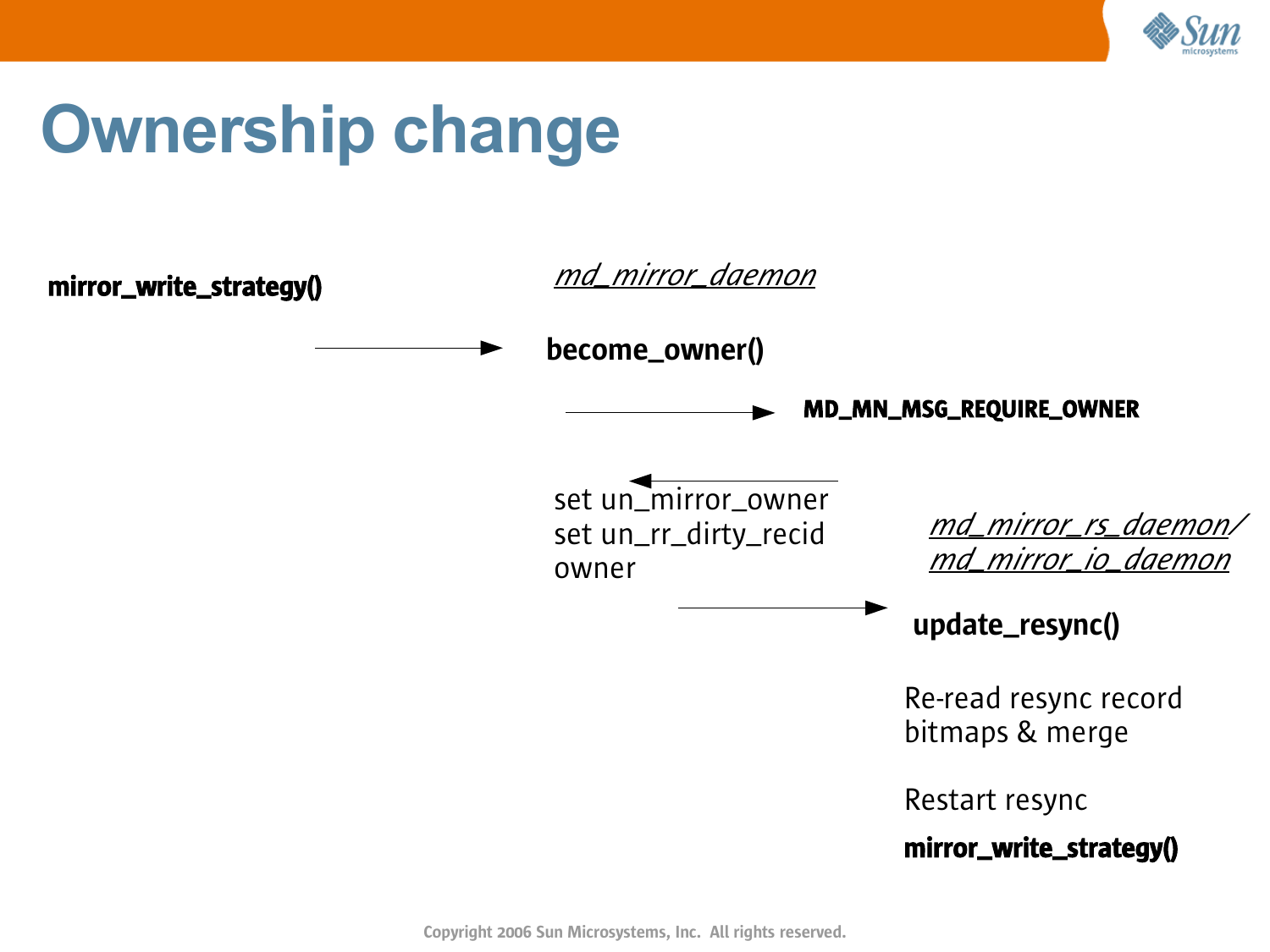# Ownership change

**mirror_write_strategy()**

*md_mirror_daemon*

→ **become_owner()**

→ **MD_MN_MSG_REQUIRE_OWNER**

←

set un_mirror_owner
set un_rr_dirty_recid
owner

*md_mirror_rs_daemon/*
*md_mirror_io_daemon*

→ **update_resync()**

Re-read resync record
bitmaps & merge

Restart resync

**mirror_write_strategy()**

Copyright 2006 Sun Microsystems, Inc. All rights reserved.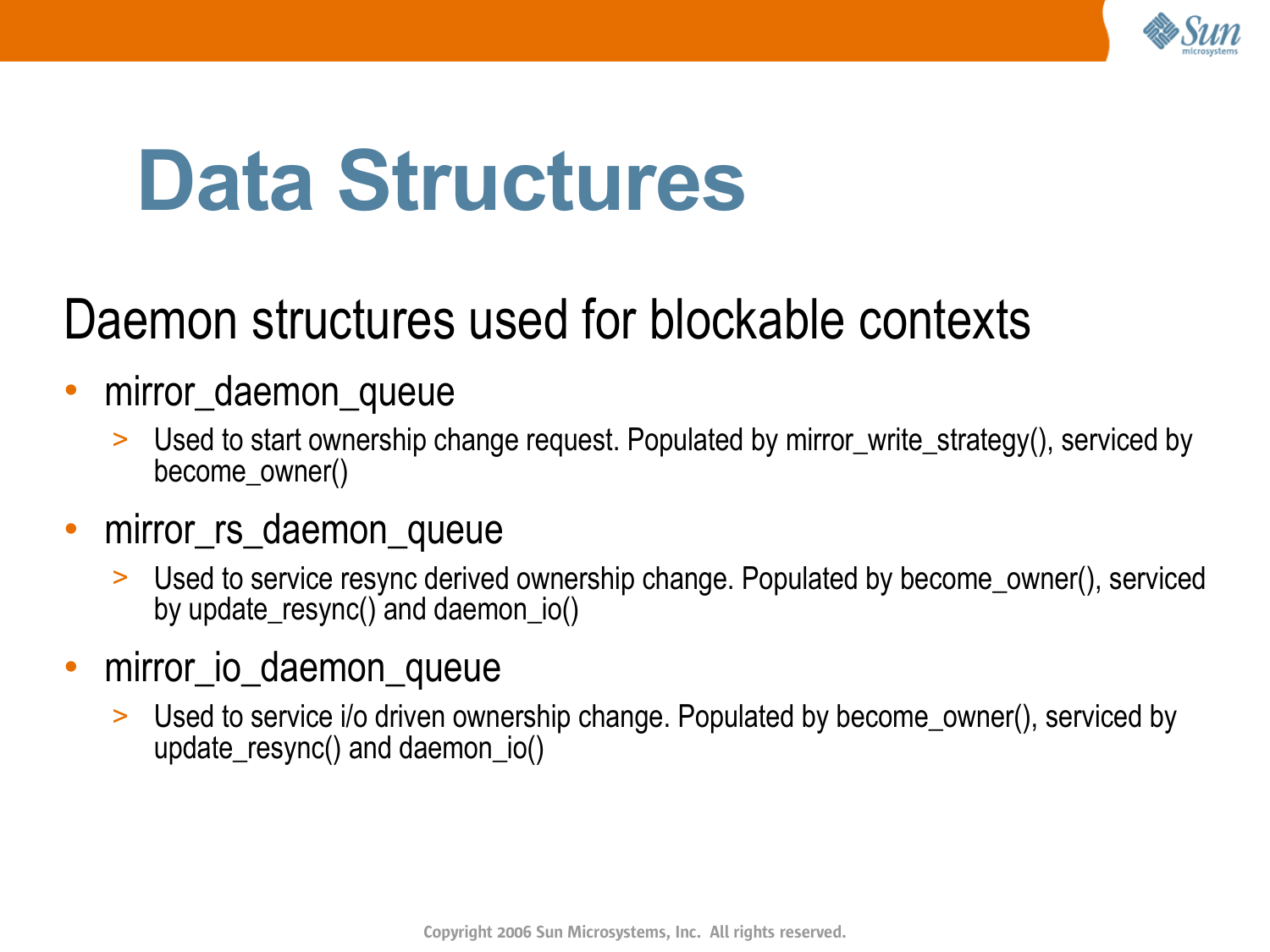# Data Structures

## Daemon structures used for blockable contexts

- mirror_daemon_queue
  - Used to start ownership change request. Populated by mirror_write_strategy(), serviced by become_owner()
- mirror_rs_daemon_queue
  - Used to service resync derived ownership change. Populated by become_owner(), serviced by update_resync() and daemon_io()
- mirror_io_daemon_queue
  - Used to service i/o driven ownership change. Populated by become_owner(), serviced by update_resync() and daemon_io()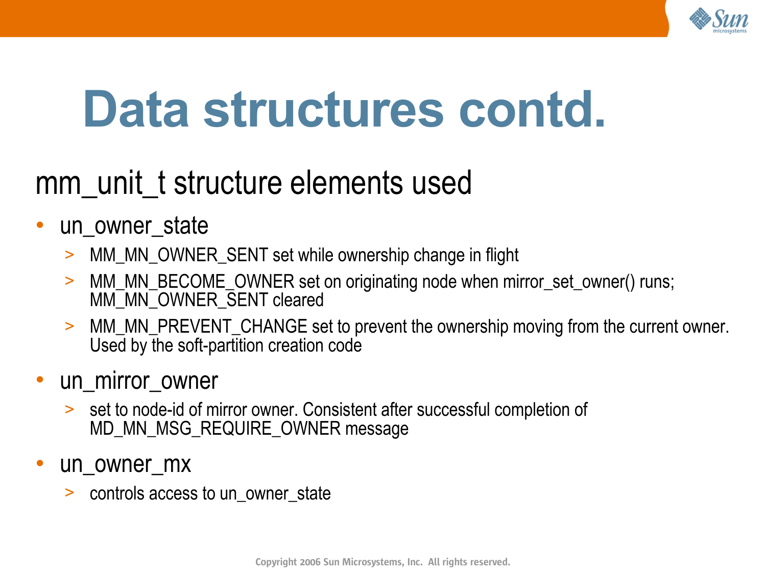# Data structures contd.

## mm_unit_t structure elements used

- un_owner_state
  - MM_MN_OWNER_SENT set while ownership change in flight
  - MM_MN_BECOME_OWNER set on originating node when mirror_set_owner() runs; MM_MN_OWNER_SENT cleared
  - MM_MN_PREVENT_CHANGE set to prevent the ownership moving from the current owner. Used by the soft-partition creation code
- un_mirror_owner
  - set to node-id of mirror owner. Consistent after successful completion of MD_MN_MSG_REQUIRE_OWNER message
- un_owner_mx
  - controls access to un_owner_state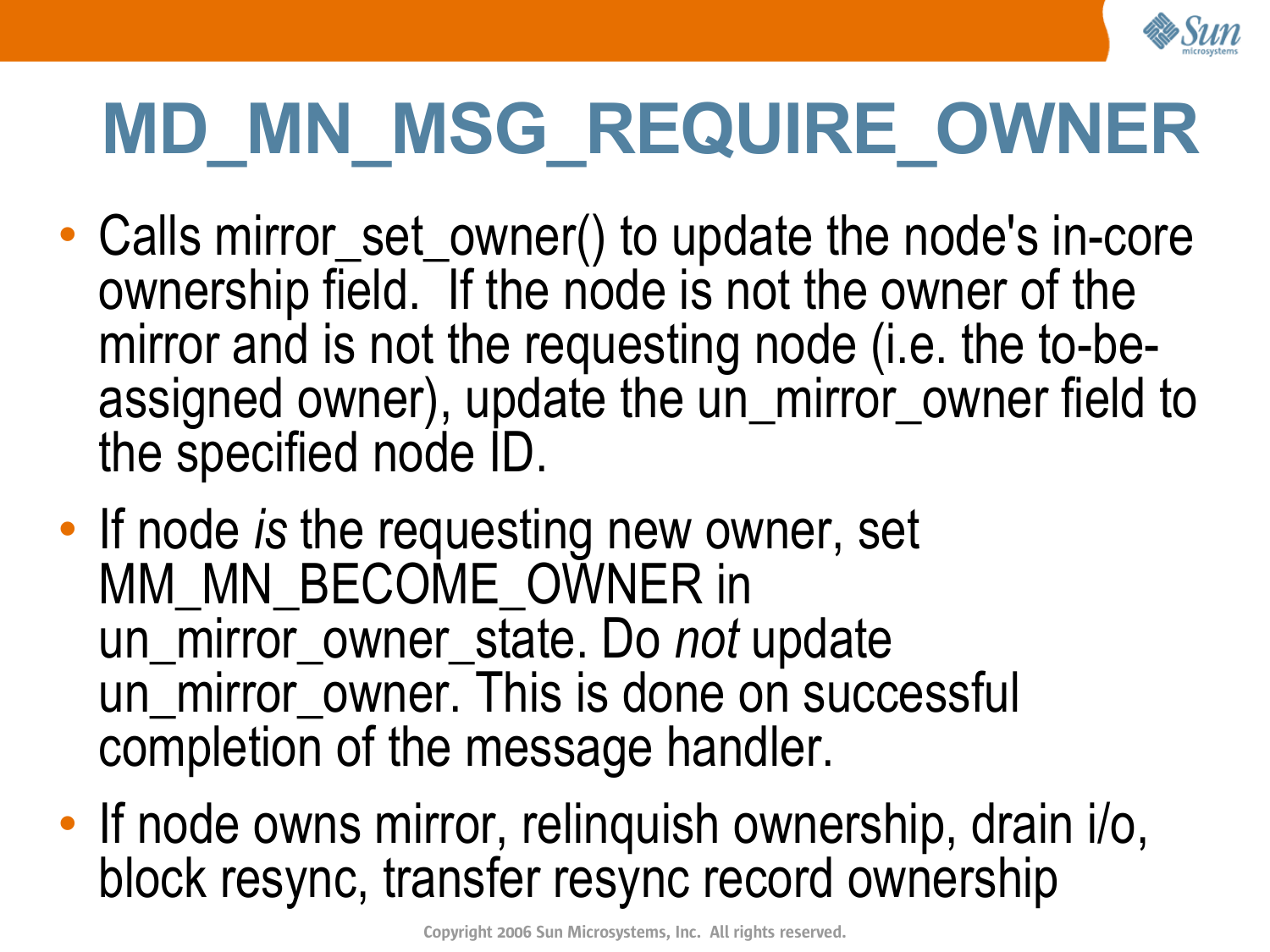# MD_MN_MSG_REQUIRE_OWNER

- Calls mirror_set_owner() to update the node's in-core ownership field. If the node is not the owner of the mirror and is not the requesting node (i.e. the to-be-assigned owner), update the un_mirror_owner field to the specified node ID.
- If node *is* the requesting new owner, set MM_MN_BECOME_OWNER in un_mirror_owner_state. Do *not* update un_mirror_owner. This is done on successful completion of the message handler.
- If node owns mirror, relinquish ownership, drain i/o, block resync, transfer resync record ownership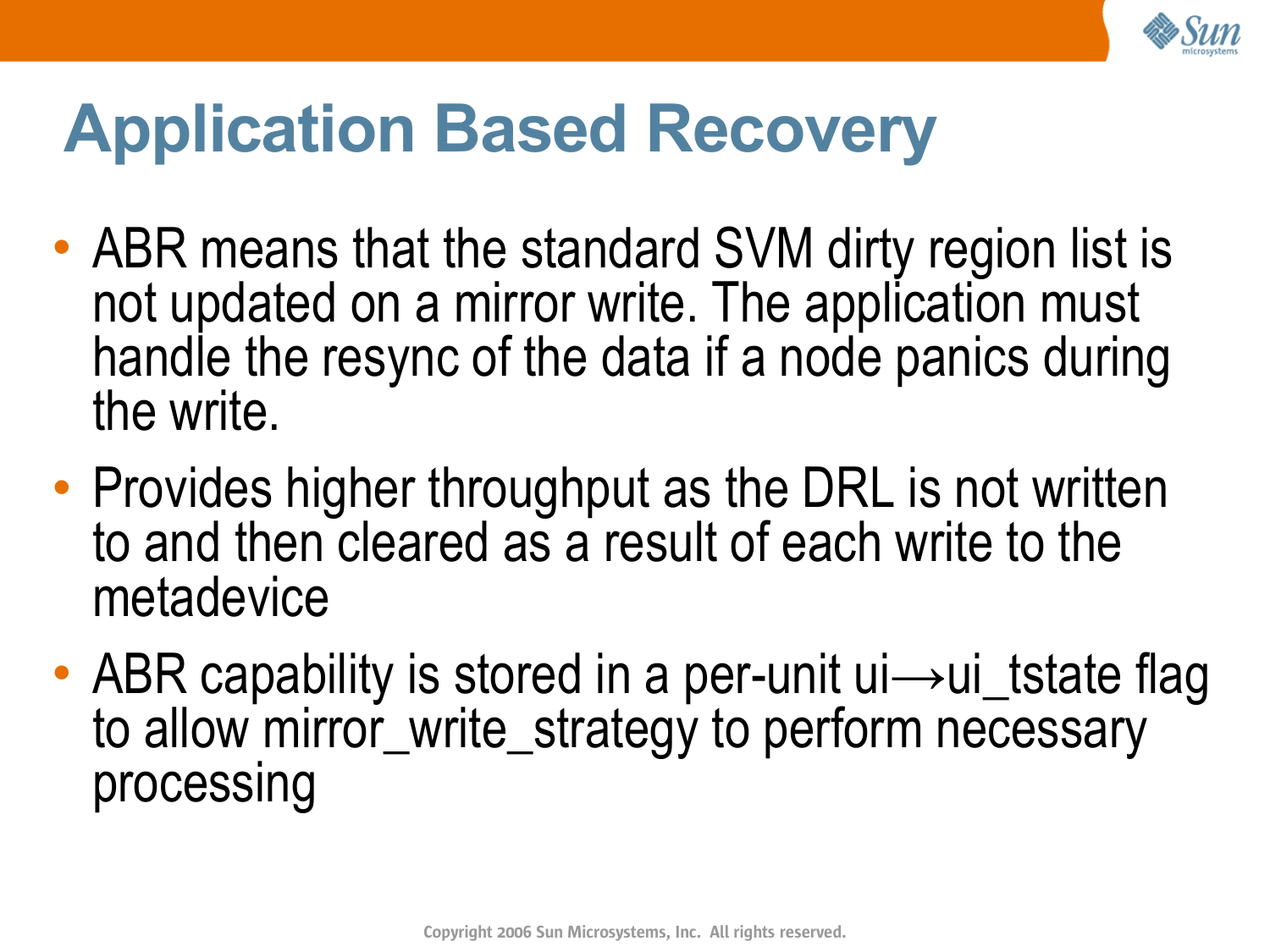# Application Based Recovery

- ABR means that the standard SVM dirty region list is not updated on a mirror write. The application must handle the resync of the data if a node panics during the write.
- Provides higher throughput as the DRL is not written to and then cleared as a result of each write to the metadevice
- ABR capability is stored in a per-unit ui→ui_tstate flag to allow mirror_write_strategy to perform necessary processing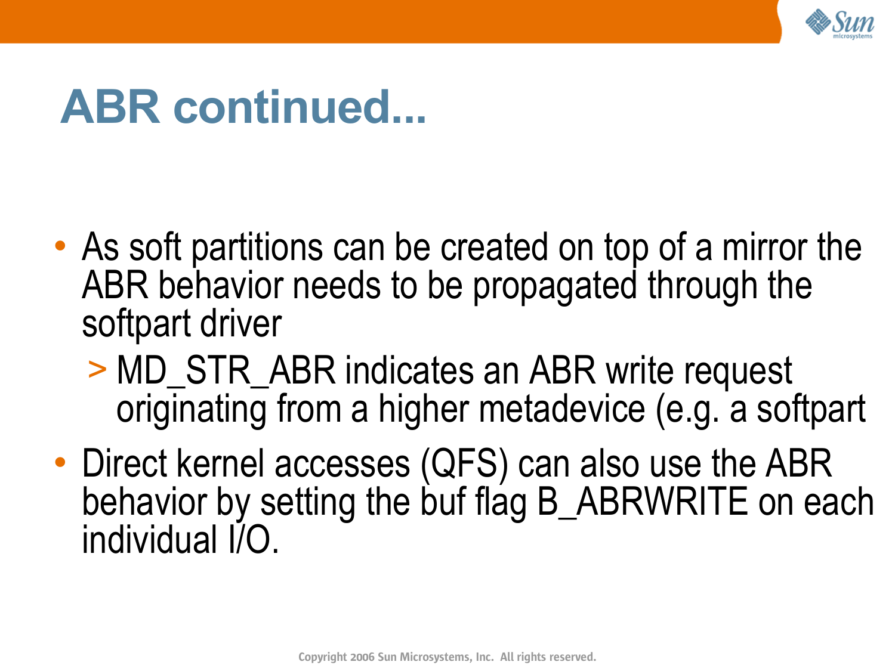# ABR continued...

- As soft partitions can be created on top of a mirror the ABR behavior needs to be propagated through the softpart driver
  - > MD_STR_ABR indicates an ABR write request originating from a higher metadevice (e.g. a softpart
- Direct kernel accesses (QFS) can also use the ABR behavior by setting the buf flag B_ABRWRITE on each individual I/O.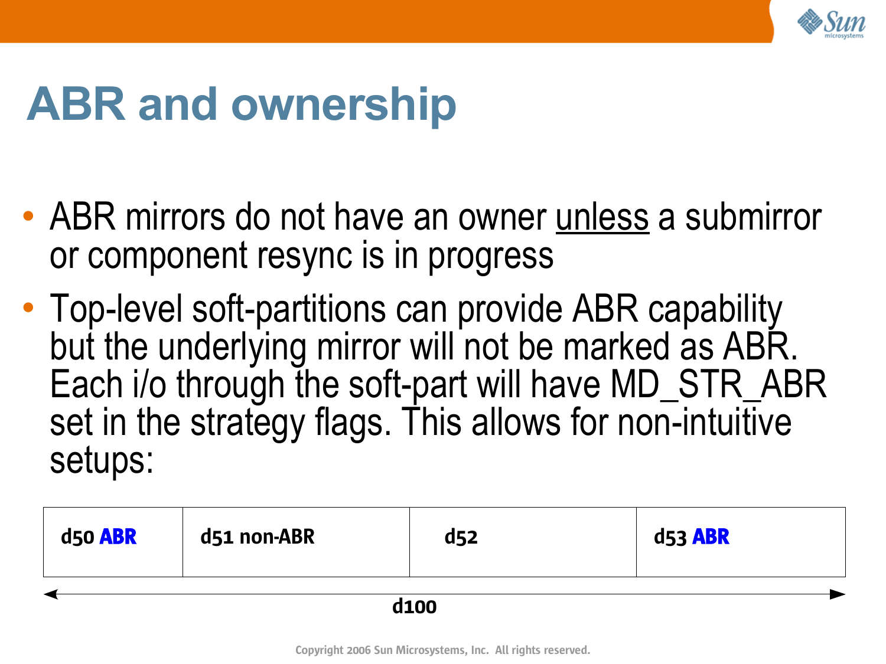# ABR and ownership

- ABR mirrors do not have an owner <u>unless</u> a submirror or component resync is in progress
- Top-level soft-partitions can provide ABR capability but the underlying mirror will not be marked as ABR. Each i/o through the soft-part will have MD_STR_ABR set in the strategy flags. This allows for non-intuitive setups:

| d50 **ABR** | d51 non-ABR | d52 | d53 **ABR** |
|---|---|---|---|

← d100 →

Copyright 2006 Sun Microsystems, Inc. All rights reserved.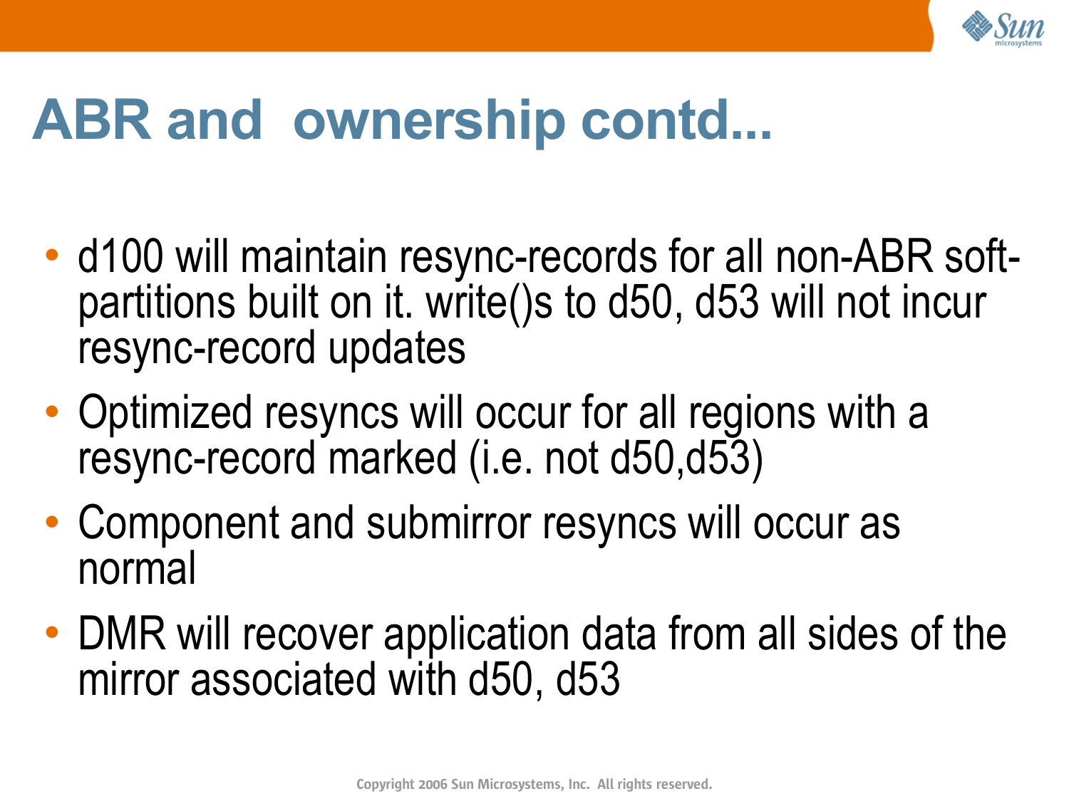# ABR and ownership contd...

- d100 will maintain resync-records for all non-ABR soft-partitions built on it. write()s to d50, d53 will not incur resync-record updates
- Optimized resyncs will occur for all regions with a resync-record marked (i.e. not d50,d53)
- Component and submirror resyncs will occur as normal
- DMR will recover application data from all sides of the mirror associated with d50, d53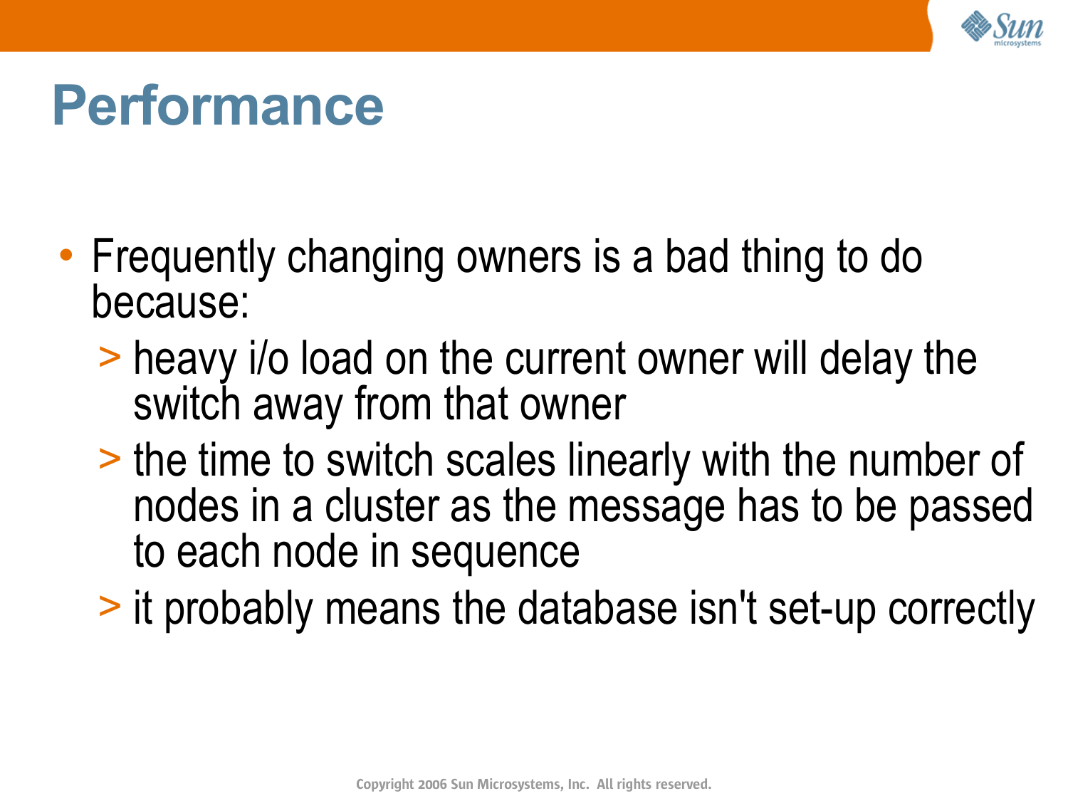# Performance

- Frequently changing owners is a bad thing to do because:
  - heavy i/o load on the current owner will delay the switch away from that owner
  - the time to switch scales linearly with the number of nodes in a cluster as the message has to be passed to each node in sequence
  - it probably means the database isn't set-up correctly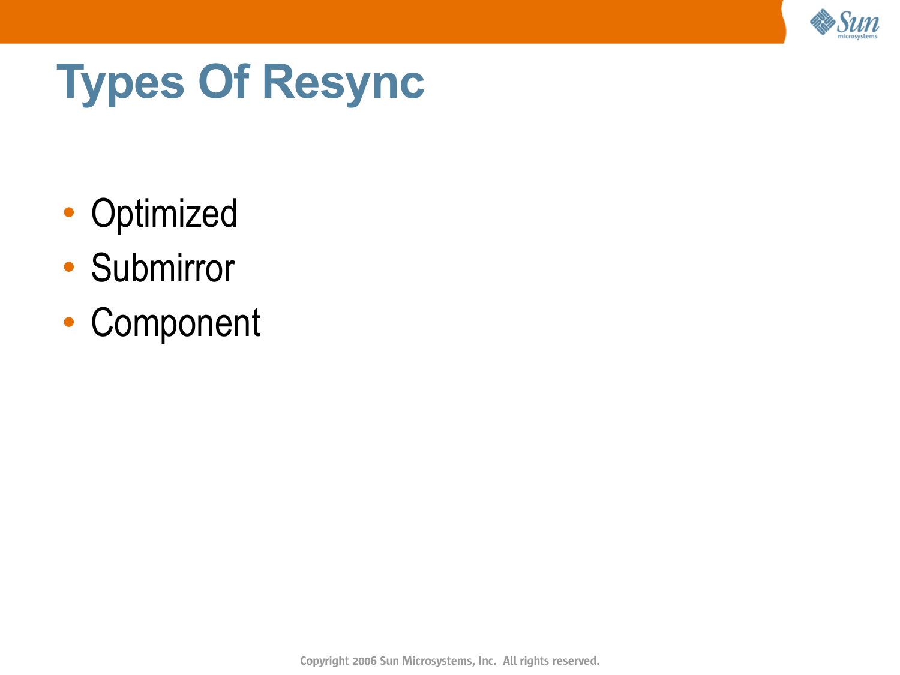# Types Of Resync

- Optimized
- Submirror
- Component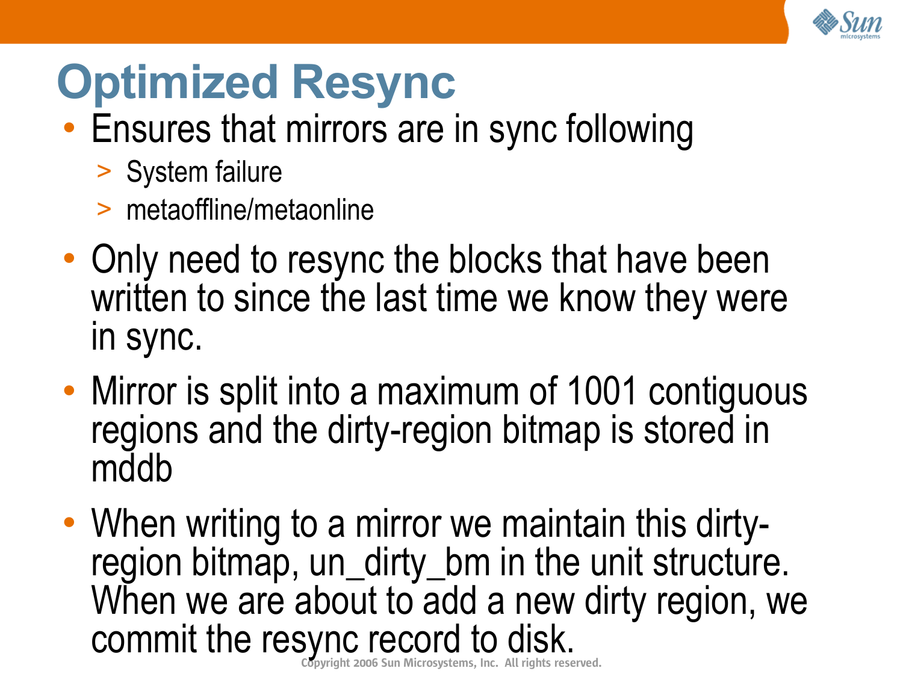# Optimized Resync

- Ensures that mirrors are in sync following
  - System failure
  - metaoffline/metaonline
- Only need to resync the blocks that have been written to since the last time we know they were in sync.
- Mirror is split into a maximum of 1001 contiguous regions and the dirty-region bitmap is stored in mddb
- When writing to a mirror we maintain this dirty-region bitmap, un_dirty_bm in the unit structure. When we are about to add a new dirty region, we commit the resync record to disk.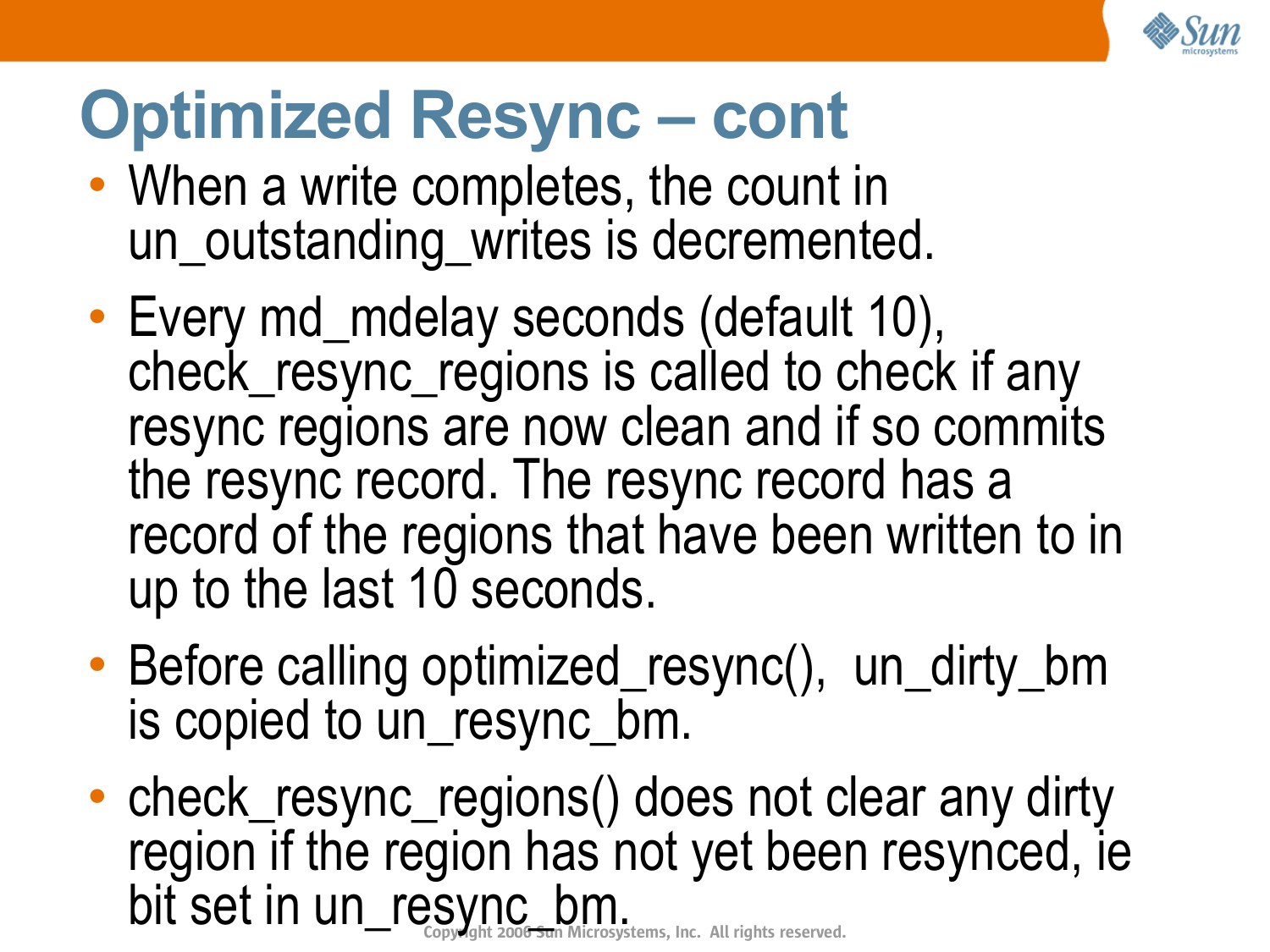# Optimized Resync – cont

- When a write completes, the count in un_outstanding_writes is decremented.
- Every md_mdelay seconds (default 10), check_resync_regions is called to check if any resync regions are now clean and if so commits the resync record. The resync record has a record of the regions that have been written to in up to the last 10 seconds.
- Before calling optimized_resync(), un_dirty_bm is copied to un_resync_bm.
- check_resync_regions() does not clear any dirty region if the region has not yet been resynced, ie bit set in un_resync_bm.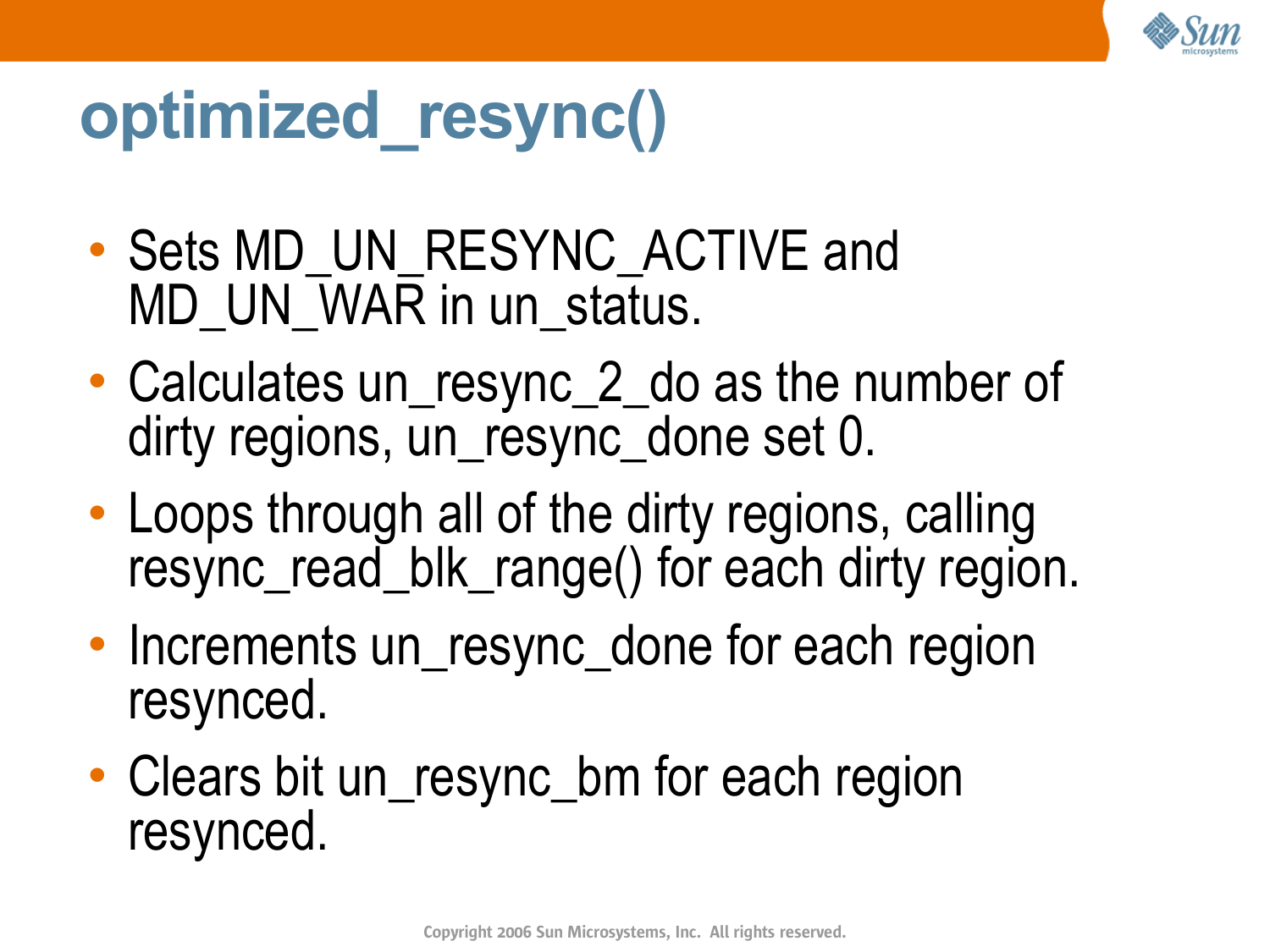# optimized_resync()

- Sets MD_UN_RESYNC_ACTIVE and MD_UN_WAR in un_status.
- Calculates un_resync_2_do as the number of dirty regions, un_resync_done set 0.
- Loops through all of the dirty regions, calling resync_read_blk_range() for each dirty region.
- Increments un_resync_done for each region resynced.
- Clears bit un_resync_bm for each region resynced.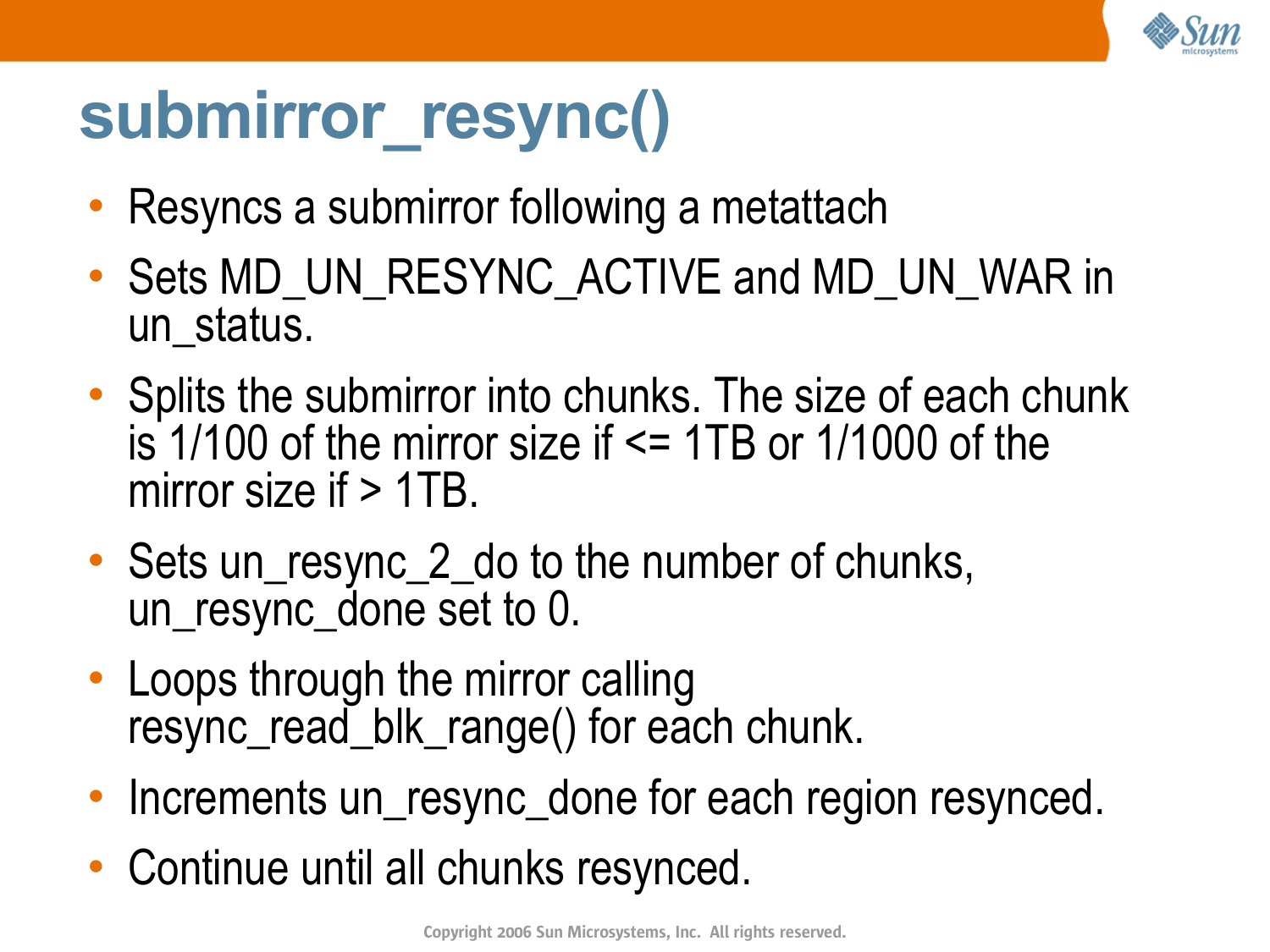# submirror_resync()

- Resyncs a submirror following a metattach
- Sets MD_UN_RESYNC_ACTIVE and MD_UN_WAR in un_status.
- Splits the submirror into chunks. The size of each chunk is 1/100 of the mirror size if <= 1TB or 1/1000 of the mirror size if > 1TB.
- Sets un_resync_2_do to the number of chunks, un_resync_done set to 0.
- Loops through the mirror calling resync_read_blk_range() for each chunk.
- Increments un_resync_done for each region resynced.
- Continue until all chunks resynced.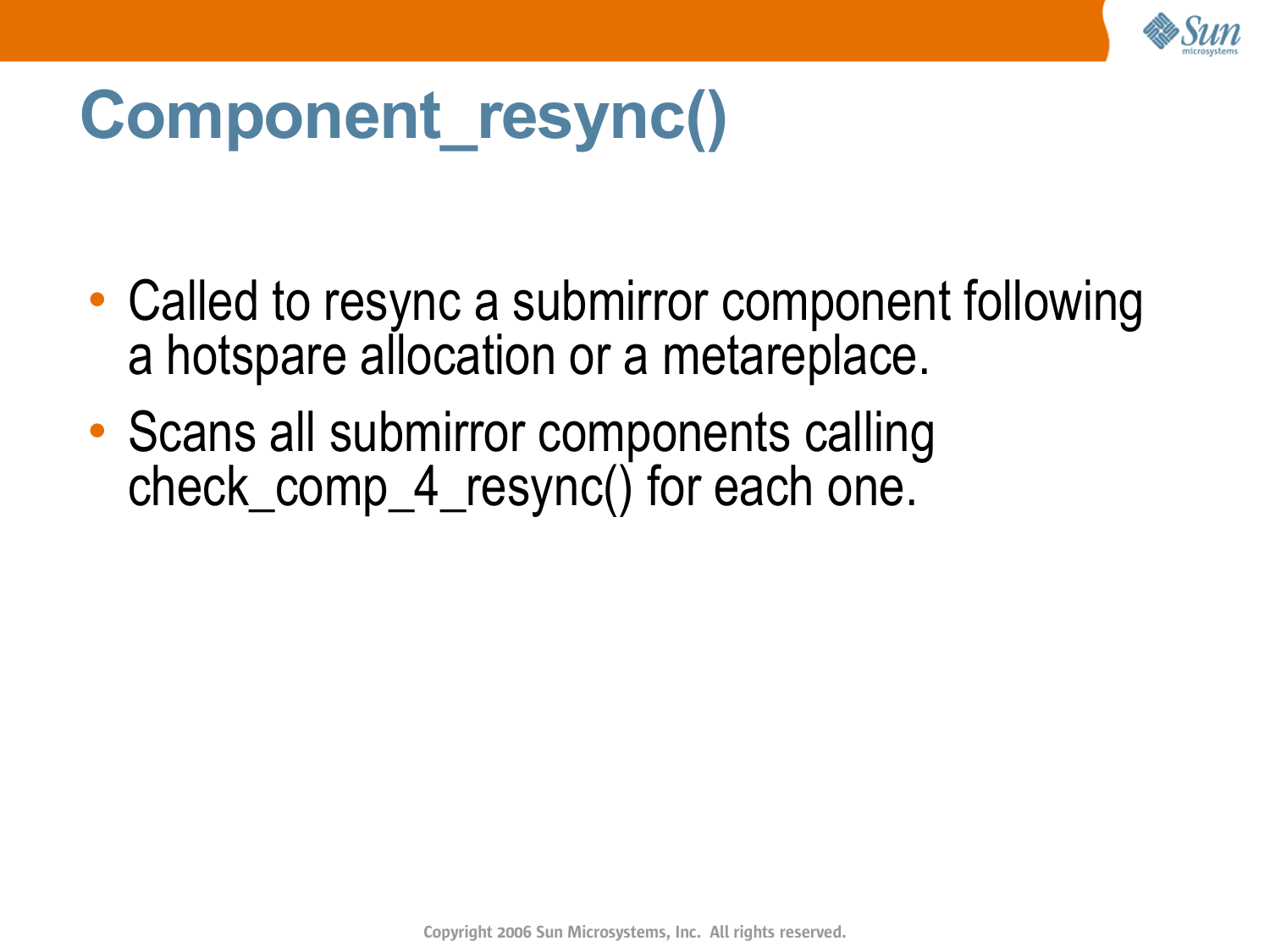# Component_resync()

- Called to resync a submirror component following a hotspare allocation or a metareplace.
- Scans all submirror components calling check_comp_4_resync() for each one.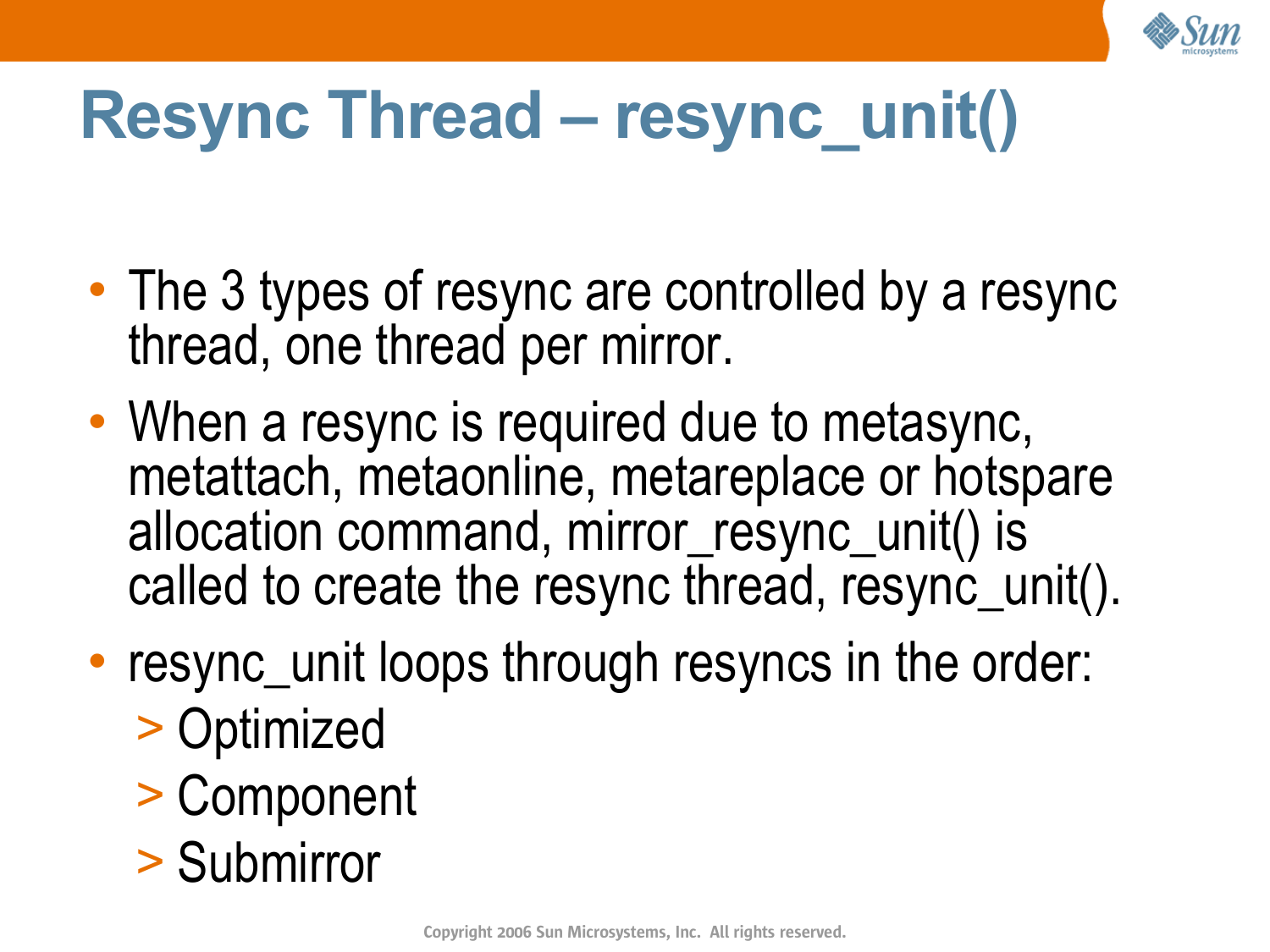# Resync Thread – resync_unit()

- The 3 types of resync are controlled by a resync thread, one thread per mirror.
- When a resync is required due to metasync, metattach, metaonline, metareplace or hotspare allocation command, mirror_resync_unit() is called to create the resync thread, resync_unit().
- resync_unit loops through resyncs in the order:
  - Optimized
  - Component
  - Submirror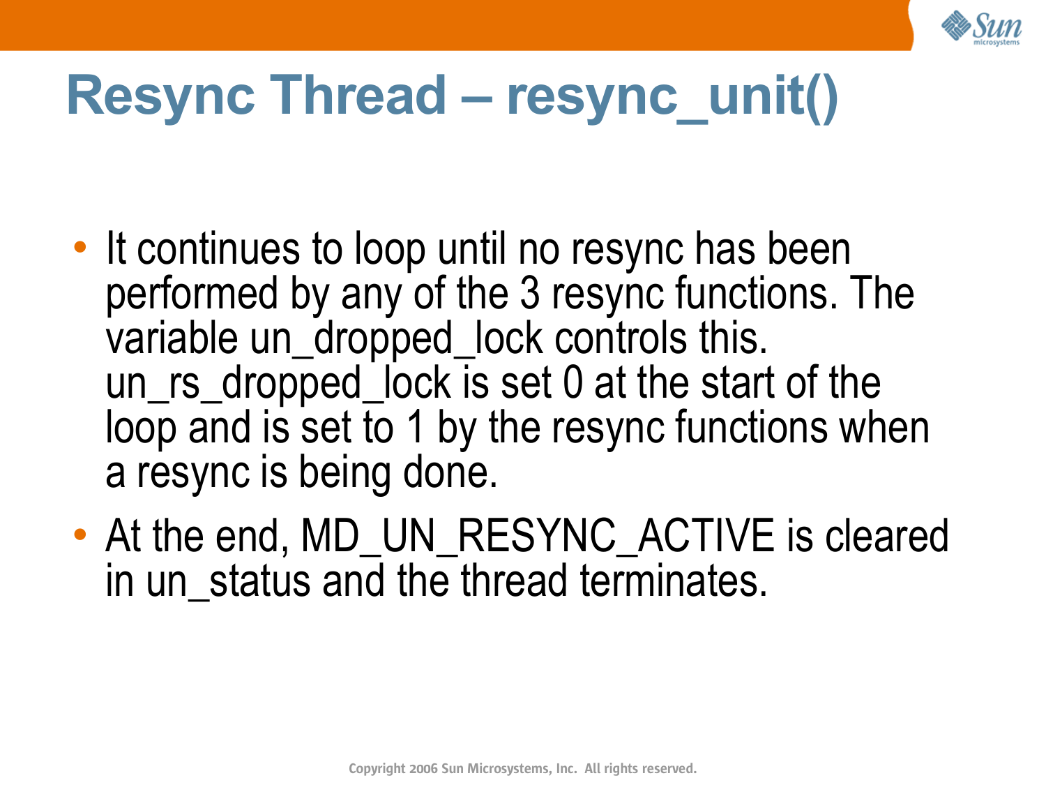# Resync Thread – resync_unit()

- It continues to loop until no resync has been performed by any of the 3 resync functions. The variable un_dropped_lock controls this. un_rs_dropped_lock is set 0 at the start of the loop and is set to 1 by the resync functions when a resync is being done.
- At the end, MD_UN_RESYNC_ACTIVE is cleared in un_status and the thread terminates.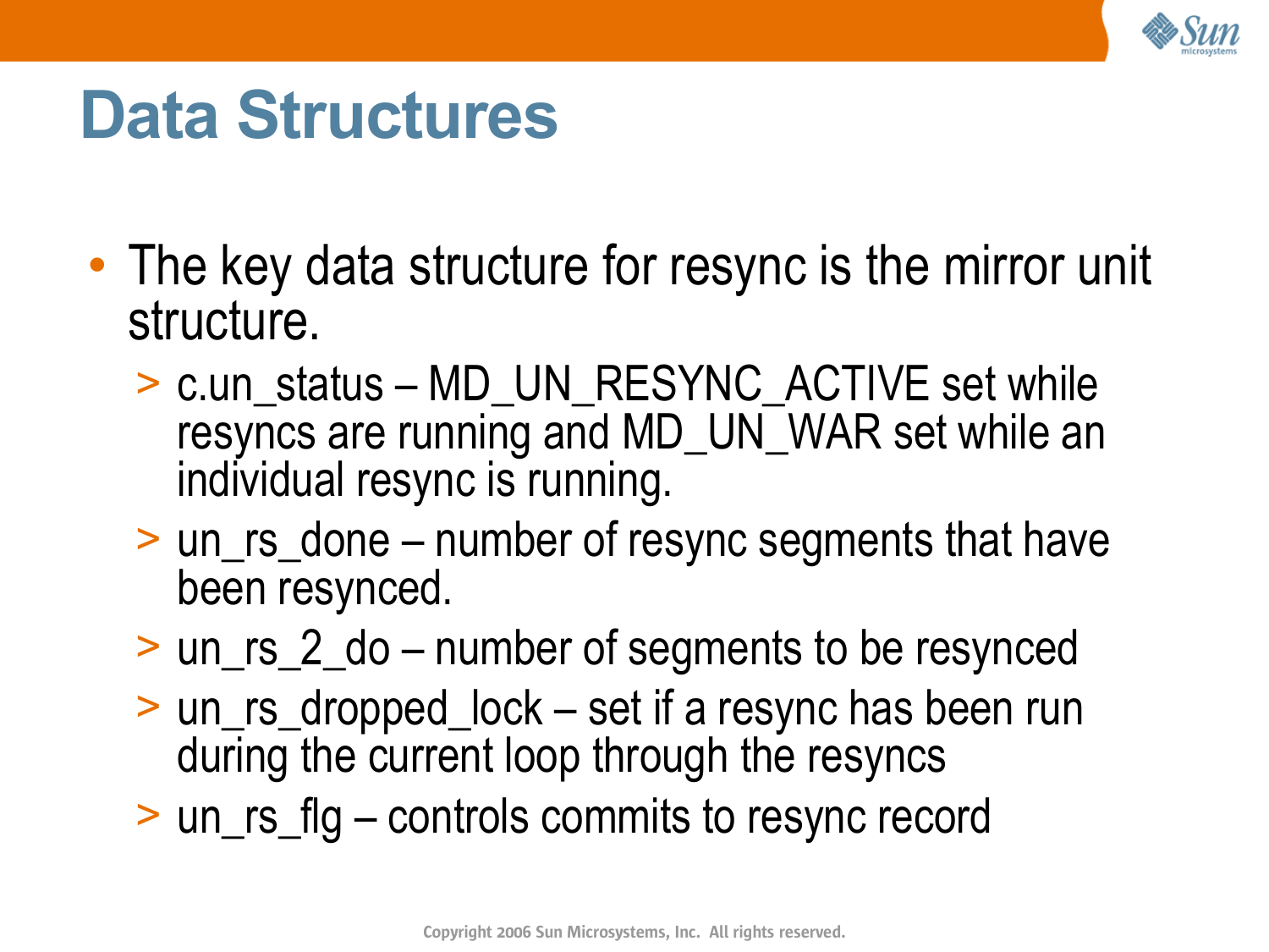# Data Structures

- The key data structure for resync is the mirror unit structure.
  - c.un_status – MD_UN_RESYNC_ACTIVE set while resyncs are running and MD_UN_WAR set while an individual resync is running.
  - un_rs_done – number of resync segments that have been resynced.
  - un_rs_2_do – number of segments to be resynced
  - un_rs_dropped_lock – set if a resync has been run during the current loop through the resyncs
  - un_rs_flg – controls commits to resync record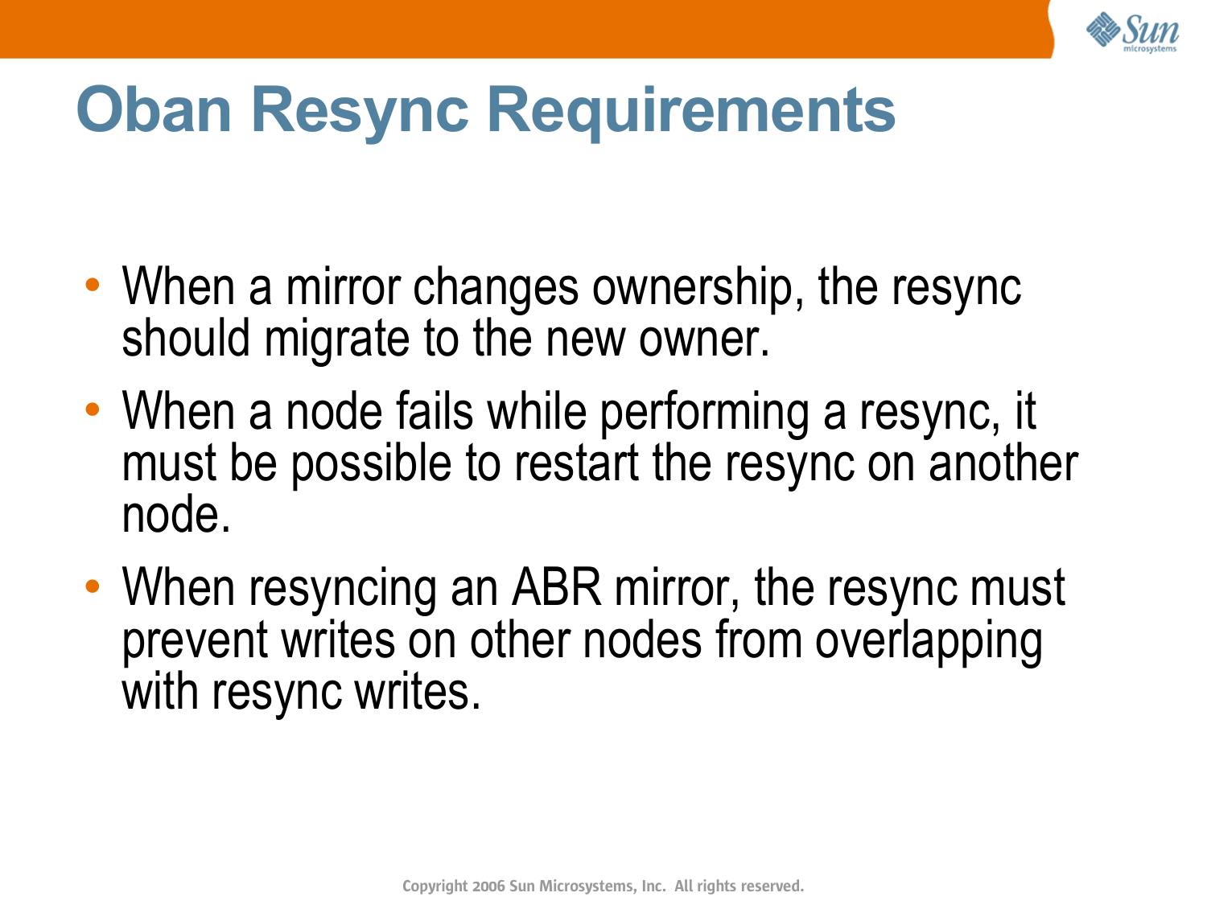# Oban Resync Requirements

- When a mirror changes ownership, the resync should migrate to the new owner.
- When a node fails while performing a resync, it must be possible to restart the resync on another node.
- When resyncing an ABR mirror, the resync must prevent writes on other nodes from overlapping with resync writes.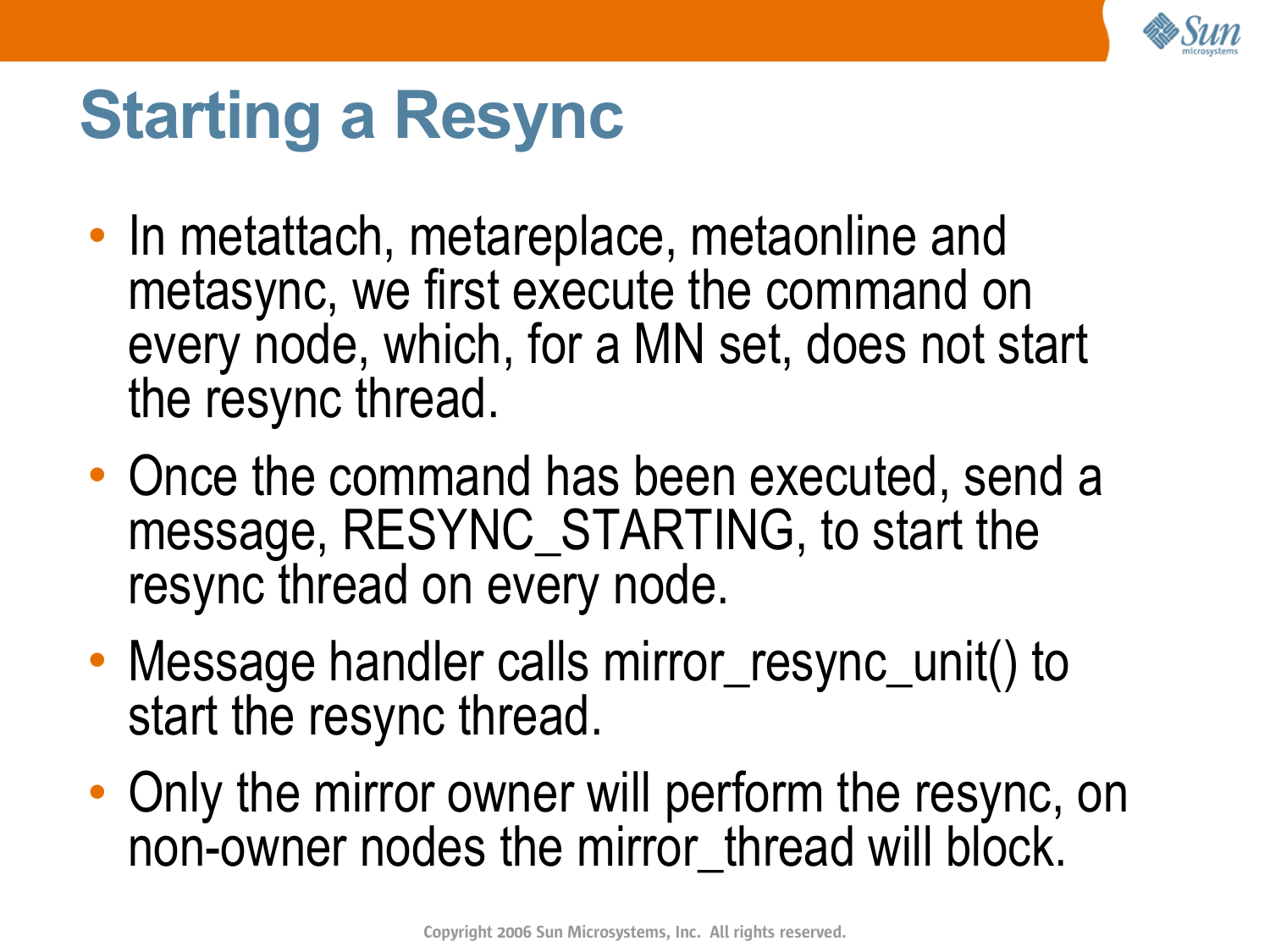# Starting a Resync

- In metattach, metareplace, metaonline and metasync, we first execute the command on every node, which, for a MN set, does not start the resync thread.
- Once the command has been executed, send a message, RESYNC_STARTING, to start the resync thread on every node.
- Message handler calls mirror_resync_unit() to start the resync thread.
- Only the mirror owner will perform the resync, on non-owner nodes the mirror_thread will block.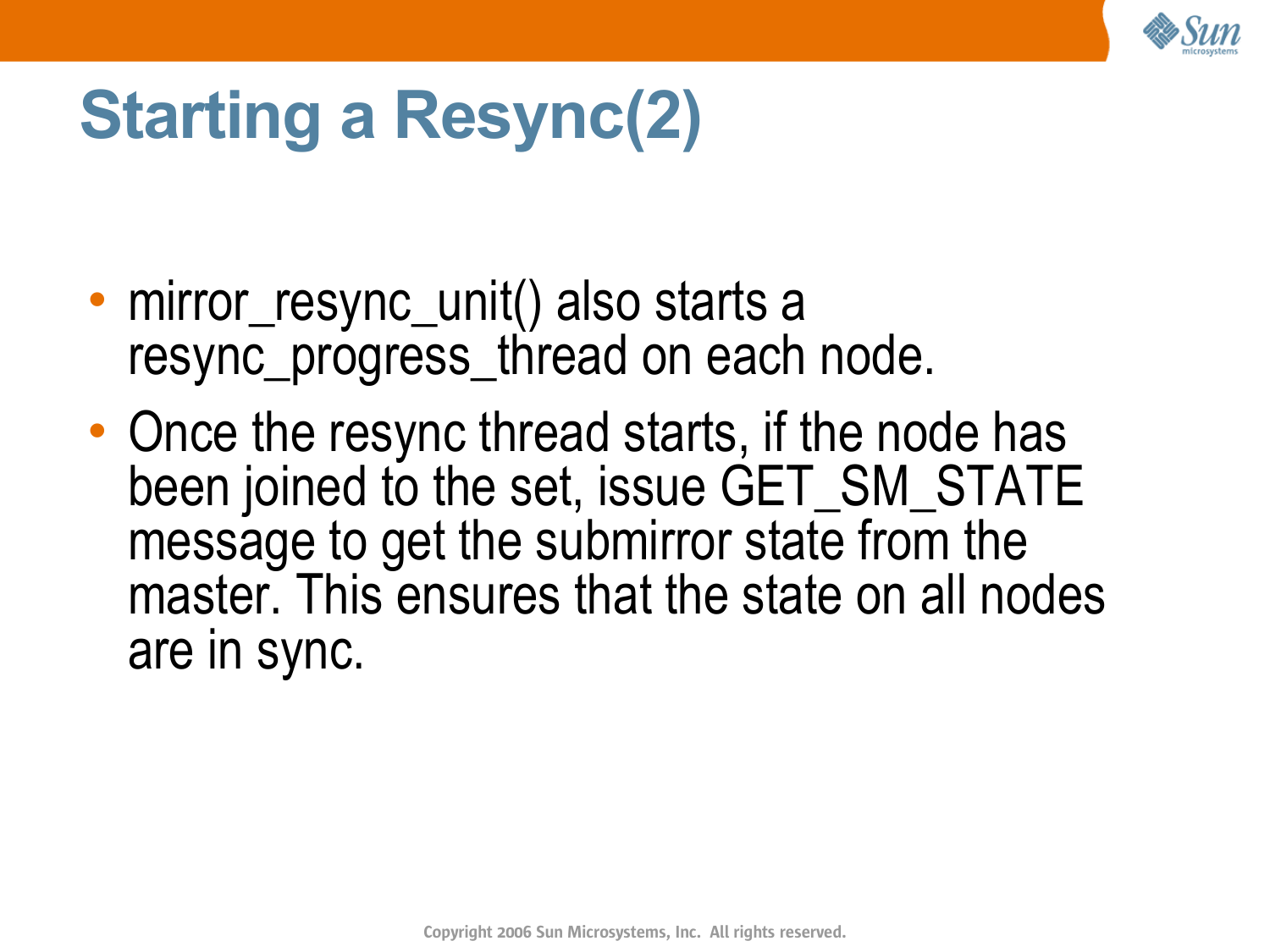# Starting a Resync(2)

- mirror_resync_unit() also starts a resync_progress_thread on each node.
- Once the resync thread starts, if the node has been joined to the set, issue GET_SM_STATE message to get the submirror state from the master. This ensures that the state on all nodes are in sync.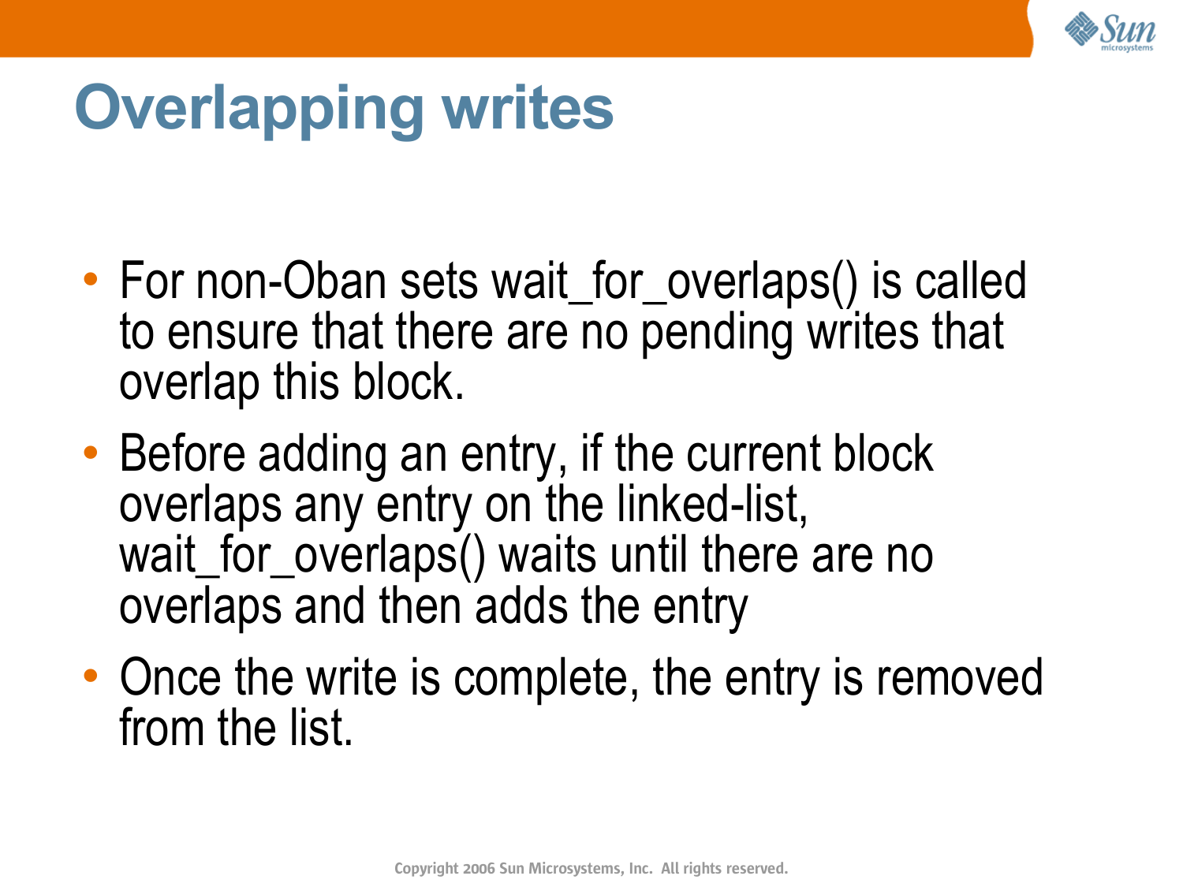# Overlapping writes

- For non-Oban sets wait_for_overlaps() is called to ensure that there are no pending writes that overlap this block.
- Before adding an entry, if the current block overlaps any entry on the linked-list, wait_for_overlaps() waits until there are no overlaps and then adds the entry
- Once the write is complete, the entry is removed from the list.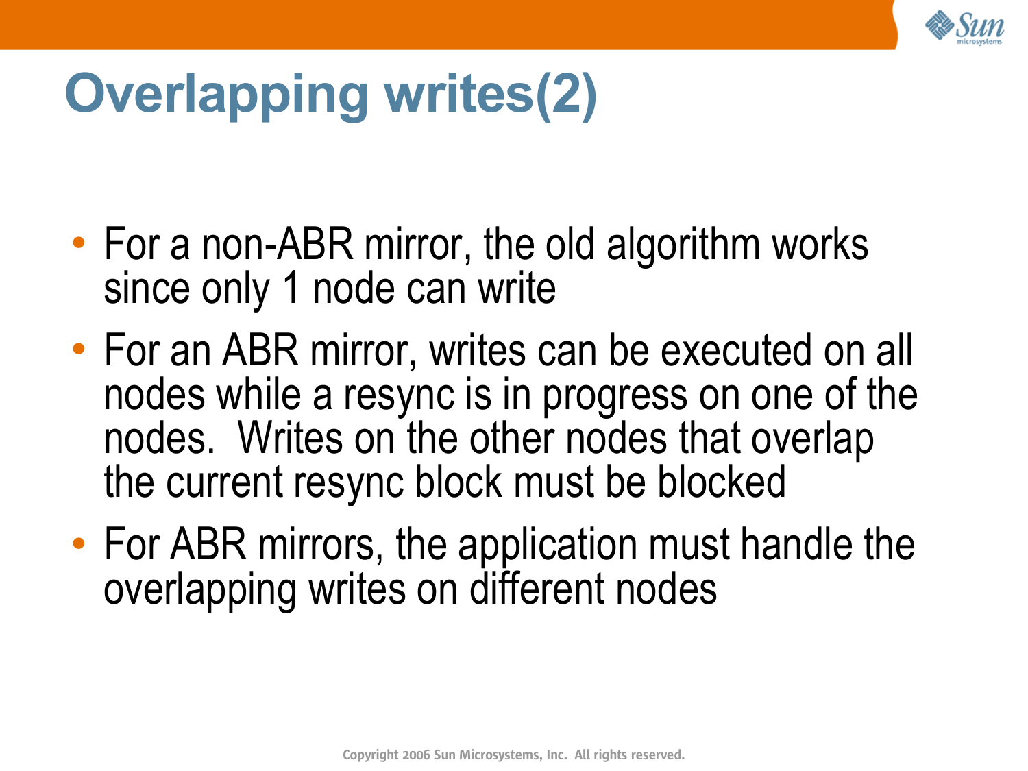# Overlapping writes(2)

- For a non-ABR mirror, the old algorithm works since only 1 node can write
- For an ABR mirror, writes can be executed on all nodes while a resync is in progress on one of the nodes. Writes on the other nodes that overlap the current resync block must be blocked
- For ABR mirrors, the application must handle the overlapping writes on different nodes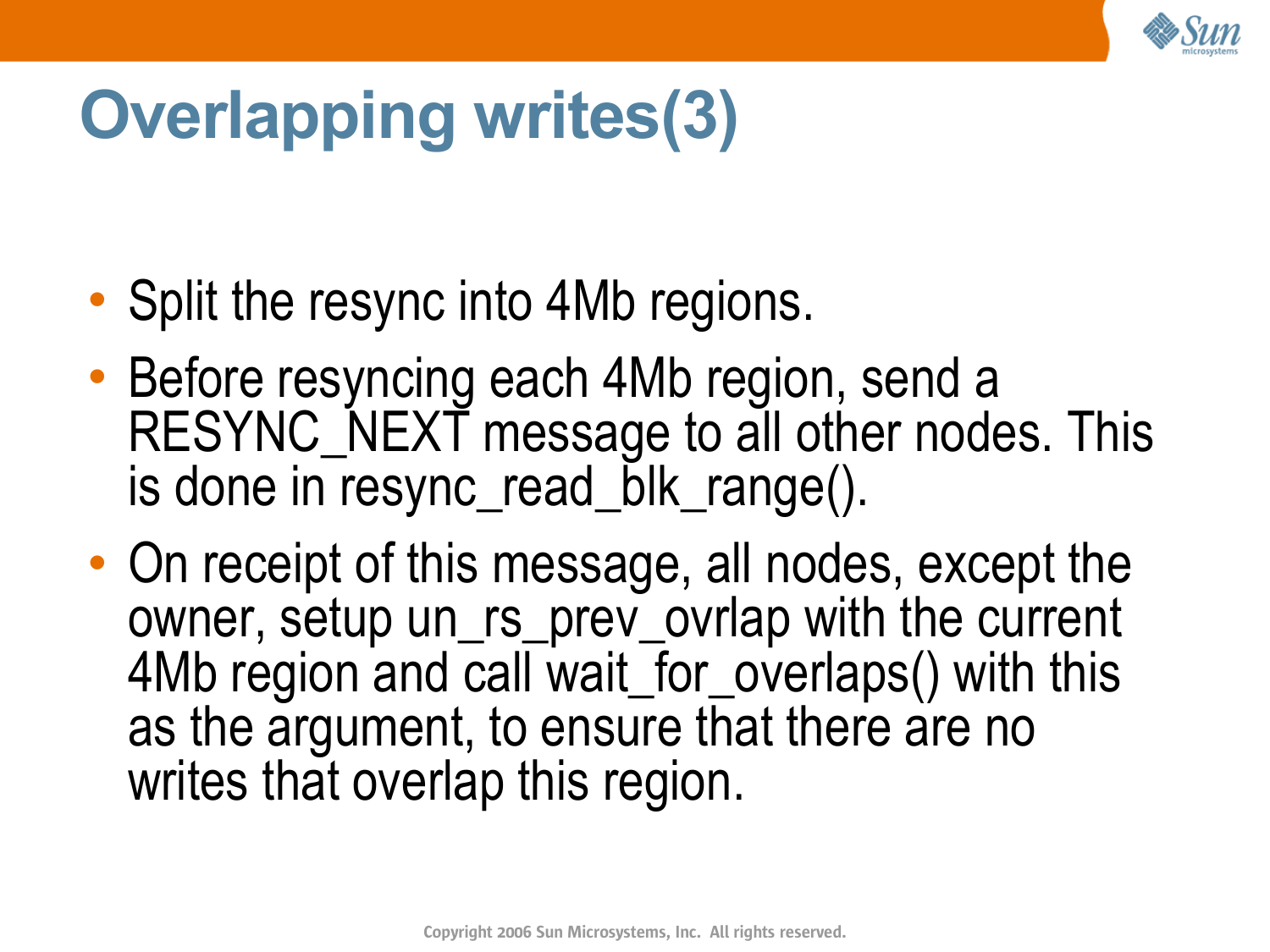# Overlapping writes(3)

- Split the resync into 4Mb regions.
- Before resyncing each 4Mb region, send a RESYNC_NEXT message to all other nodes. This is done in resync_read_blk_range().
- On receipt of this message, all nodes, except the owner, setup un_rs_prev_ovrlap with the current 4Mb region and call wait_for_overlaps() with this as the argument, to ensure that there are no writes that overlap this region.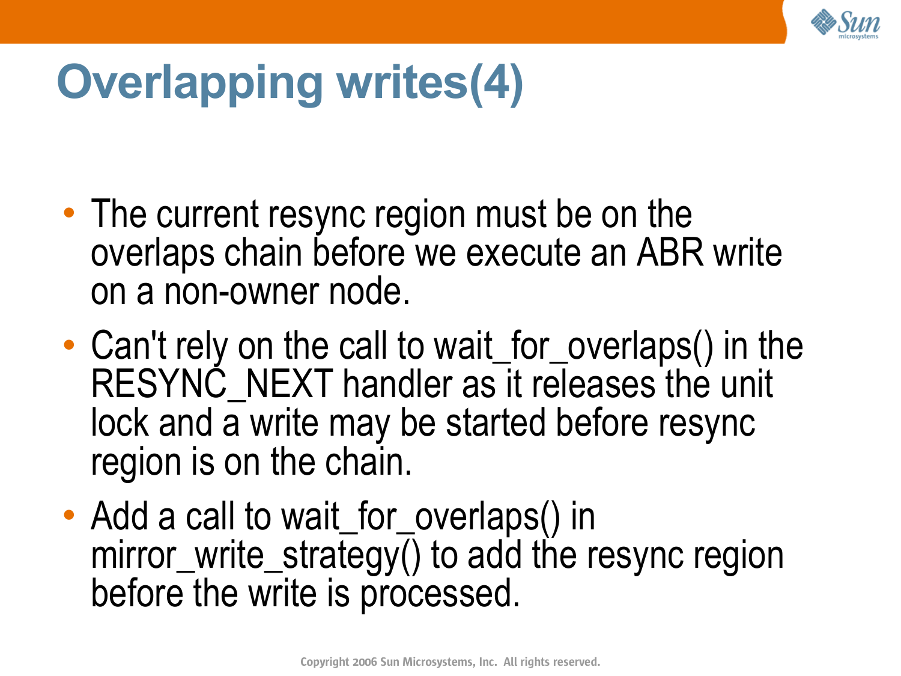# Overlapping writes(4)

- The current resync region must be on the overlaps chain before we execute an ABR write on a non-owner node.
- Can't rely on the call to wait_for_overlaps() in the RESYNC_NEXT handler as it releases the unit lock and a write may be started before resync region is on the chain.
- Add a call to wait_for_overlaps() in mirror_write_strategy() to add the resync region before the write is processed.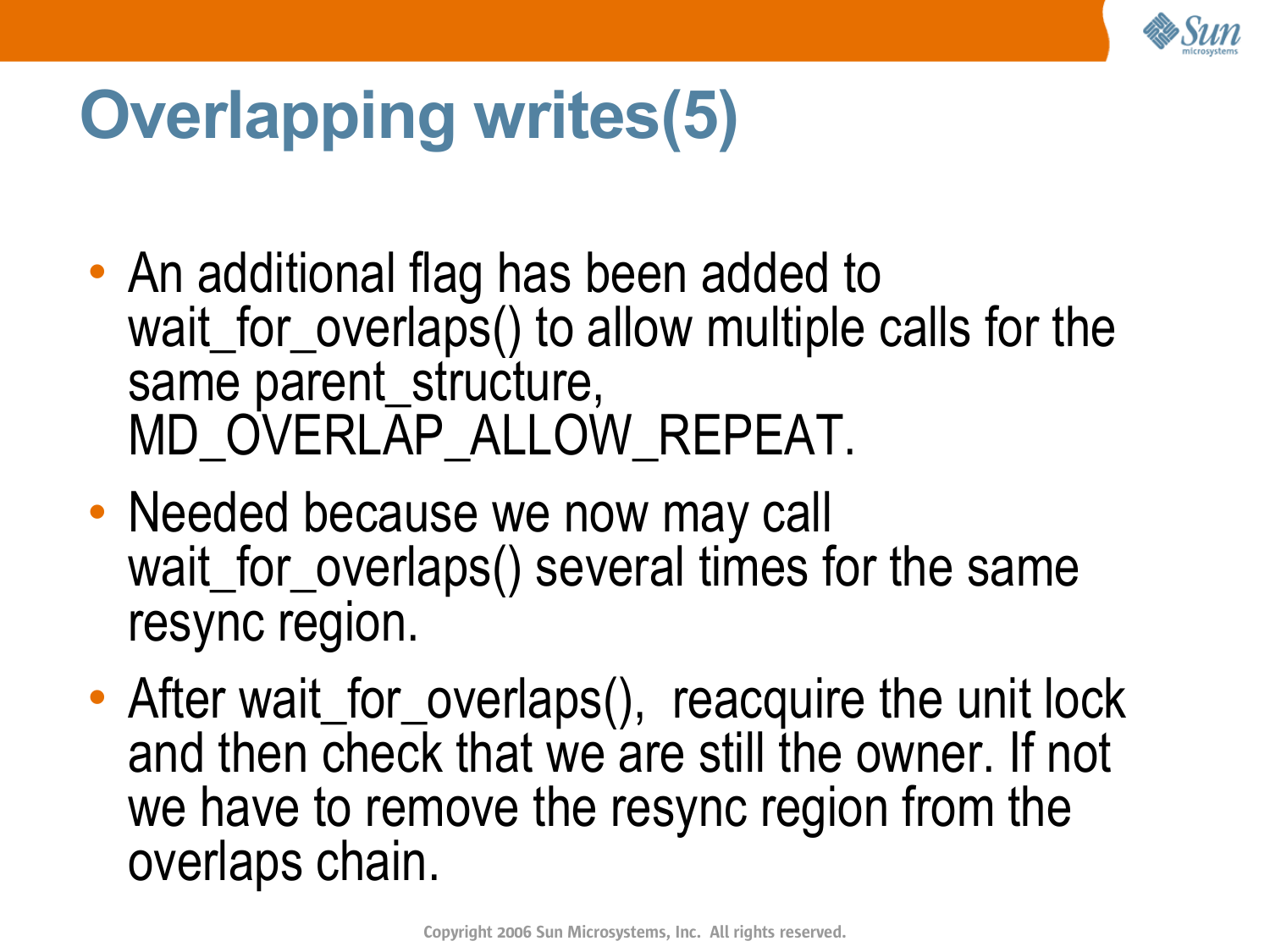# Overlapping writes(5)

- An additional flag has been added to wait_for_overlaps() to allow multiple calls for the same parent_structure, MD_OVERLAP_ALLOW_REPEAT.
- Needed because we now may call wait_for_overlaps() several times for the same resync region.
- After wait_for_overlaps(), reacquire the unit lock and then check that we are still the owner. If not we have to remove the resync region from the overlaps chain.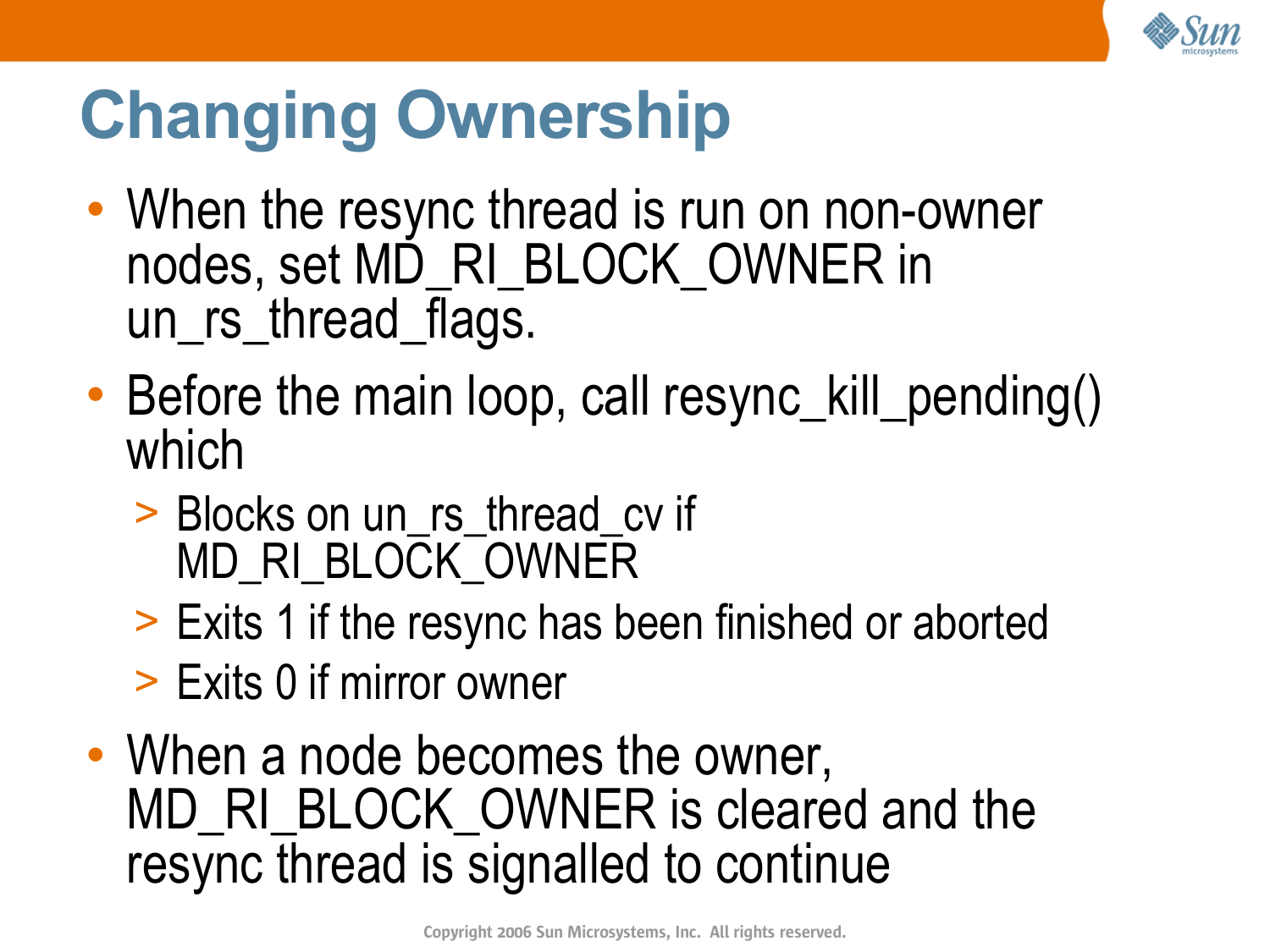# Changing Ownership

- When the resync thread is run on non-owner nodes, set MD_RI_BLOCK_OWNER in un_rs_thread_flags.
- Before the main loop, call resync_kill_pending() which
  - Blocks on un_rs_thread_cv if MD_RI_BLOCK_OWNER
  - Exits 1 if the resync has been finished or aborted
  - Exits 0 if mirror owner
- When a node becomes the owner, MD_RI_BLOCK_OWNER is cleared and the resync thread is signalled to continue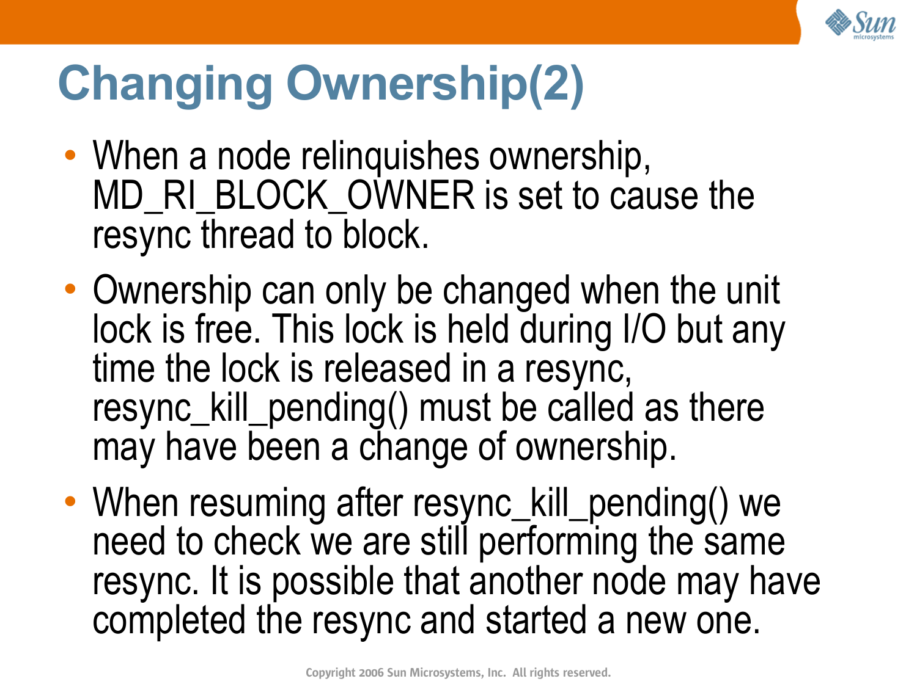# Changing Ownership(2)

- When a node relinquishes ownership, MD_RI_BLOCK_OWNER is set to cause the resync thread to block.
- Ownership can only be changed when the unit lock is free. This lock is held during I/O but any time the lock is released in a resync, resync_kill_pending() must be called as there may have been a change of ownership.
- When resuming after resync_kill_pending() we need to check we are still performing the same resync. It is possible that another node may have completed the resync and started a new one.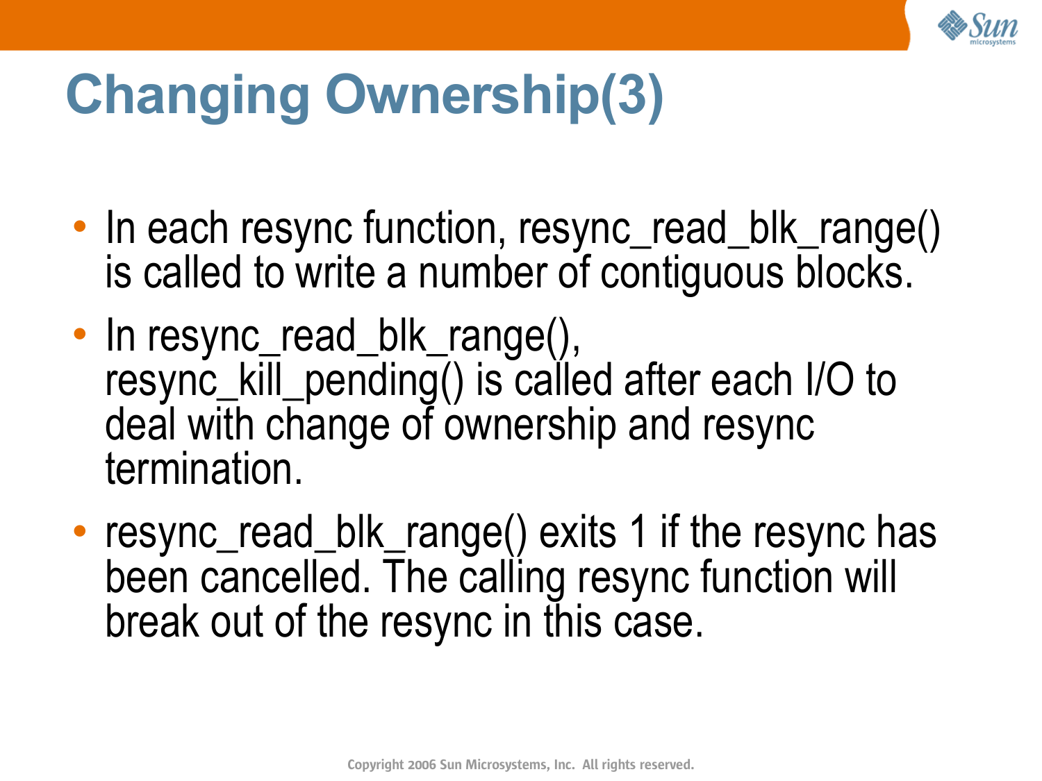# Changing Ownership(3)

- In each resync function, resync_read_blk_range() is called to write a number of contiguous blocks.
- In resync_read_blk_range(), resync_kill_pending() is called after each I/O to deal with change of ownership and resync termination.
- resync_read_blk_range() exits 1 if the resync has been cancelled. The calling resync function will break out of the resync in this case.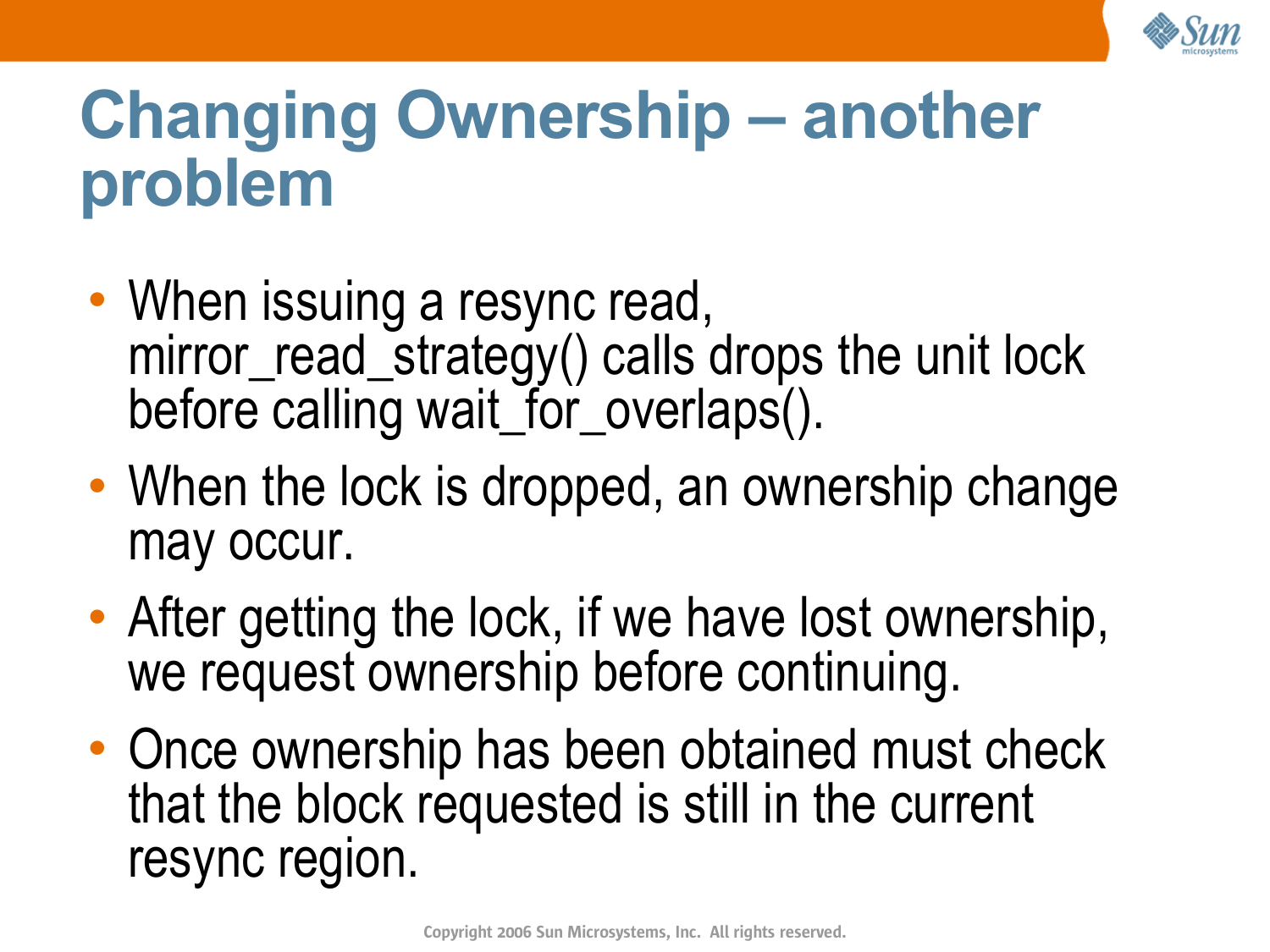# Changing Ownership – another problem

- When issuing a resync read, mirror_read_strategy() calls drops the unit lock before calling wait_for_overlaps().
- When the lock is dropped, an ownership change may occur.
- After getting the lock, if we have lost ownership, we request ownership before continuing.
- Once ownership has been obtained must check that the block requested is still in the current resync region.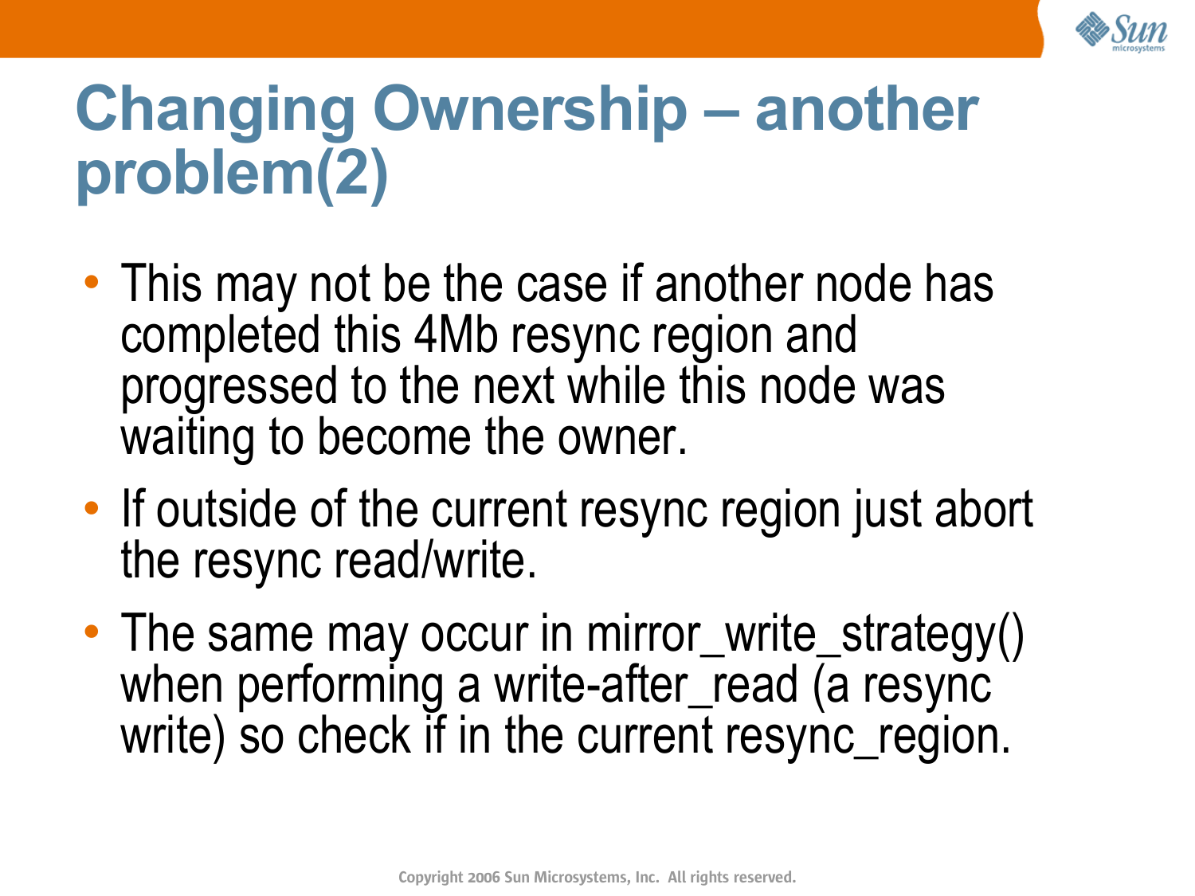# Changing Ownership – another problem(2)

- This may not be the case if another node has completed this 4Mb resync region and progressed to the next while this node was waiting to become the owner.
- If outside of the current resync region just abort the resync read/write.
- The same may occur in mirror_write_strategy() when performing a write-after_read (a resync write) so check if in the current resync_region.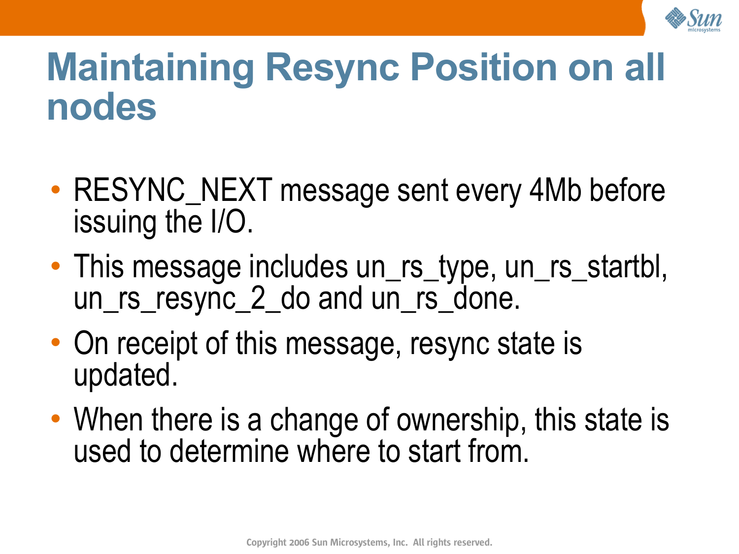# Maintaining Resync Position on all nodes

- RESYNC_NEXT message sent every 4Mb before issuing the I/O.
- This message includes un_rs_type, un_rs_startbl, un_rs_resync_2_do and un_rs_done.
- On receipt of this message, resync state is updated.
- When there is a change of ownership, this state is used to determine where to start from.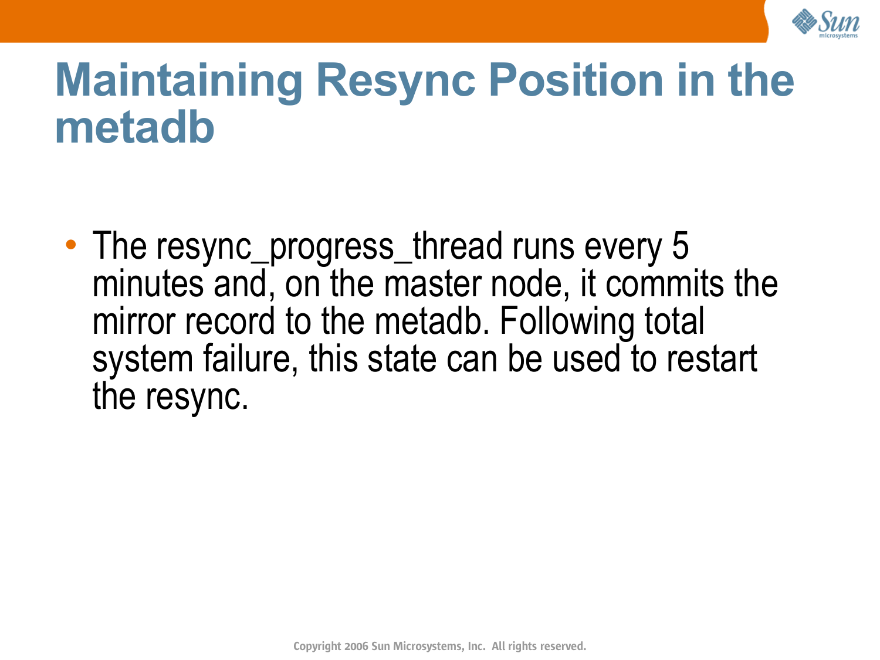# Maintaining Resync Position in the metadb

- The resync_progress_thread runs every 5 minutes and, on the master node, it commits the mirror record to the metadb. Following total system failure, this state can be used to restart the resync.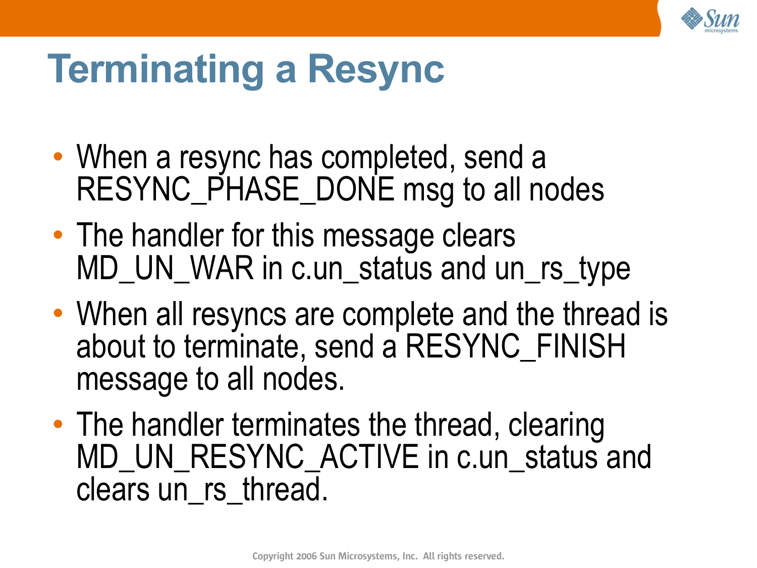# Terminating a Resync

- When a resync has completed, send a RESYNC_PHASE_DONE msg to all nodes
- The handler for this message clears MD_UN_WAR in c.un_status and un_rs_type
- When all resyncs are complete and the thread is about to terminate, send a RESYNC_FINISH message to all nodes.
- The handler terminates the thread, clearing MD_UN_RESYNC_ACTIVE in c.un_status and clears un_rs_thread.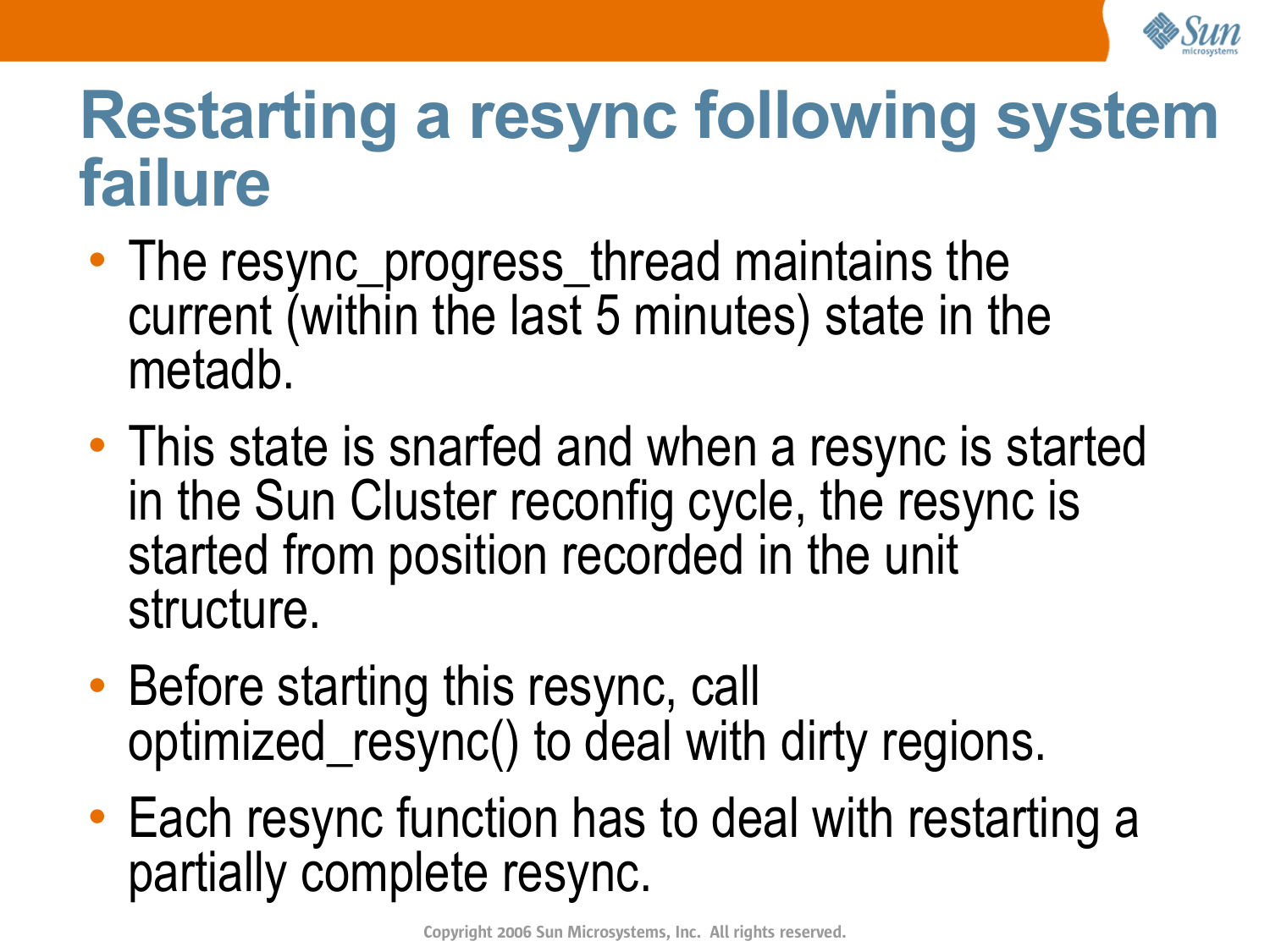# Restarting a resync following system failure

- The resync_progress_thread maintains the current (within the last 5 minutes) state in the metadb.
- This state is snarfed and when a resync is started in the Sun Cluster reconfig cycle, the resync is started from position recorded in the unit structure.
- Before starting this resync, call optimized_resync() to deal with dirty regions.
- Each resync function has to deal with restarting a partially complete resync.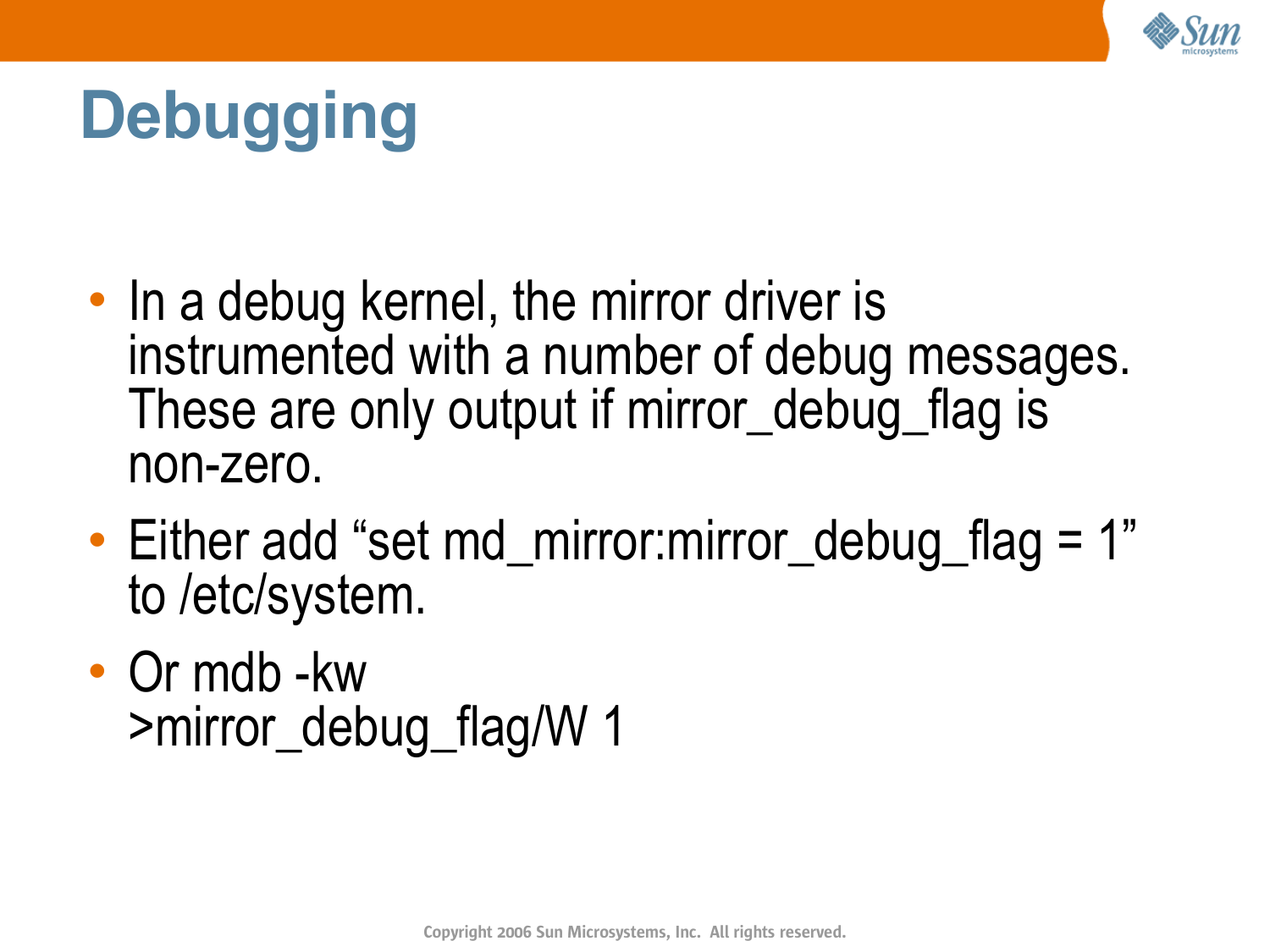# Debugging

- In a debug kernel, the mirror driver is instrumented with a number of debug messages. These are only output if mirror_debug_flag is non-zero.
- Either add “set md_mirror:mirror_debug_flag = 1” to /etc/system.
- Or mdb -kw
  >mirror_debug_flag/W 1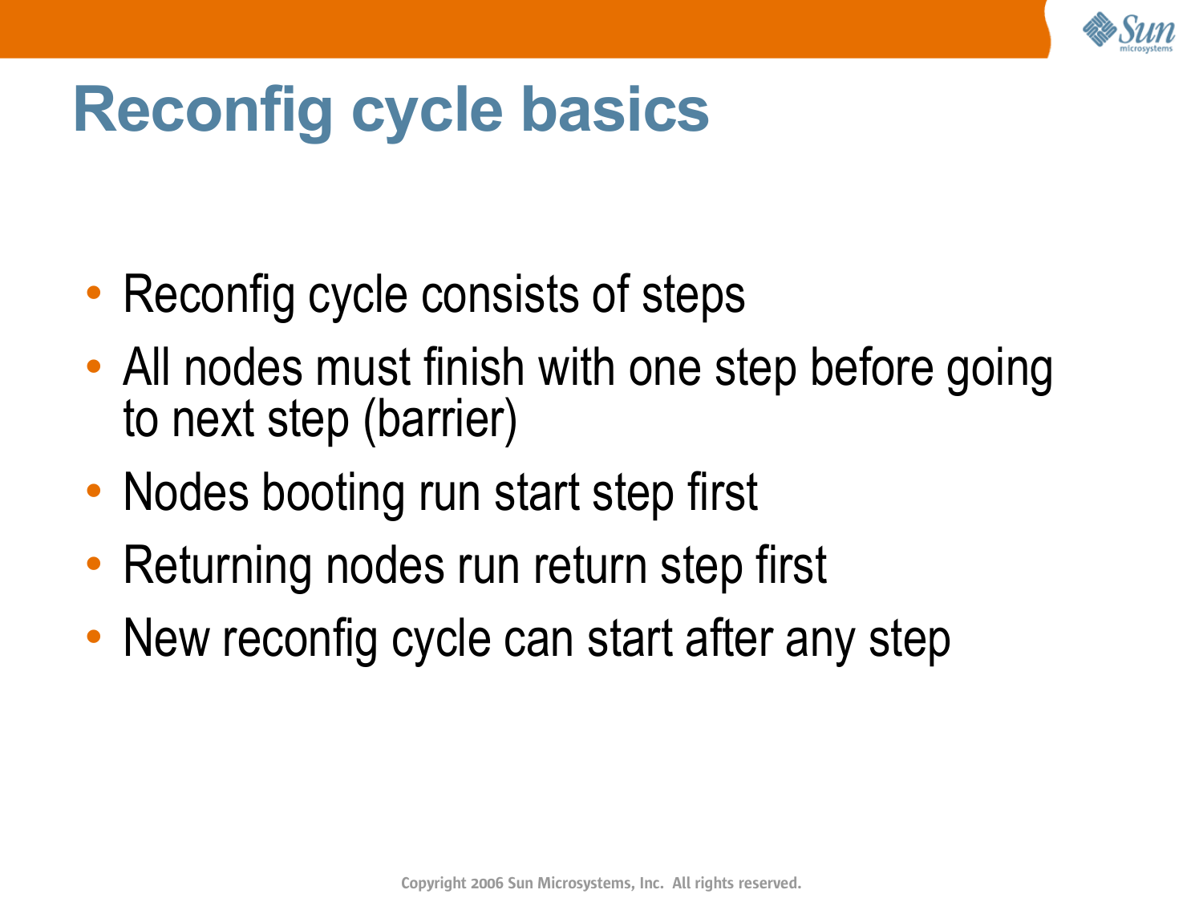# Reconfig cycle basics

- Reconfig cycle consists of steps
- All nodes must finish with one step before going to next step (barrier)
- Nodes booting run start step first
- Returning nodes run return step first
- New reconfig cycle can start after any step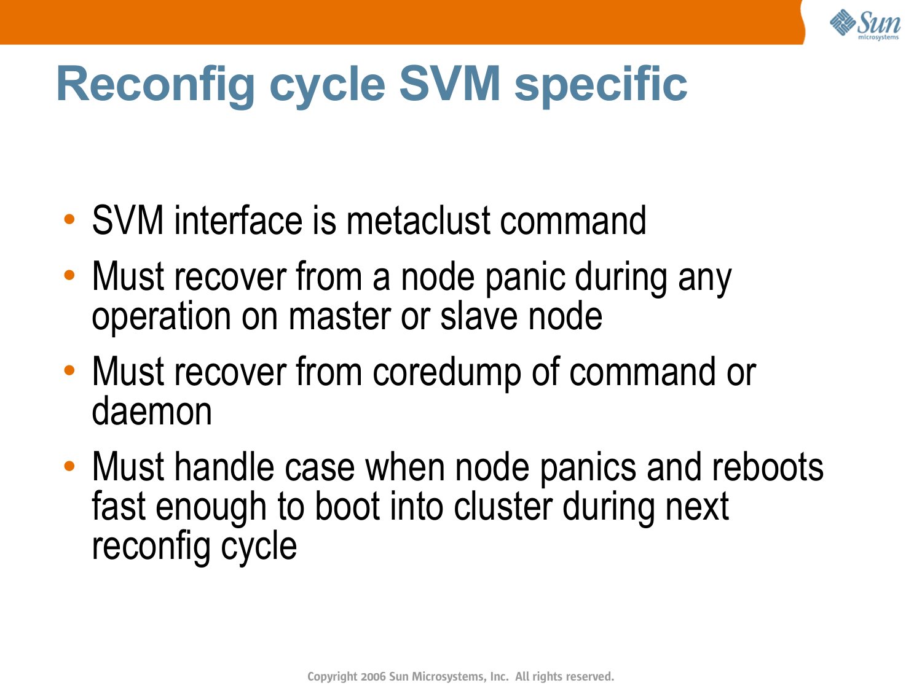# Reconfig cycle SVM specific

- SVM interface is metaclust command
- Must recover from a node panic during any operation on master or slave node
- Must recover from coredump of command or daemon
- Must handle case when node panics and reboots fast enough to boot into cluster during next reconfig cycle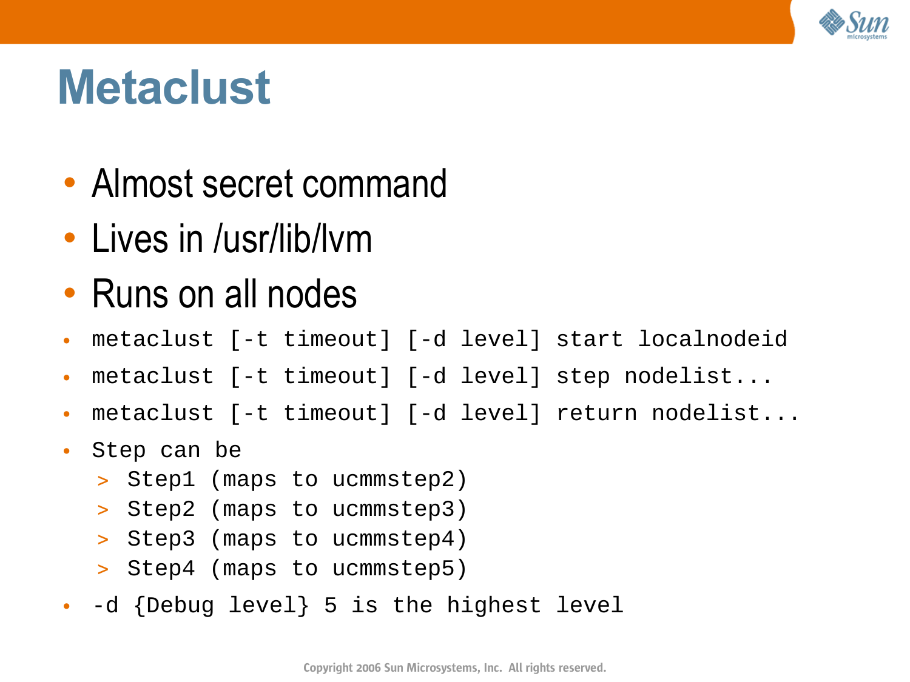# Metaclust

- Almost secret command
- Lives in /usr/lib/lvm
- Runs on all nodes
- `metaclust [-t timeout] [-d level] start localnodeid`
- `metaclust [-t timeout] [-d level] step nodelist...`
- `metaclust [-t timeout] [-d level] return nodelist...`
- Step can be
  - Step1 (maps to ucmmstep2)
  - Step2 (maps to ucmmstep3)
  - Step3 (maps to ucmmstep4)
  - Step4 (maps to ucmmstep5)
- -d {Debug level} 5 is the highest level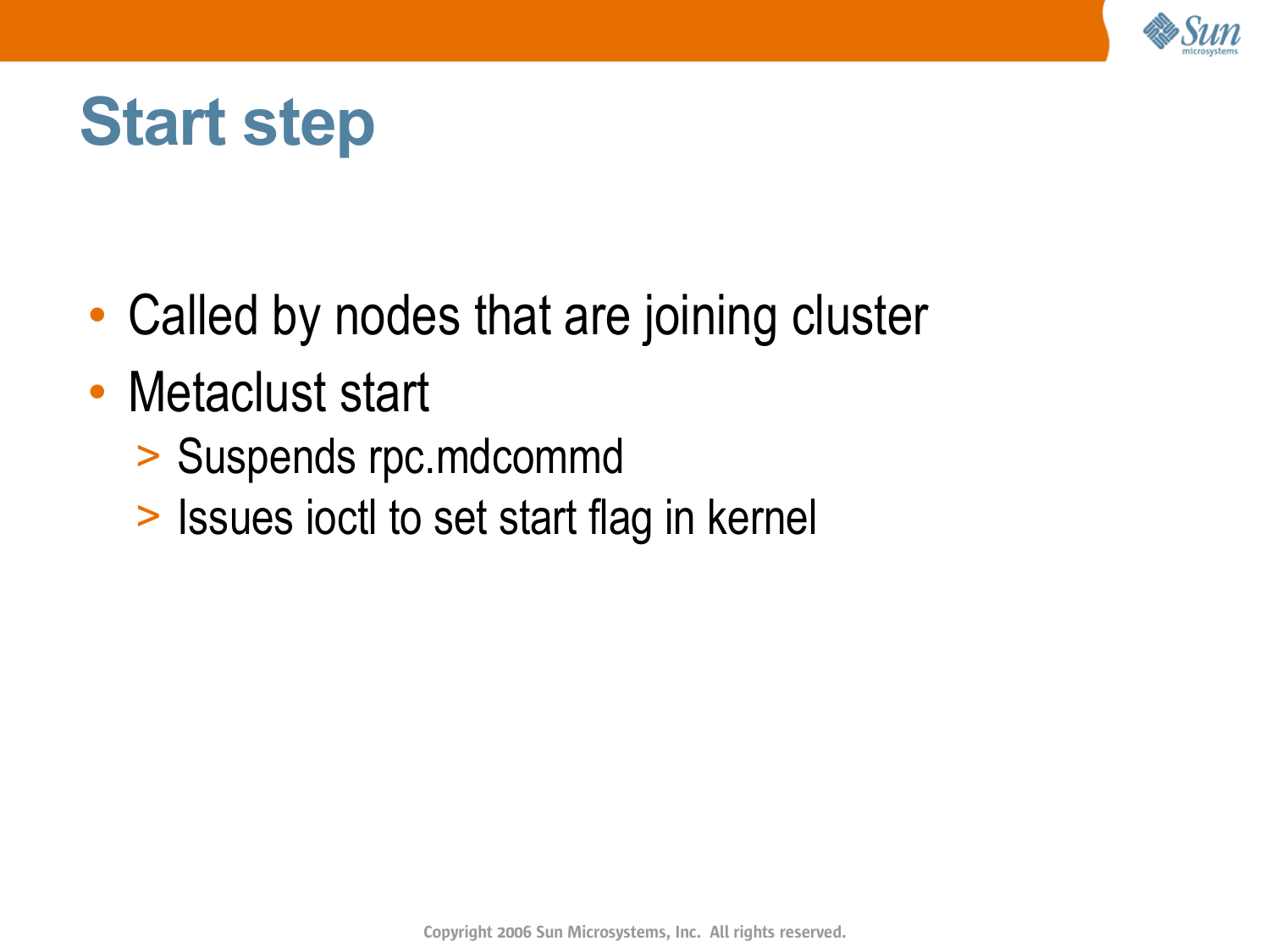# Start step

- Called by nodes that are joining cluster
- Metaclust start
  - Suspends rpc.mdcommd
  - Issues ioctl to set start flag in kernel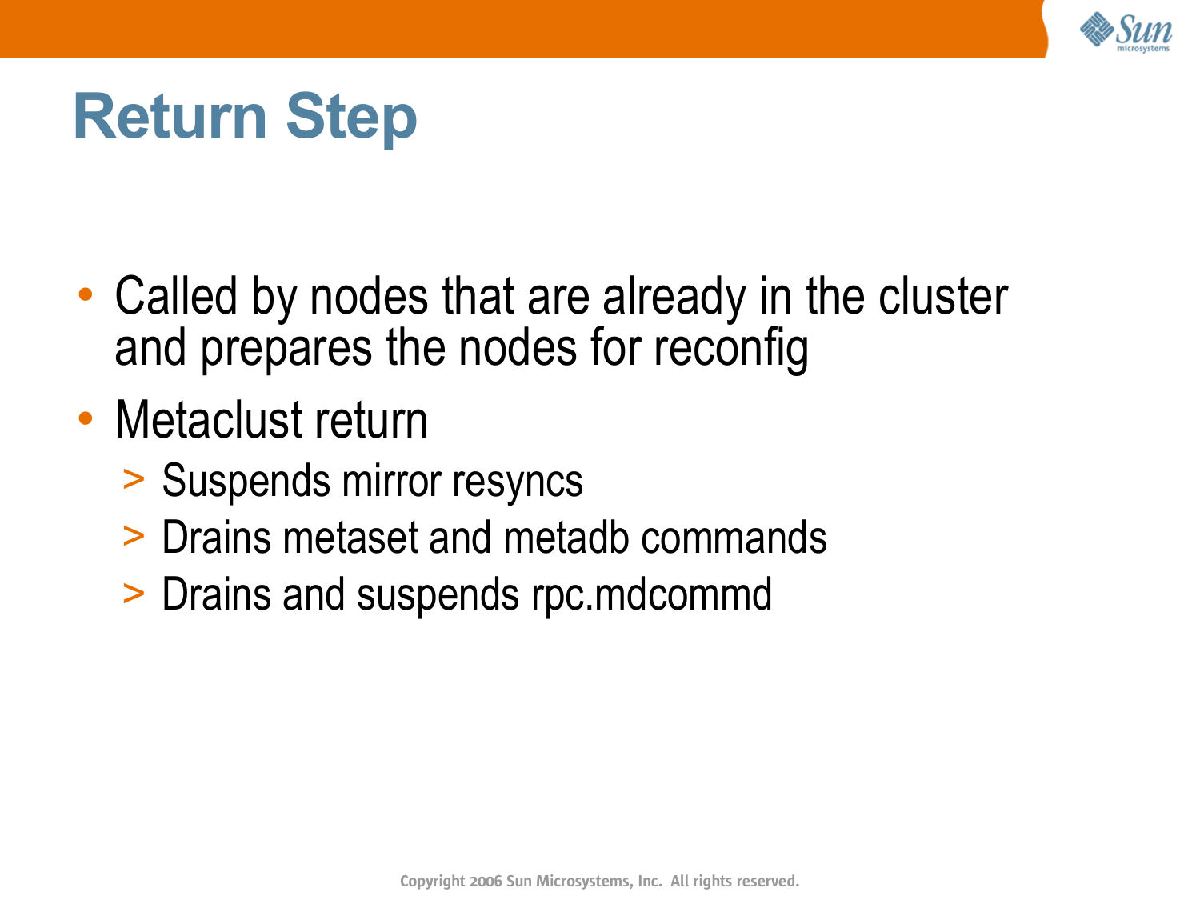# Return Step

- Called by nodes that are already in the cluster and prepares the nodes for reconfig
- Metaclust return
  - Suspends mirror resyncs
  - Drains metaset and metadb commands
  - Drains and suspends rpc.mdcommd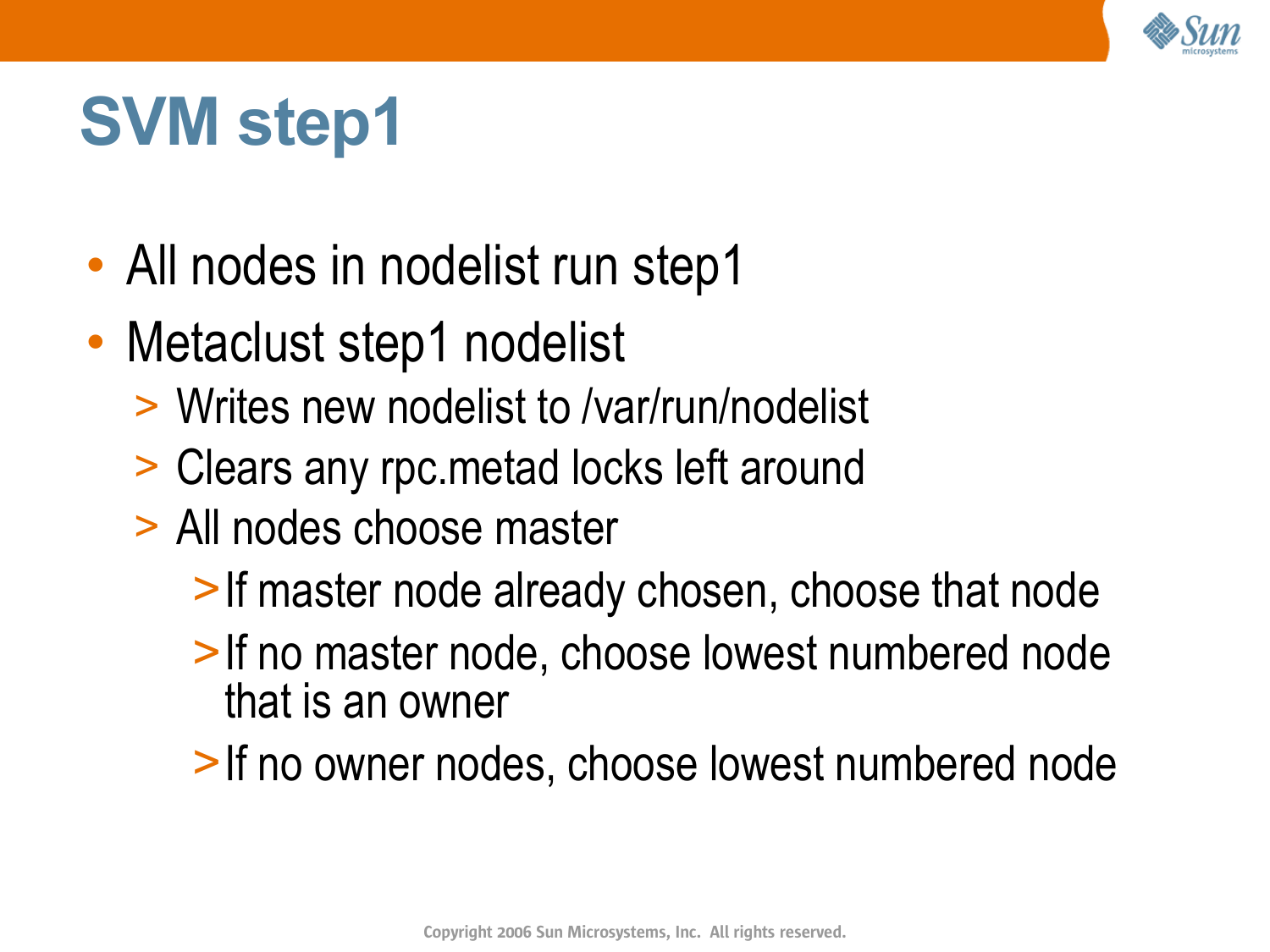# SVM step1

- All nodes in nodelist run step1
- Metaclust step1 nodelist
  - Writes new nodelist to /var/run/nodelist
  - Clears any rpc.metad locks left around
  - All nodes choose master
    - If master node already chosen, choose that node
    - If no master node, choose lowest numbered node that is an owner
    - If no owner nodes, choose lowest numbered node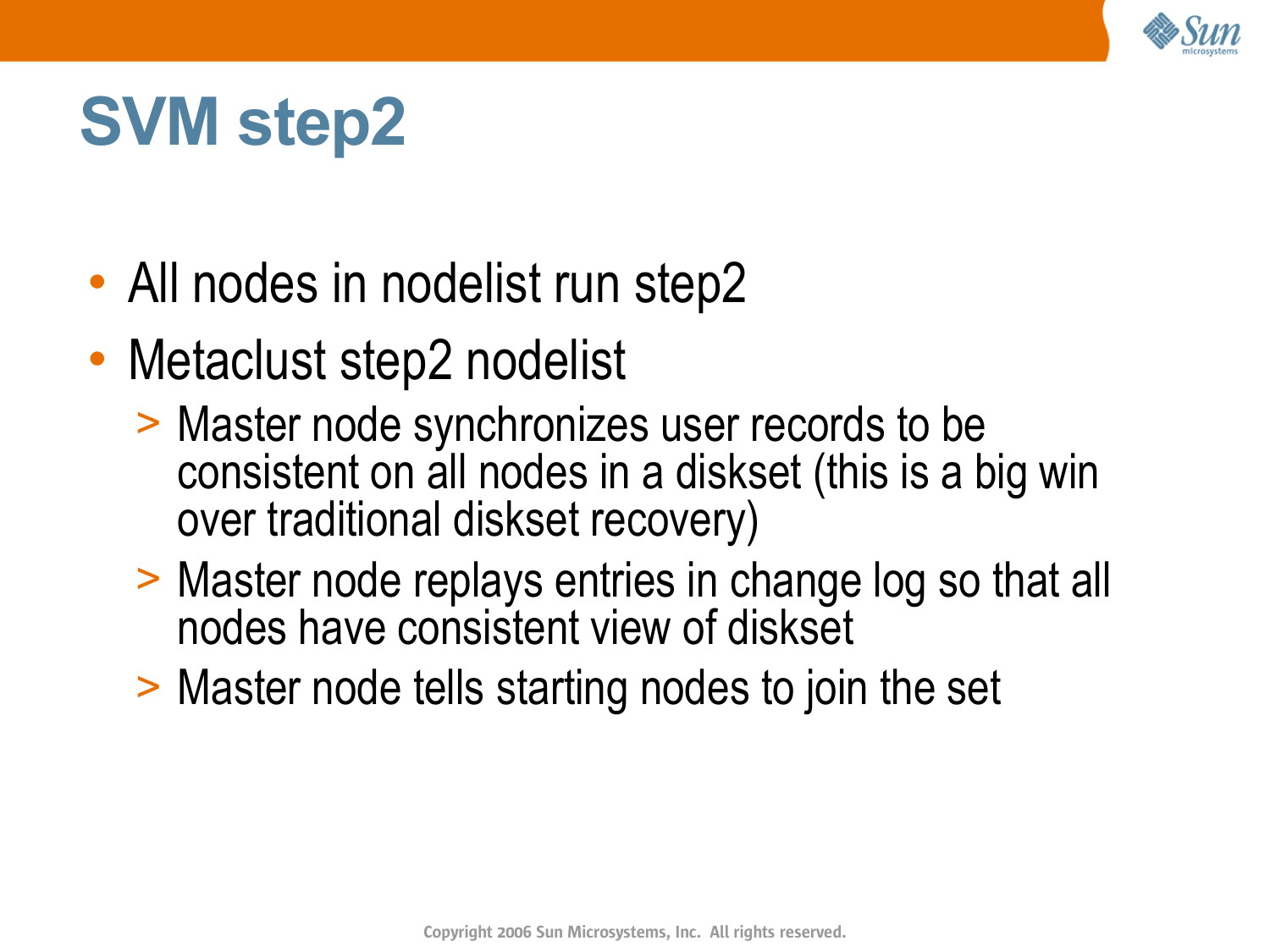# SVM step2

- All nodes in nodelist run step2
- Metaclust step2 nodelist
  - Master node synchronizes user records to be consistent on all nodes in a diskset (this is a big win over traditional diskset recovery)
  - Master node replays entries in change log so that all nodes have consistent view of diskset
  - Master node tells starting nodes to join the set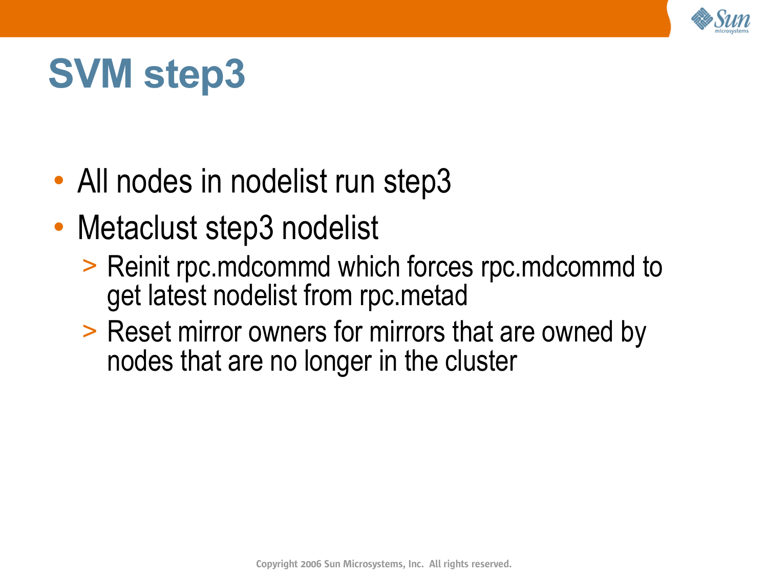# SVM step3

- All nodes in nodelist run step3
- Metaclust step3 nodelist
  - Reinit rpc.mdcommd which forces rpc.mdcommd to get latest nodelist from rpc.metad
  - Reset mirror owners for mirrors that are owned by nodes that are no longer in the cluster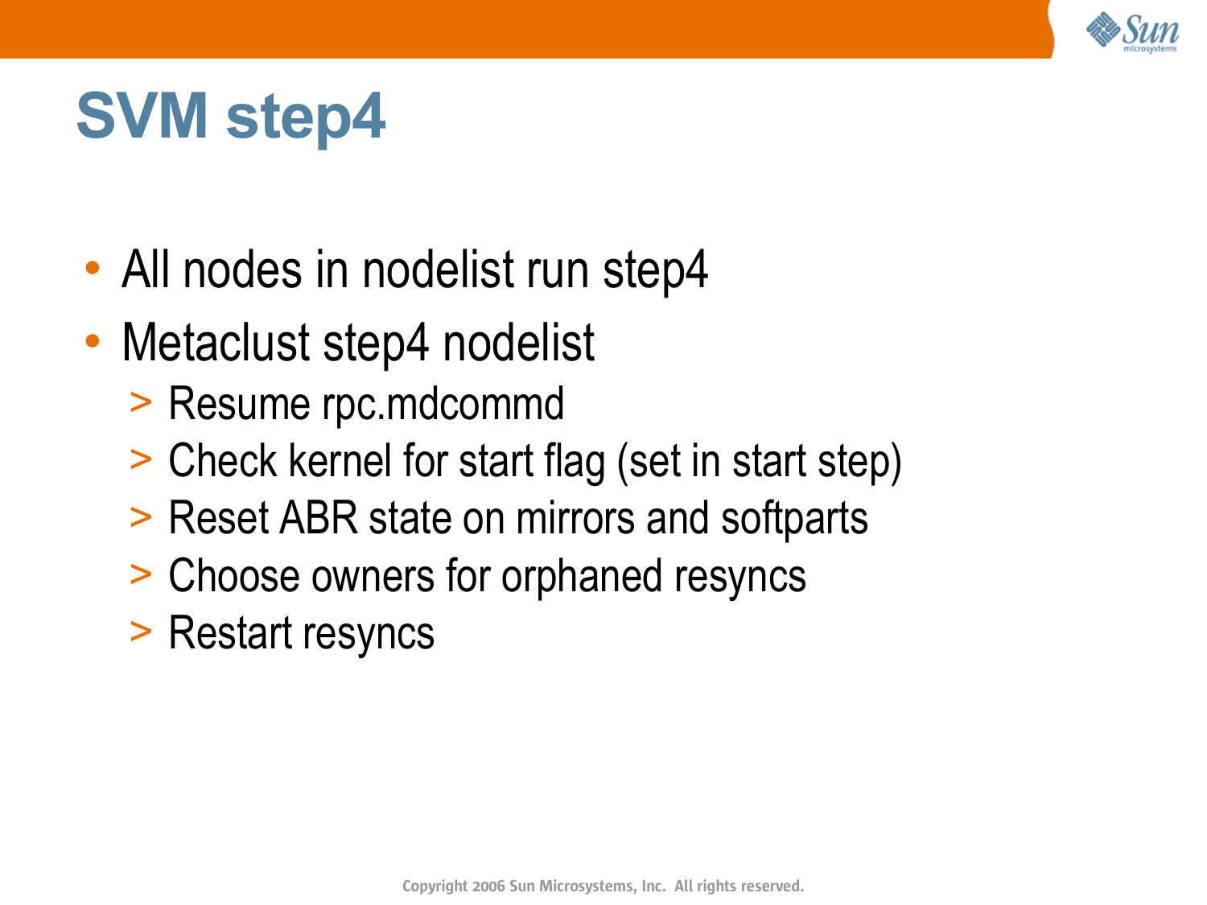# SVM step4

- All nodes in nodelist run step4
- Metaclust step4 nodelist
  - Resume rpc.mdcommd
  - Check kernel for start flag (set in start step)
  - Reset ABR state on mirrors and softparts
  - Choose owners for orphaned resyncs
  - Restart resyncs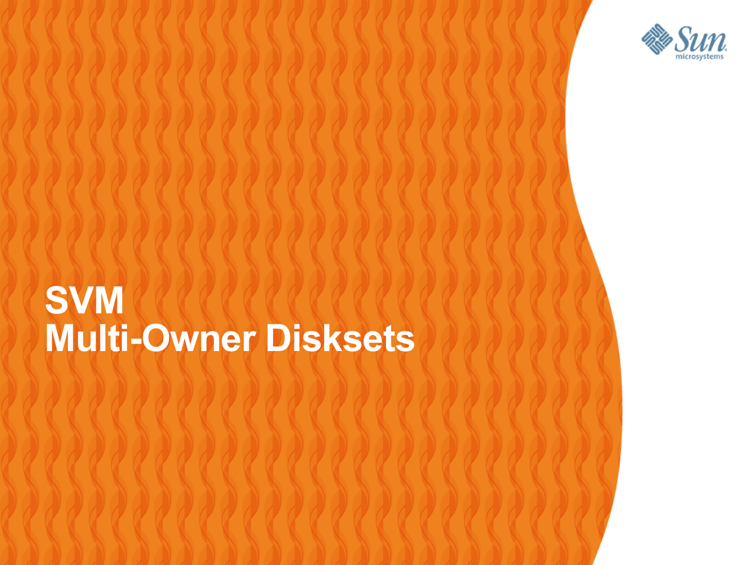# SVM
# Multi-Owner Disksets